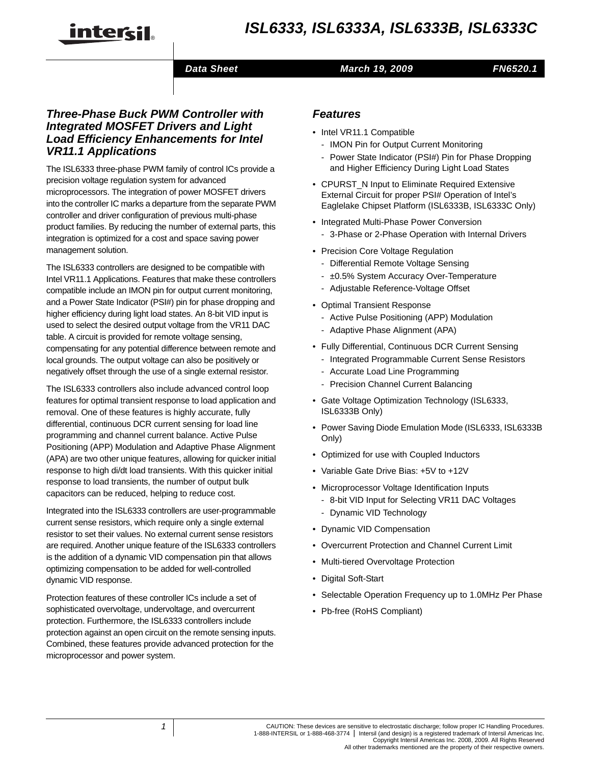# ISL6333, ISL6333A, ISL6333B, ISL6333C

*Data Sheet* *March 19, 2009* *FN6520.1*

## *Three-Phase Buck PWM Controller with Integrated MOSFET Drivers and Light Load Efficiency Enhancements for Intel VR11.1 Applications*

The ISL6333 three-phase PWM family of control ICs provide a precision voltage regulation system for advanced microprocessors. The integration of power MOSFET drivers into the controller IC marks a departure from the separate PWM controller and driver configuration of previous multi-phase product families. By reducing the number of external parts, this integration is optimized for a cost and space saving power management solution.

The ISL6333 controllers are designed to be compatible with Intel VR11.1 Applications. Features that make these controllers compatible include an IMON pin for output current monitoring, and a Power State Indicator (PSI#) pin for phase dropping and higher efficiency during light load states. An 8-bit VID input is used to select the desired output voltage from the VR11 DAC table. A circuit is provided for remote voltage sensing, compensating for any potential difference between remote and local grounds. The output voltage can also be positively or negatively offset through the use of a single external resistor.

The ISL6333 controllers also include advanced control loop features for optimal transient response to load application and removal. One of these features is highly accurate, fully differential, continuous DCR current sensing for load line programming and channel current balance. Active Pulse Positioning (APP) Modulation and Adaptive Phase Alignment (APA) are two other unique features, allowing for quicker initial response to high di/dt load transients. With this quicker initial response to load transients, the number of output bulk capacitors can be reduced, helping to reduce cost.

Integrated into the ISL6333 controllers are user-programmable current sense resistors, which require only a single external resistor to set their values. No external current sense resistors are required. Another unique feature of the ISL6333 controllers is the addition of a dynamic VID compensation pin that allows optimizing compensation to be added for well-controlled dynamic VID response.

Protection features of these controller ICs include a set of sophisticated overvoltage, undervoltage, and overcurrent protection. Furthermore, the ISL6333 controllers include protection against an open circuit on the remote sensing inputs. Combined, these features provide advanced protection for the microprocessor and power system.

## *Features*

- Intel VR11.1 Compatible
  - IMON Pin for Output Current Monitoring
  - Power State Indicator (PSI#) Pin for Phase Dropping and Higher Efficiency During Light Load States
- CPURST_N Input to Eliminate Required Extensive External Circuit for proper PSI# Operation of Intel's Eaglelake Chipset Platform (ISL6333B, ISL6333C Only)
- Integrated Multi-Phase Power Conversion
  - 3-Phase or 2-Phase Operation with Internal Drivers
- Precision Core Voltage Regulation
  - Differential Remote Voltage Sensing
  - ±0.5% System Accuracy Over-Temperature
  - Adjustable Reference-Voltage Offset
- Optimal Transient Response
  - Active Pulse Positioning (APP) Modulation
  - Adaptive Phase Alignment (APA)
- Fully Differential, Continuous DCR Current Sensing
  - Integrated Programmable Current Sense Resistors
  - Accurate Load Line Programming
  - Precision Channel Current Balancing
- Gate Voltage Optimization Technology (ISL6333, ISL6333B Only)
- Power Saving Diode Emulation Mode (ISL6333, ISL6333B Only)
- Optimized for use with Coupled Inductors
- Variable Gate Drive Bias: +5V to +12V
- Microprocessor Voltage Identification Inputs
  - 8-bit VID Input for Selecting VR11 DAC Voltages
  - Dynamic VID Technology
- Dynamic VID Compensation
- Overcurrent Protection and Channel Current Limit
- Multi-tiered Overvoltage Protection
- Digital Soft-Start
- Selectable Operation Frequency up to 1.0MHz Per Phase
- Pb-free (RoHS Compliant)

CAUTION: These devices are sensitive to electrostatic discharge; follow proper IC Handling Procedures.
1-888-INTERSIL or 1-888-468-3774 | Intersil (and design) is a registered trademark of Intersil Americas Inc.
Copyright Intersil Americas Inc. 2008, 2009. All Rights Reserved
All other trademarks mentioned are the property of their respective owners.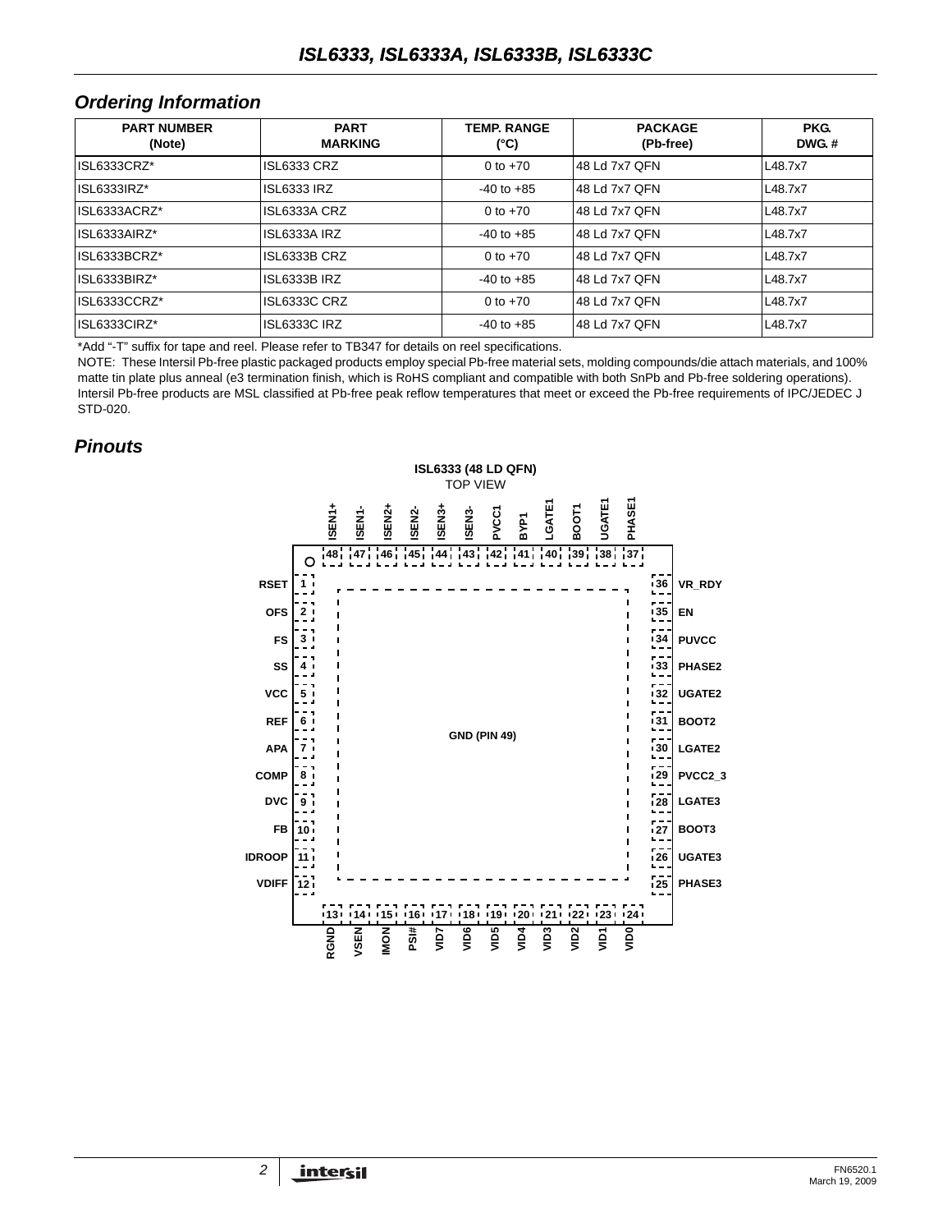## Ordering Information

| PART NUMBER (Note) | PART MARKING | TEMP. RANGE (°C) | PACKAGE (Pb-free) | PKG. DWG. # |
|---|---|---|---|---|
| ISL6333CRZ* | ISL6333 CRZ | 0 to +70 | 48 Ld 7x7 QFN | L48.7x7 |
| ISL6333IRZ* | ISL6333 IRZ | -40 to +85 | 48 Ld 7x7 QFN | L48.7x7 |
| ISL6333ACRZ* | ISL6333A CRZ | 0 to +70 | 48 Ld 7x7 QFN | L48.7x7 |
| ISL6333AIRZ* | ISL6333A IRZ | -40 to +85 | 48 Ld 7x7 QFN | L48.7x7 |
| ISL6333BCRZ* | ISL6333B CRZ | 0 to +70 | 48 Ld 7x7 QFN | L48.7x7 |
| ISL6333BIRZ* | ISL6333B IRZ | -40 to +85 | 48 Ld 7x7 QFN | L48.7x7 |
| ISL6333CCRZ* | ISL6333C CRZ | 0 to +70 | 48 Ld 7x7 QFN | L48.7x7 |
| ISL6333CIRZ* | ISL6333C IRZ | -40 to +85 | 48 Ld 7x7 QFN | L48.7x7 |

*Add "-T" suffix for tape and reel. Please refer to TB347 for details on reel specifications.

NOTE: These Intersil Pb-free plastic packaged products employ special Pb-free material sets, molding compounds/die attach materials, and 100% matte tin plate plus anneal (e3 termination finish, which is RoHS compliant and compatible with both SnPb and Pb-free soldering operations). Intersil Pb-free products are MSL classified at Pb-free peak reflow temperatures that meet or exceed the Pb-free requirements of IPC/JEDEC J STD-020.

## Pinouts

**ISL6333 (48 LD QFN)**
TOP VIEW

| Pin | Name | Pin | Name |
|---|---|---|---|
| 1 | RSET | 25 | PHASE3 |
| 2 | OFS | 26 | UGATE3 |
| 3 | FS | 27 | BOOT3 |
| 4 | SS | 28 | LGATE3 |
| 5 | VCC | 29 | PVCC2_3 |
| 6 | REF | 30 | LGATE2 |
| 7 | APA | 31 | BOOT2 |
| 8 | COMP | 32 | UGATE2 |
| 9 | DVC | 33 | PHASE2 |
| 10 | FB | 34 | PUVCC |
| 11 | IDROOP | 35 | EN |
| 12 | VDIFF | 36 | VR_RDY |
| 13 | RGND | 37 | PHASE1 |
| 14 | VSEN | 38 | UGATE1 |
| 15 | IMON | 39 | BOOT1 |
| 16 | PSI# | 40 | LGATE1 |
| 17 | VID7 | 41 | BYP1 |
| 18 | VID6 | 42 | PVCC1 |
| 19 | VID5 | 43 | ISEN3- |
| 20 | VID4 | 44 | ISEN3+ |
| 21 | VID3 | 45 | ISEN2- |
| 22 | VID2 | 46 | ISEN2+ |
| 23 | VID1 | 47 | ISEN1- |
| 24 | VID0 | 48 | ISEN1+ |

GND (PIN 49)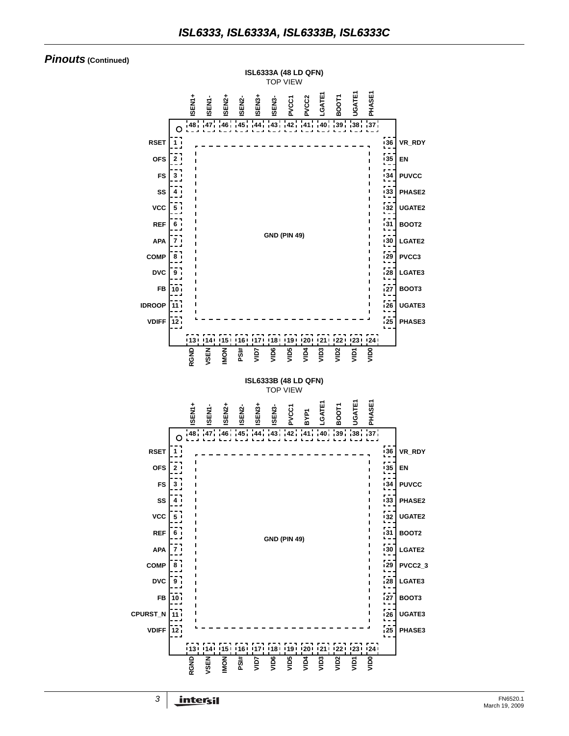## *Pinouts* (Continued)

### ISL6333A (48 LD QFN)
TOP VIEW

| Pin | Name | Pin | Name |
|---|---|---|---|
| 1 | RSET | 25 | PHASE3 |
| 2 | OFS | 26 | UGATE3 |
| 3 | FS | 27 | BOOT3 |
| 4 | SS | 28 | LGATE3 |
| 5 | VCC | 29 | PVCC3 |
| 6 | REF | 30 | LGATE2 |
| 7 | APA | 31 | BOOT2 |
| 8 | COMP | 32 | UGATE2 |
| 9 | DVC | 33 | PHASE2 |
| 10 | FB | 34 | PUVCC |
| 11 | IDROOP | 35 | EN |
| 12 | VDIFF | 36 | VR_RDY |
| 13 | RGND | 37 | PHASE1 |
| 14 | VSEN | 38 | UGATE1 |
| 15 | IMON | 39 | BOOT1 |
| 16 | PSI# | 40 | LGATE1 |
| 17 | VID7 | 41 | PVCC2 |
| 18 | VID6 | 42 | PVCC1 |
| 19 | VID5 | 43 | ISEN3- |
| 20 | VID4 | 44 | ISEN3+ |
| 21 | VID3 | 45 | ISEN2- |
| 22 | VID2 | 46 | ISEN2+ |
| 23 | VID1 | 47 | ISEN1- |
| 24 | VID0 | 48 | ISEN1+ |
| 49 | GND (PIN 49) | | |

### ISL6333B (48 LD QFN)
TOP VIEW

| Pin | Name | Pin | Name |
|---|---|---|---|
| 1 | RSET | 25 | PHASE3 |
| 2 | OFS | 26 | UGATE3 |
| 3 | FS | 27 | BOOT3 |
| 4 | SS | 28 | LGATE3 |
| 5 | VCC | 29 | PVCC2_3 |
| 6 | REF | 30 | LGATE2 |
| 7 | APA | 31 | BOOT2 |
| 8 | COMP | 32 | UGATE2 |
| 9 | DVC | 33 | PHASE2 |
| 10 | FB | 34 | PUVCC |
| 11 | CPURST_N | 35 | EN |
| 12 | VDIFF | 36 | VR_RDY |
| 13 | RGND | 37 | PHASE1 |
| 14 | VSEN | 38 | UGATE1 |
| 15 | IMON | 39 | BOOT1 |
| 16 | PSI# | 40 | LGATE1 |
| 17 | VID7 | 41 | BYP1 |
| 18 | VID6 | 42 | PVCC1 |
| 19 | VID5 | 43 | ISEN3- |
| 20 | VID4 | 44 | ISEN3+ |
| 21 | VID3 | 45 | ISEN2- |
| 22 | VID2 | 46 | ISEN2+ |
| 23 | VID1 | 47 | ISEN1- |
| 24 | VID0 | 48 | ISEN1+ |
| 49 | GND (PIN 49) | | |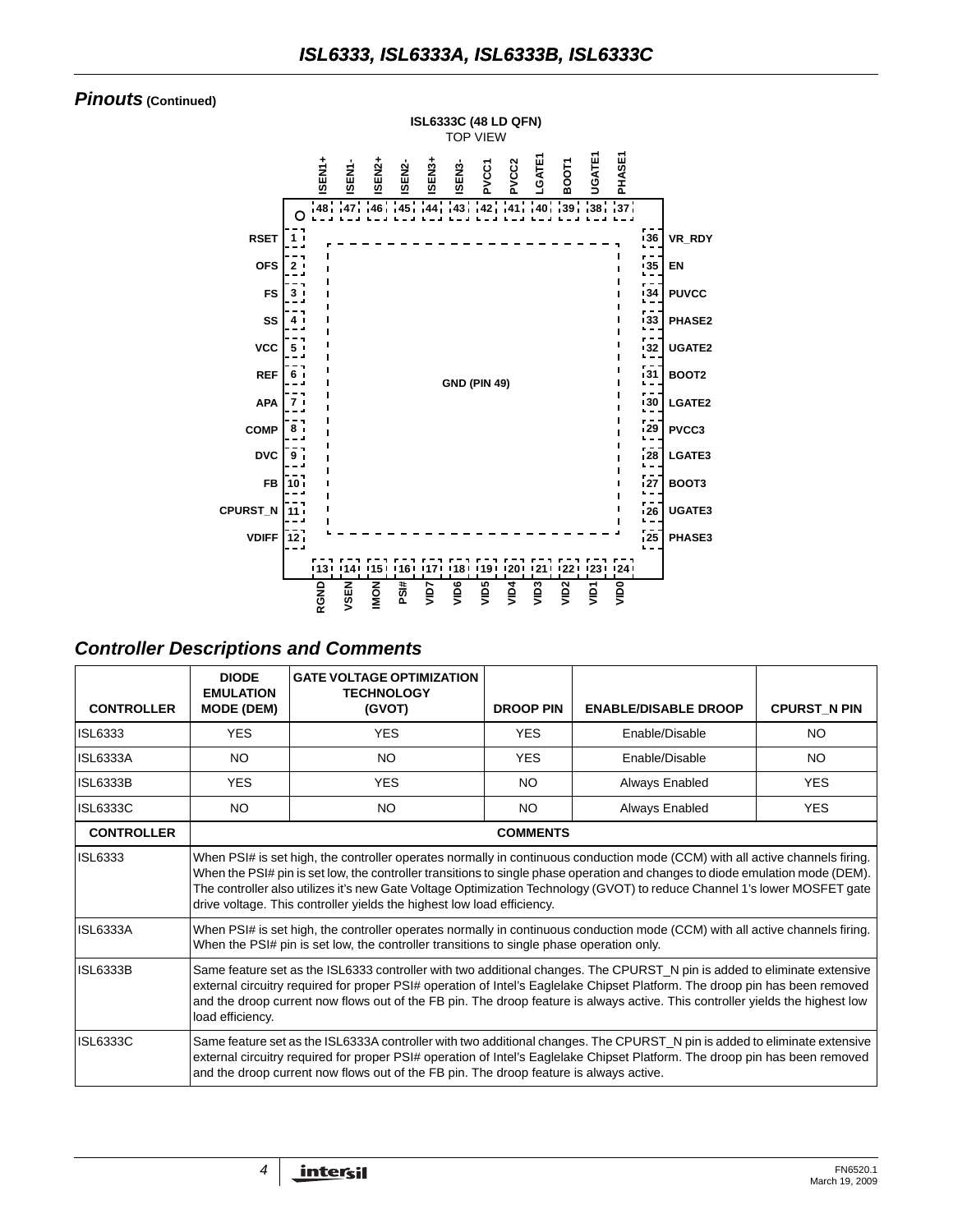## Pinouts (Continued)

**ISL6333C (48 LD QFN)**
TOP VIEW

| Pin | Name |
|---|---|
| 1 | RSET |
| 2 | OFS |
| 3 | FS |
| 4 | SS |
| 5 | VCC |
| 6 | REF |
| 7 | APA |
| 8 | COMP |
| 9 | DVC |
| 10 | FB |
| 11 | CPURST_N |
| 12 | VDIFF |
| 13 | RGND |
| 14 | VSEN |
| 15 | IMON |
| 16 | PSI# |
| 17 | VID7 |
| 18 | VID6 |
| 19 | VID5 |
| 20 | VID4 |
| 21 | VID3 |
| 22 | VID2 |
| 23 | VID1 |
| 24 | VID0 |
| 25 | PHASE3 |
| 26 | UGATE3 |
| 27 | BOOT3 |
| 28 | LGATE3 |
| 29 | PVCC3 |
| 30 | LGATE2 |
| 31 | BOOT2 |
| 32 | UGATE2 |
| 33 | PHASE2 |
| 34 | PUVCC |
| 35 | EN |
| 36 | VR_RDY |
| 37 | PHASE1 |
| 38 | UGATE1 |
| 39 | BOOT1 |
| 40 | LGATE1 |
| 41 | PVCC2 |
| 42 | PVCC1 |
| 43 | ISEN3- |
| 44 | ISEN3+ |
| 45 | ISEN2- |
| 46 | ISEN2+ |
| 47 | ISEN1- |
| 48 | ISEN1+ |
| 49 | GND |

## Controller Descriptions and Comments

| CONTROLLER | DIODE EMULATION MODE (DEM) | GATE VOLTAGE OPTIMIZATION TECHNOLOGY (GVOT) | DROOP PIN | ENABLE/DISABLE DROOP | CPURST_N PIN |
|---|---|---|---|---|---|
| ISL6333 | YES | YES | YES | Enable/Disable | NO |
| ISL6333A | NO | NO | YES | Enable/Disable | NO |
| ISL6333B | YES | YES | NO | Always Enabled | YES |
| ISL6333C | NO | NO | NO | Always Enabled | YES |

| CONTROLLER | COMMENTS |
|---|---|
| ISL6333 | When PSI# is set high, the controller operates normally in continuous conduction mode (CCM) with all active channels firing. When the PSI# pin is set low, the controller transitions to single phase operation and changes to diode emulation mode (DEM). The controller also utilizes it's new Gate Voltage Optimization Technology (GVOT) to reduce Channel 1's lower MOSFET gate drive voltage. This controller yields the highest low load efficiency. |
| ISL6333A | When PSI# is set high, the controller operates normally in continuous conduction mode (CCM) with all active channels firing. When the PSI# pin is set low, the controller transitions to single phase operation only. |
| ISL6333B | Same feature set as the ISL6333 controller with two additional changes. The CPURST_N pin is added to eliminate extensive external circuitry required for proper PSI# operation of Intel's Eaglelake Chipset Platform. The droop pin has been removed and the droop current now flows out of the FB pin. The droop feature is always active. This controller yields the highest low load efficiency. |
| ISL6333C | Same feature set as the ISL6333A controller with two additional changes. The CPURST_N pin is added to eliminate extensive external circuitry required for proper PSI# operation of Intel's Eaglelake Chipset Platform. The droop pin has been removed and the droop current now flows out of the FB pin. The droop feature is always active. |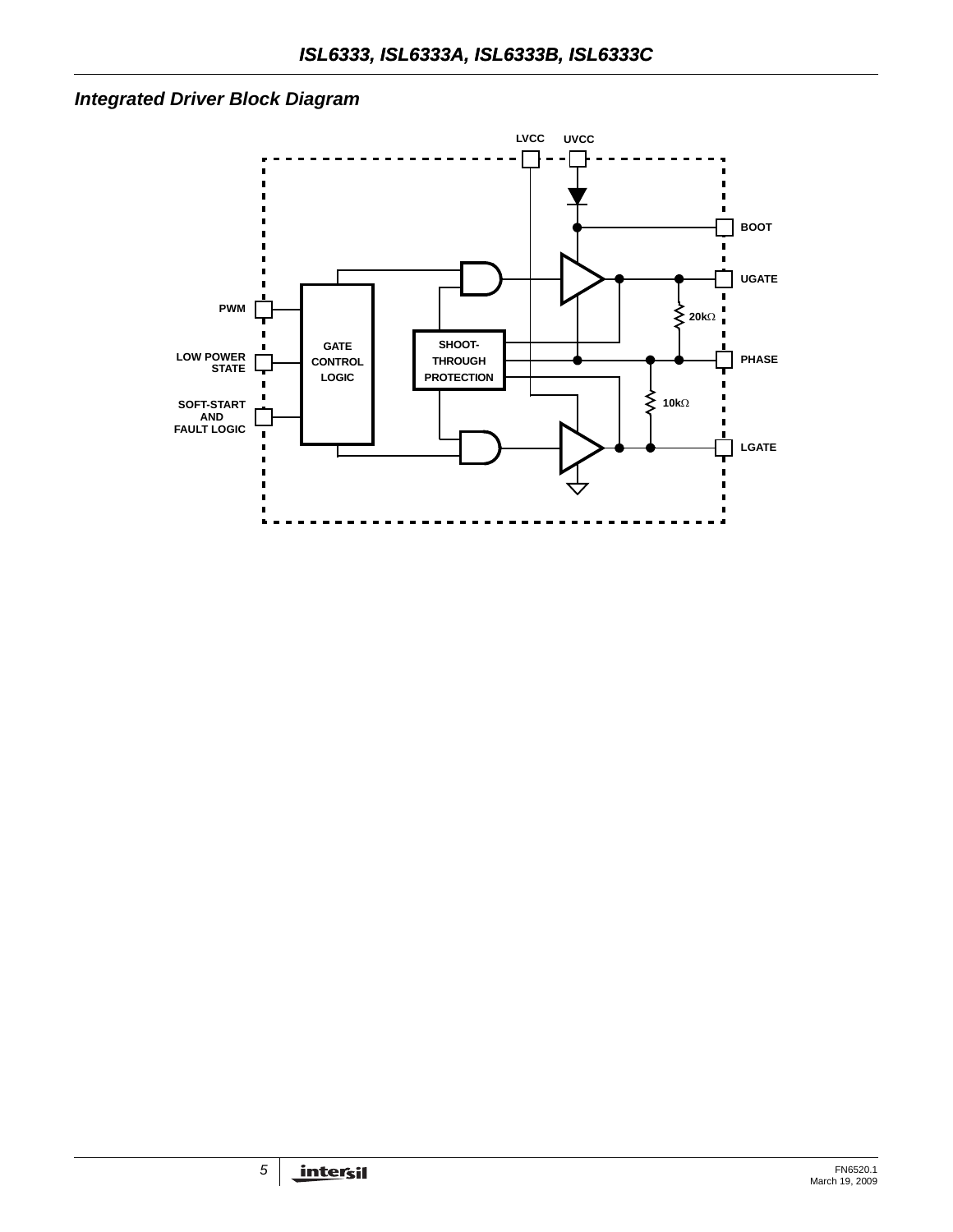## Integrated Driver Block Diagram

LVCC UVCC

BOOT

UGATE

PWM

20kΩ

GATE CONTROL LOGIC

SHOOT-THROUGH PROTECTION

LOW POWER STATE

PHASE

SOFT-START AND FAULT LOGIC

10kΩ

LGATE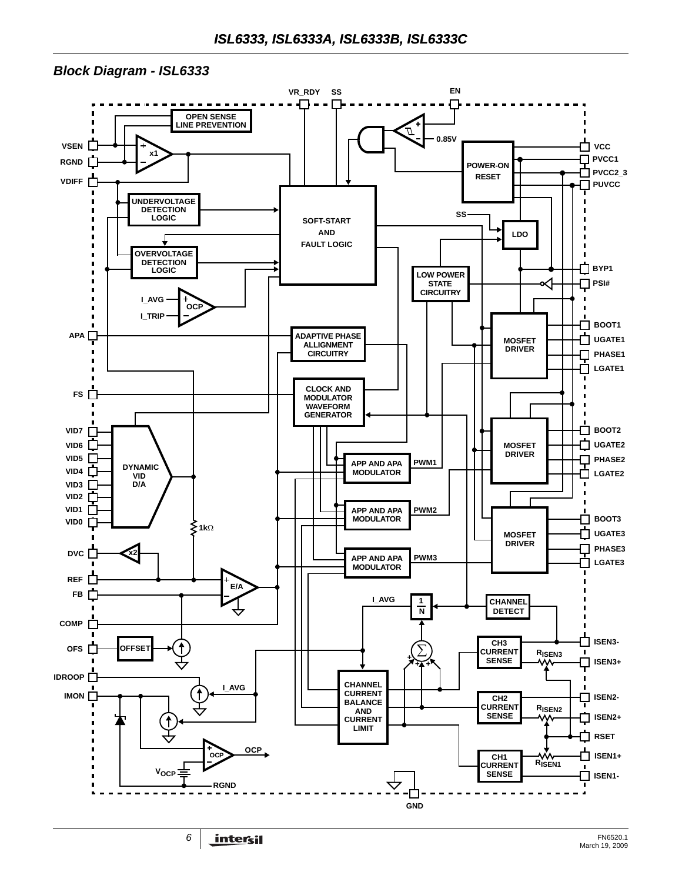## Block Diagram - ISL6333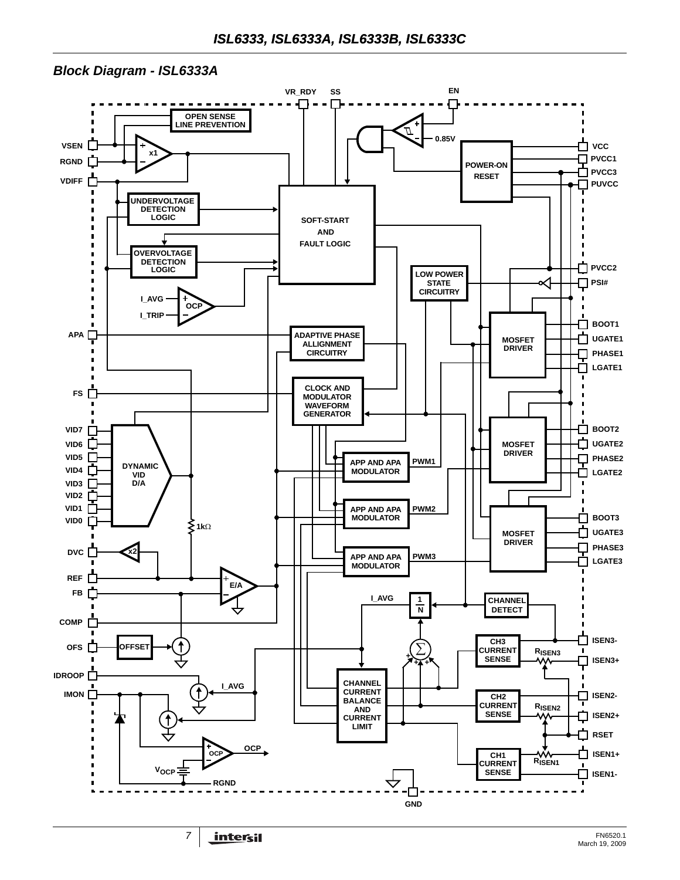## Block Diagram - ISL6333A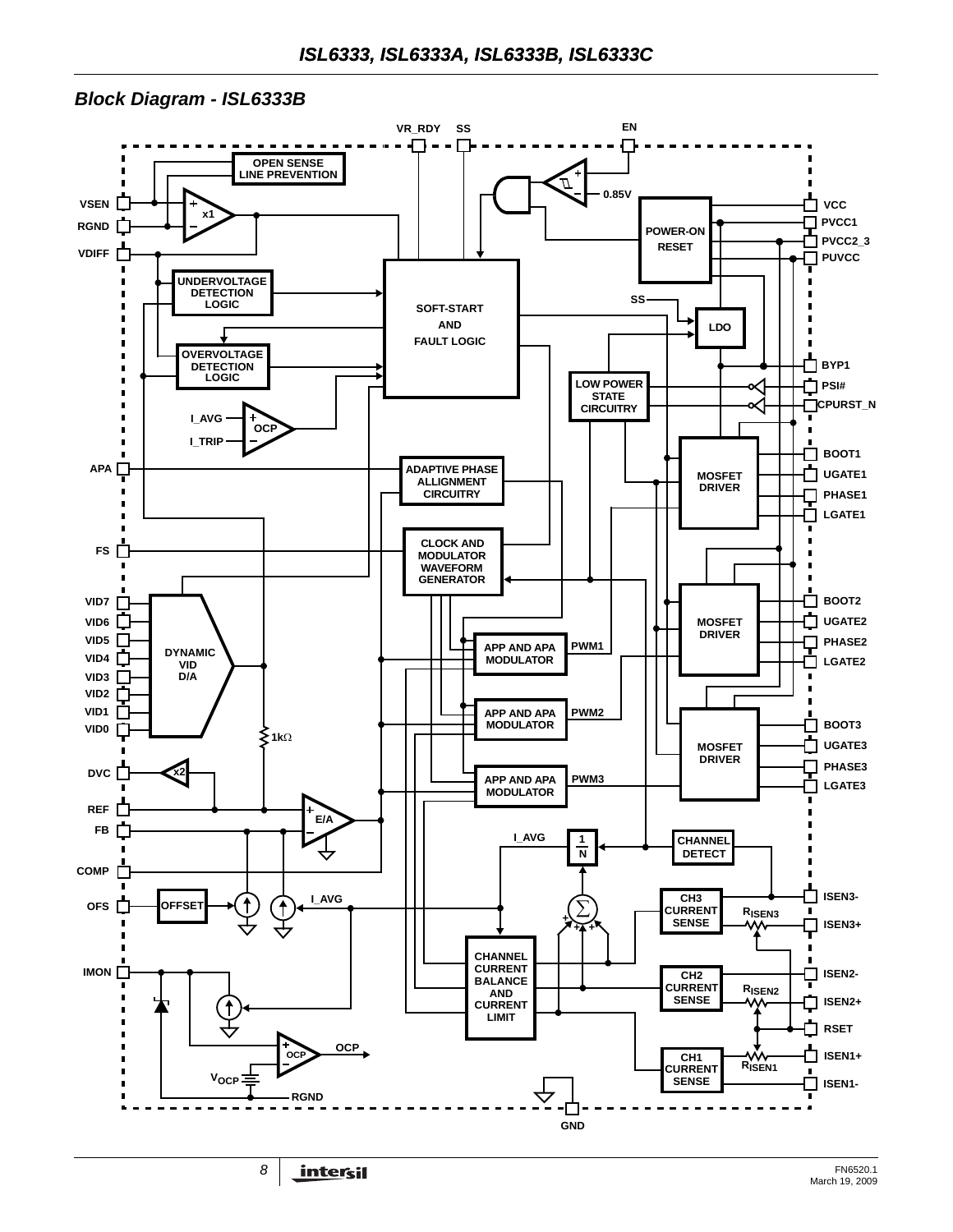## Block Diagram - ISL6333B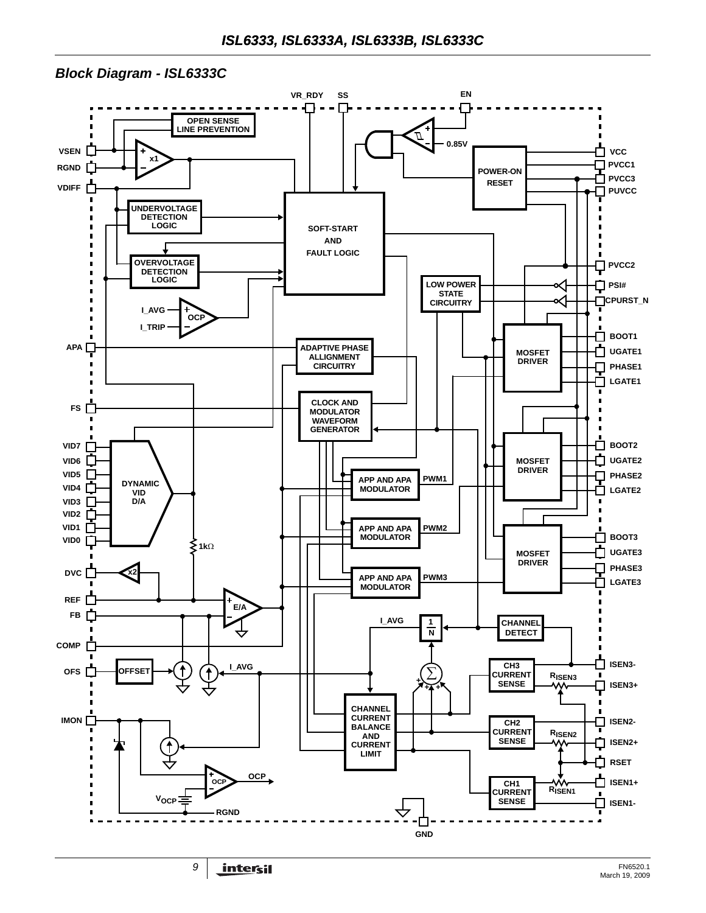## Block Diagram - ISL6333C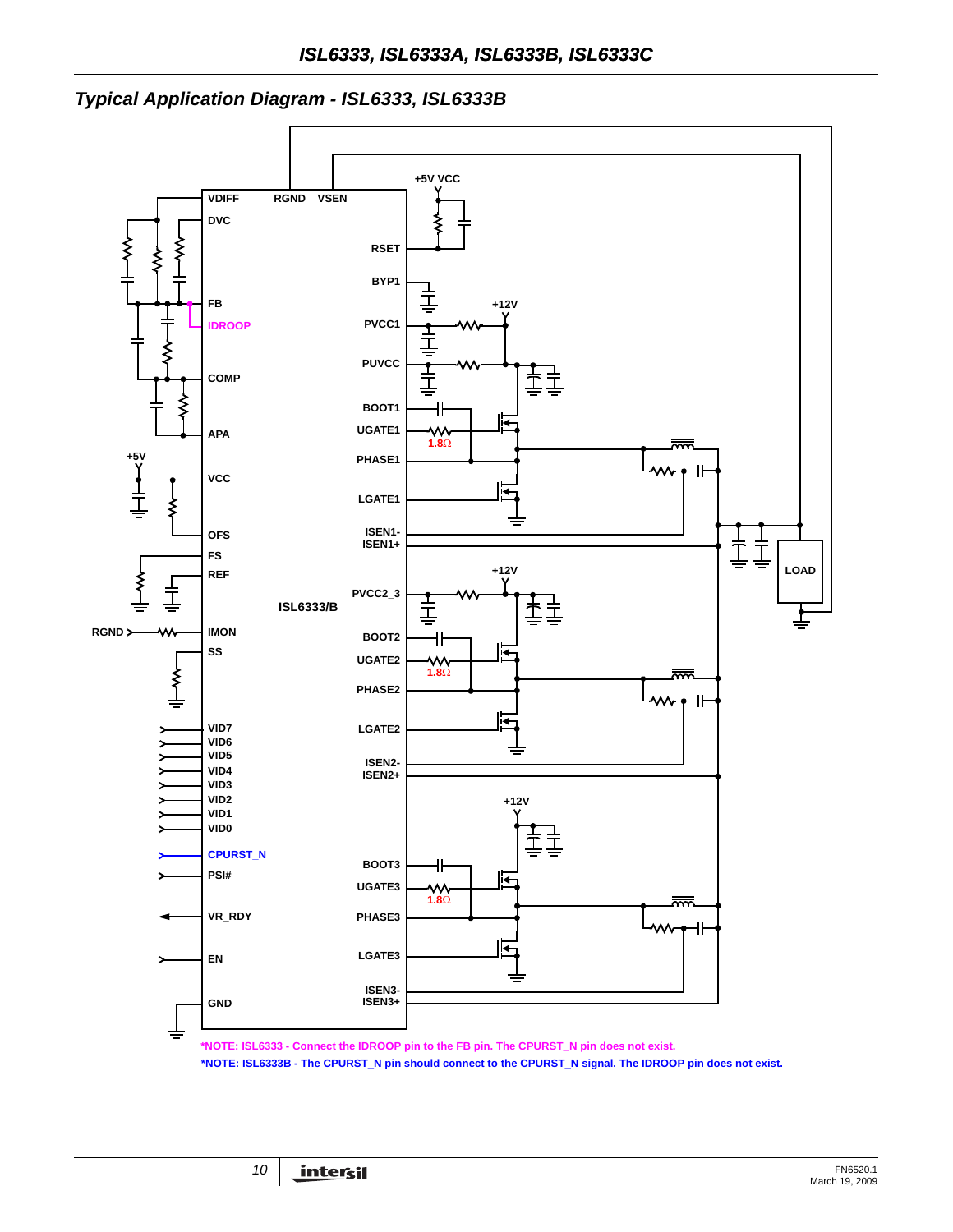## Typical Application Diagram - ISL6333, ISL6333B

VDIFF RGND VSEN
DVC
FB
IDROOP
COMP
APA
+5V
VCC
OFS
FS
REF
RGND
IMON
SS
VID7
VID6
VID5
VID4
VID3
VID2
VID1
VID0
CPURST_N
PSI#
VR_RDY
EN
GND

ISL6333/B

+5V VCC
RSET
BYP1
+12V
PVCC1
PUVCC
BOOT1
UGATE1
1.8Ω
PHASE1
LGATE1
ISEN1-
ISEN1+
+12V
PVCC2_3
BOOT2
UGATE2
1.8Ω
PHASE2
LGATE2
ISEN2-
ISEN2+
+12V
BOOT3
UGATE3
1.8Ω
PHASE3
LGATE3
ISEN3-
ISEN3+

LOAD

*NOTE: ISL6333 - Connect the IDROOP pin to the FB pin. The CPURST_N pin does not exist.

*NOTE: ISL6333B - The CPURST_N pin should connect to the CPURST_N signal. The IDROOP pin does not exist.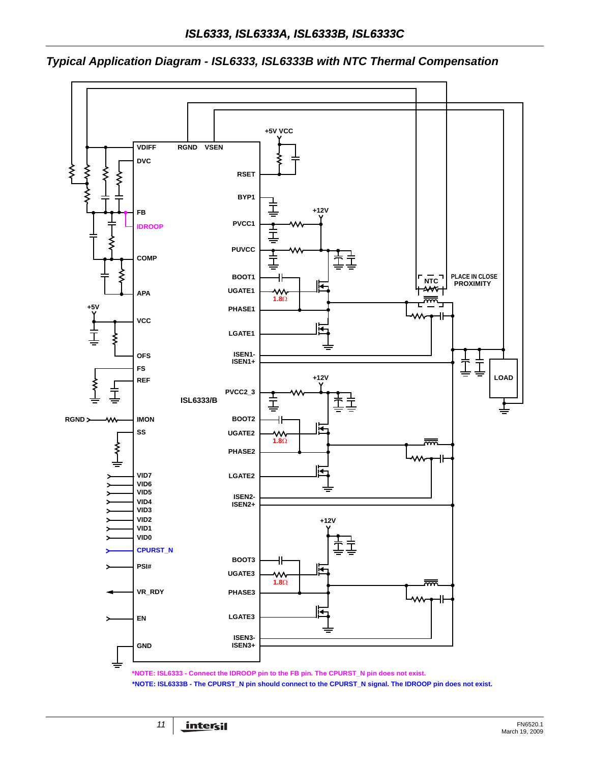## Typical Application Diagram - ISL6333, ISL6333B with NTC Thermal Compensation

*NOTE: ISL6333 - Connect the IDROOP pin to the FB pin. The CPURST_N pin does not exist.

*NOTE: ISL6333B - The CPURST_N pin should connect to the CPURST_N signal. The IDROOP pin does not exist.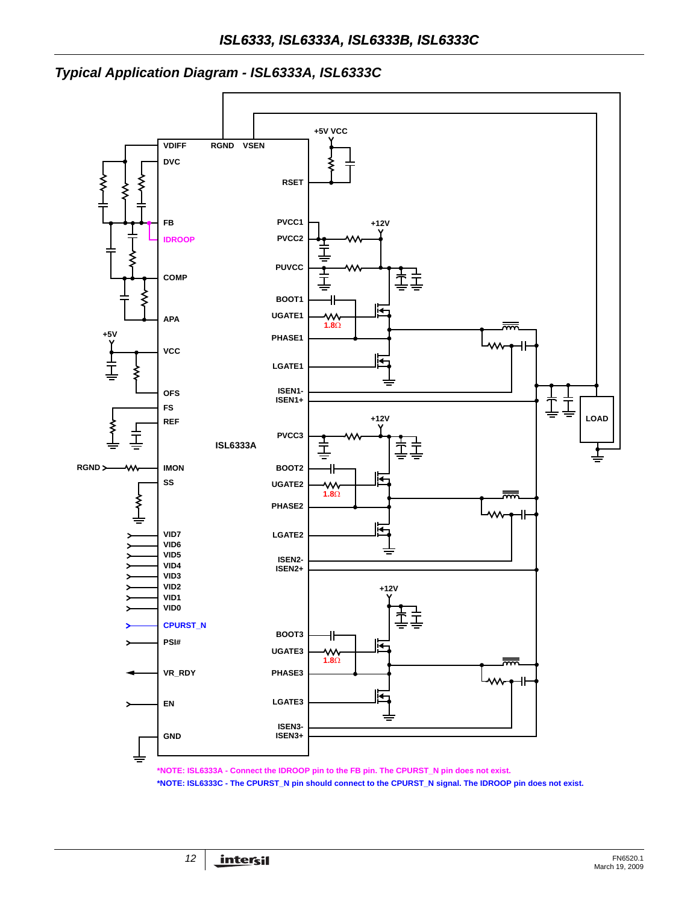## Typical Application Diagram - ISL6333A, ISL6333C

*NOTE: ISL6333A - Connect the IDROOP pin to the FB pin. The CPURST_N pin does not exist.

*NOTE: ISL6333C - The CPURST_N pin should connect to the CPURST_N signal. The IDROOP pin does not exist.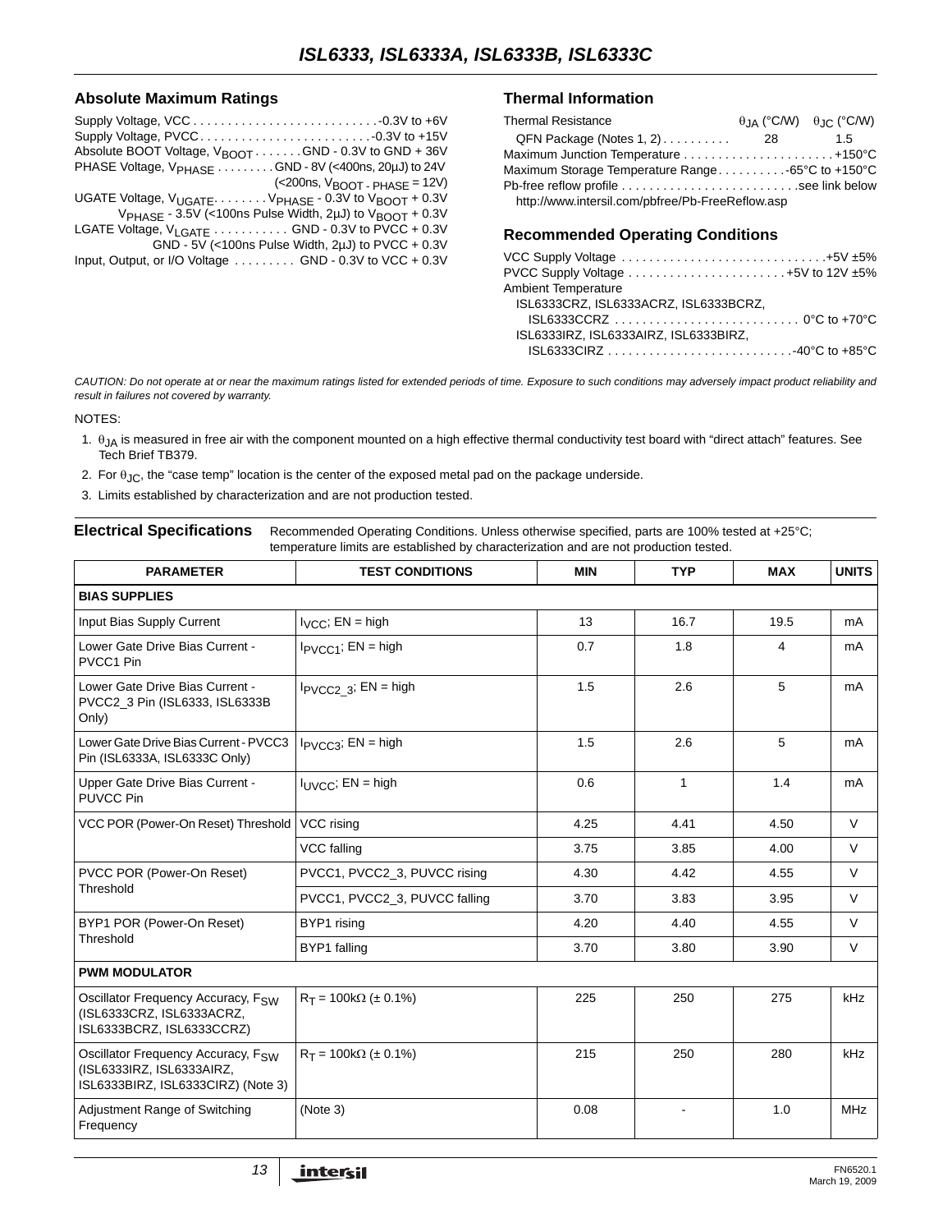## Absolute Maximum Ratings

Supply Voltage, VCC . . . . . . . . . . . . . . . . . . . . . . . . . . -0.3V to +6V
Supply Voltage, PVCC . . . . . . . . . . . . . . . . . . . . . . . . -0.3V to +15V
Absolute BOOT Voltage, $V_{BOOT}$ . . . . . . . GND - 0.3V to GND + 36V
PHASE Voltage, $V_{PHASE}$ . . . . . . . . GND - 8V (<400ns, 20µJ) to 24V
(<200ns, $V_{BOOT - PHASE}$ = 12V)
UGATE Voltage, $V_{UGATE}$. . . . . . . . $V_{PHASE}$ - 0.3V to $V_{BOOT}$ + 0.3V
$V_{PHASE}$ - 3.5V (<100ns Pulse Width, 2µJ) to $V_{BOOT}$ + 0.3V
LGATE Voltage, $V_{LGATE}$ . . . . . . . . . . . GND - 0.3V to PVCC + 0.3V
GND - 5V (<100ns Pulse Width, 2µJ) to PVCC + 0.3V
Input, Output, or I/O Voltage . . . . . . . . . GND - 0.3V to VCC + 0.3V

## Thermal Information

| Thermal Resistance | $\theta_{JA}$ (°C/W) | $\theta_{JC}$ (°C/W) |
|---|---|---|
| QFN Package (Notes 1, 2) | 28 | 1.5 |

Maximum Junction Temperature . . . . . . . . . . . . . . . . . . . . . +150°C
Maximum Storage Temperature Range . . . . . . . . . . -65°C to +150°C
Pb-free reflow profile . . . . . . . . . . . . . . . . . . . . . . . . . .see link below
http://www.intersil.com/pbfree/Pb-FreeReflow.asp

## Recommended Operating Conditions

VCC Supply Voltage . . . . . . . . . . . . . . . . . . . . . . . . . . . . .+5V ±5%
PVCC Supply Voltage . . . . . . . . . . . . . . . . . . . . . . . +5V to 12V ±5%
Ambient Temperature
ISL6333CRZ, ISL6333ACRZ, ISL6333BCRZ,
ISL6333CCRZ . . . . . . . . . . . . . . . . . . . . . . . . . . . 0°C to +70°C
ISL6333IRZ, ISL6333AIRZ, ISL6333BIRZ,
ISL6333CIRZ . . . . . . . . . . . . . . . . . . . . . . . . . . .-40°C to +85°C

*CAUTION: Do not operate at or near the maximum ratings listed for extended periods of time. Exposure to such conditions may adversely impact product reliability and result in failures not covered by warranty.*

NOTES:

1. $\theta_{JA}$ is measured in free air with the component mounted on a high effective thermal conductivity test board with "direct attach" features. See Tech Brief TB379.
2. For $\theta_{JC}$, the "case temp" location is the center of the exposed metal pad on the package underside.
3. Limits established by characterization and are not production tested.

**Electrical Specifications** Recommended Operating Conditions. Unless otherwise specified, parts are 100% tested at +25°C; temperature limits are established by characterization and are not production tested.

| PARAMETER | TEST CONDITIONS | MIN | TYP | MAX | UNITS |
|---|---|---|---|---|---|
| **BIAS SUPPLIES** | | | | | |
| Input Bias Supply Current | $I_{VCC}$; EN = high | 13 | 16.7 | 19.5 | mA |
| Lower Gate Drive Bias Current - PVCC1 Pin | $I_{PVCC1}$; EN = high | 0.7 | 1.8 | 4 | mA |
| Lower Gate Drive Bias Current - PVCC2_3 Pin (ISL6333, ISL6333B Only) | $I_{PVCC2\_3}$; EN = high | 1.5 | 2.6 | 5 | mA |
| Lower Gate Drive Bias Current - PVCC3 Pin (ISL6333A, ISL6333C Only) | $I_{PVCC3}$; EN = high | 1.5 | 2.6 | 5 | mA |
| Upper Gate Drive Bias Current - PUVCC Pin | $I_{UVCC}$; EN = high | 0.6 | 1 | 1.4 | mA |
| VCC POR (Power-On Reset) Threshold | VCC rising | 4.25 | 4.41 | 4.50 | V |
| | VCC falling | 3.75 | 3.85 | 4.00 | V |
| PVCC POR (Power-On Reset) Threshold | PVCC1, PVCC2_3, PUVCC rising | 4.30 | 4.42 | 4.55 | V |
| | PVCC1, PVCC2_3, PUVCC falling | 3.70 | 3.83 | 3.95 | V |
| BYP1 POR (Power-On Reset) Threshold | BYP1 rising | 4.20 | 4.40 | 4.55 | V |
| | BYP1 falling | 3.70 | 3.80 | 3.90 | V |
| **PWM MODULATOR** | | | | | |
| Oscillator Frequency Accuracy, $F_{SW}$ (ISL6333CRZ, ISL6333ACRZ, ISL6333BCRZ, ISL6333CCRZ) | $R_T$ = 100kΩ (± 0.1%) | 225 | 250 | 275 | kHz |
| Oscillator Frequency Accuracy, $F_{SW}$ (ISL6333IRZ, ISL6333AIRZ, ISL6333BIRZ, ISL6333CIRZ) (Note 3) | $R_T$ = 100kΩ (± 0.1%) | 215 | 250 | 280 | kHz |
| Adjustment Range of Switching Frequency | (Note 3) | 0.08 | - | 1.0 | MHz |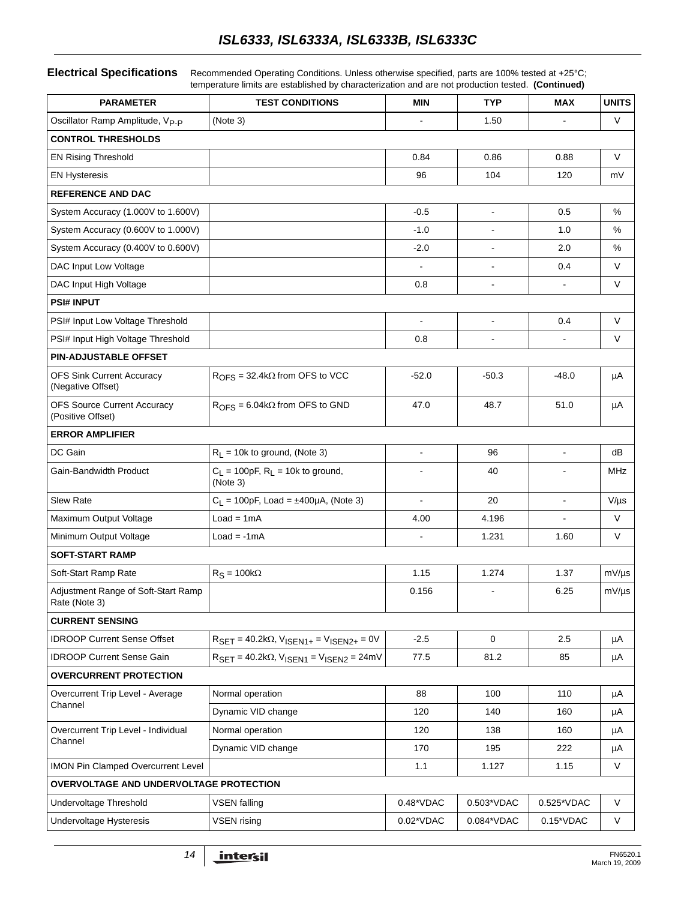**Electrical Specifications** Recommended Operating Conditions. Unless otherwise specified, parts are 100% tested at +25°C; temperature limits are established by characterization and are not production tested. **(Continued)**

| PARAMETER | TEST CONDITIONS | MIN | TYP | MAX | UNITS |
|---|---|---|---|---|---|
| Oscillator Ramp Amplitude, $V_{P-P}$ | (Note 3) | - | 1.50 | - | V |
| **CONTROL THRESHOLDS** | | | | | |
| EN Rising Threshold | | 0.84 | 0.86 | 0.88 | V |
| EN Hysteresis | | 96 | 104 | 120 | mV |
| **REFERENCE AND DAC** | | | | | |
| System Accuracy (1.000V to 1.600V) | | -0.5 | - | 0.5 | % |
| System Accuracy (0.600V to 1.000V) | | -1.0 | - | 1.0 | % |
| System Accuracy (0.400V to 0.600V) | | -2.0 | - | 2.0 | % |
| DAC Input Low Voltage | | - | - | 0.4 | V |
| DAC Input High Voltage | | 0.8 | - | - | V |
| **PSI# INPUT** | | | | | |
| PSI# Input Low Voltage Threshold | | - | - | 0.4 | V |
| PSI# Input High Voltage Threshold | | 0.8 | - | - | V |
| **PIN-ADJUSTABLE OFFSET** | | | | | |
| OFS Sink Current Accuracy (Negative Offset) | $R_{OFS}$ = 32.4kΩ from OFS to VCC | -52.0 | -50.3 | -48.0 | µA |
| OFS Source Current Accuracy (Positive Offset) | $R_{OFS}$ = 6.04kΩ from OFS to GND | 47.0 | 48.7 | 51.0 | µA |
| **ERROR AMPLIFIER** | | | | | |
| DC Gain | $R_L$ = 10k to ground, (Note 3) | - | 96 | - | dB |
| Gain-Bandwidth Product | $C_L$ = 100pF, $R_L$ = 10k to ground, (Note 3) | - | 40 | - | MHz |
| Slew Rate | $C_L$ = 100pF, Load = ±400µA, (Note 3) | - | 20 | - | V/µs |
| Maximum Output Voltage | Load = 1mA | 4.00 | 4.196 | - | V |
| Minimum Output Voltage | Load = -1mA | - | 1.231 | 1.60 | V |
| **SOFT-START RAMP** | | | | | |
| Soft-Start Ramp Rate | $R_S$ = 100kΩ | 1.15 | 1.274 | 1.37 | mV/µs |
| Adjustment Range of Soft-Start Ramp Rate (Note 3) | | 0.156 | - | 6.25 | mV/µs |
| **CURRENT SENSING** | | | | | |
| IDROOP Current Sense Offset | $R_{SET}$ = 40.2kΩ, $V_{ISEN1+}$ = $V_{ISEN2+}$ = 0V | -2.5 | 0 | 2.5 | µA |
| IDROOP Current Sense Gain | $R_{SET}$ = 40.2kΩ, $V_{ISEN1}$ = $V_{ISEN2}$ = 24mV | 77.5 | 81.2 | 85 | µA |
| **OVERCURRENT PROTECTION** | | | | | |
| Overcurrent Trip Level - Average Channel | Normal operation | 88 | 100 | 110 | µA |
| | Dynamic VID change | 120 | 140 | 160 | µA |
| Overcurrent Trip Level - Individual Channel | Normal operation | 120 | 138 | 160 | µA |
| | Dynamic VID change | 170 | 195 | 222 | µA |
| IMON Pin Clamped Overcurrent Level | | 1.1 | 1.127 | 1.15 | V |
| **OVERVOLTAGE AND UNDERVOLTAGE PROTECTION** | | | | | |
| Undervoltage Threshold | VSEN falling | 0.48*VDAC | 0.503*VDAC | 0.525*VDAC | V |
| Undervoltage Hysteresis | VSEN rising | 0.02*VDAC | 0.084*VDAC | 0.15*VDAC | V |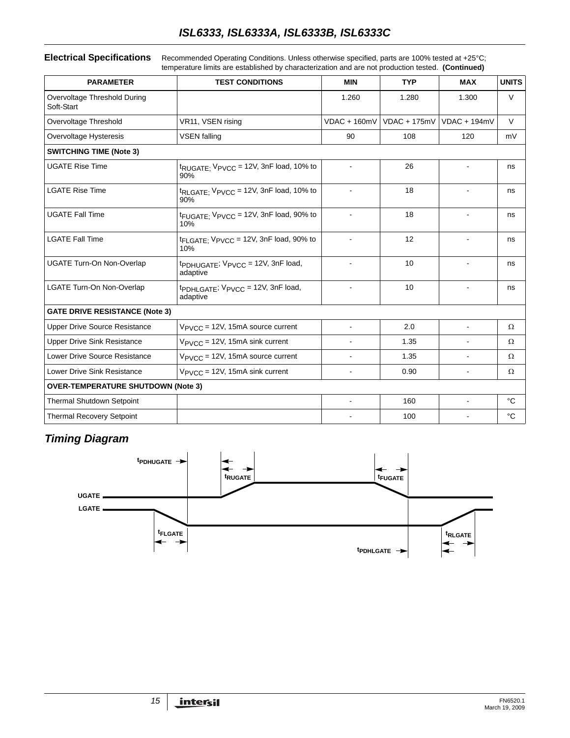**Electrical Specifications** Recommended Operating Conditions. Unless otherwise specified, parts are 100% tested at +25°C; temperature limits are established by characterization and are not production tested. **(Continued)**

| PARAMETER | TEST CONDITIONS | MIN | TYP | MAX | UNITS |
|---|---|---|---|---|---|
| Overvoltage Threshold During Soft-Start | | 1.260 | 1.280 | 1.300 | V |
| Overvoltage Threshold | VR11, VSEN rising | VDAC + 160mV | VDAC + 175mV | VDAC + 194mV | V |
| Overvoltage Hysteresis | VSEN falling | 90 | 108 | 120 | mV |
| **SWITCHING TIME (Note 3)** | | | | | |
| UGATE Rise Time | $t_{RUGATE}$; $V_{PVCC}$ = 12V, 3nF load, 10% to 90% | - | 26 | - | ns |
| LGATE Rise Time | $t_{RLGATE}$; $V_{PVCC}$ = 12V, 3nF load, 10% to 90% | - | 18 | - | ns |
| UGATE Fall Time | $t_{FUGATE}$; $V_{PVCC}$ = 12V, 3nF load, 90% to 10% | - | 18 | - | ns |
| LGATE Fall Time | $t_{FLGATE}$; $V_{PVCC}$ = 12V, 3nF load, 90% to 10% | - | 12 | - | ns |
| UGATE Turn-On Non-Overlap | $t_{PDHUGATE}$; $V_{PVCC}$ = 12V, 3nF load, adaptive | - | 10 | - | ns |
| LGATE Turn-On Non-Overlap | $t_{PDHLGATE}$; $V_{PVCC}$ = 12V, 3nF load, adaptive | - | 10 | - | ns |
| **GATE DRIVE RESISTANCE (Note 3)** | | | | | |
| Upper Drive Source Resistance | $V_{PVCC}$ = 12V, 15mA source current | - | 2.0 | - | Ω |
| Upper Drive Sink Resistance | $V_{PVCC}$ = 12V, 15mA sink current | - | 1.35 | - | Ω |
| Lower Drive Source Resistance | $V_{PVCC}$ = 12V, 15mA source current | - | 1.35 | - | Ω |
| Lower Drive Sink Resistance | $V_{PVCC}$ = 12V, 15mA sink current | - | 0.90 | - | Ω |
| **OVER-TEMPERATURE SHUTDOWN (Note 3)** | | | | | |
| Thermal Shutdown Setpoint | | - | 160 | - | °C |
| Thermal Recovery Setpoint | | - | 100 | - | °C |

## *Timing Diagram*

$t_{PDHUGATE}$ $t_{RUGATE}$ $t_{FUGATE}$

UGATE

LGATE

$t_{FLGATE}$ $t_{PDHLGATE}$ $t_{RLGATE}$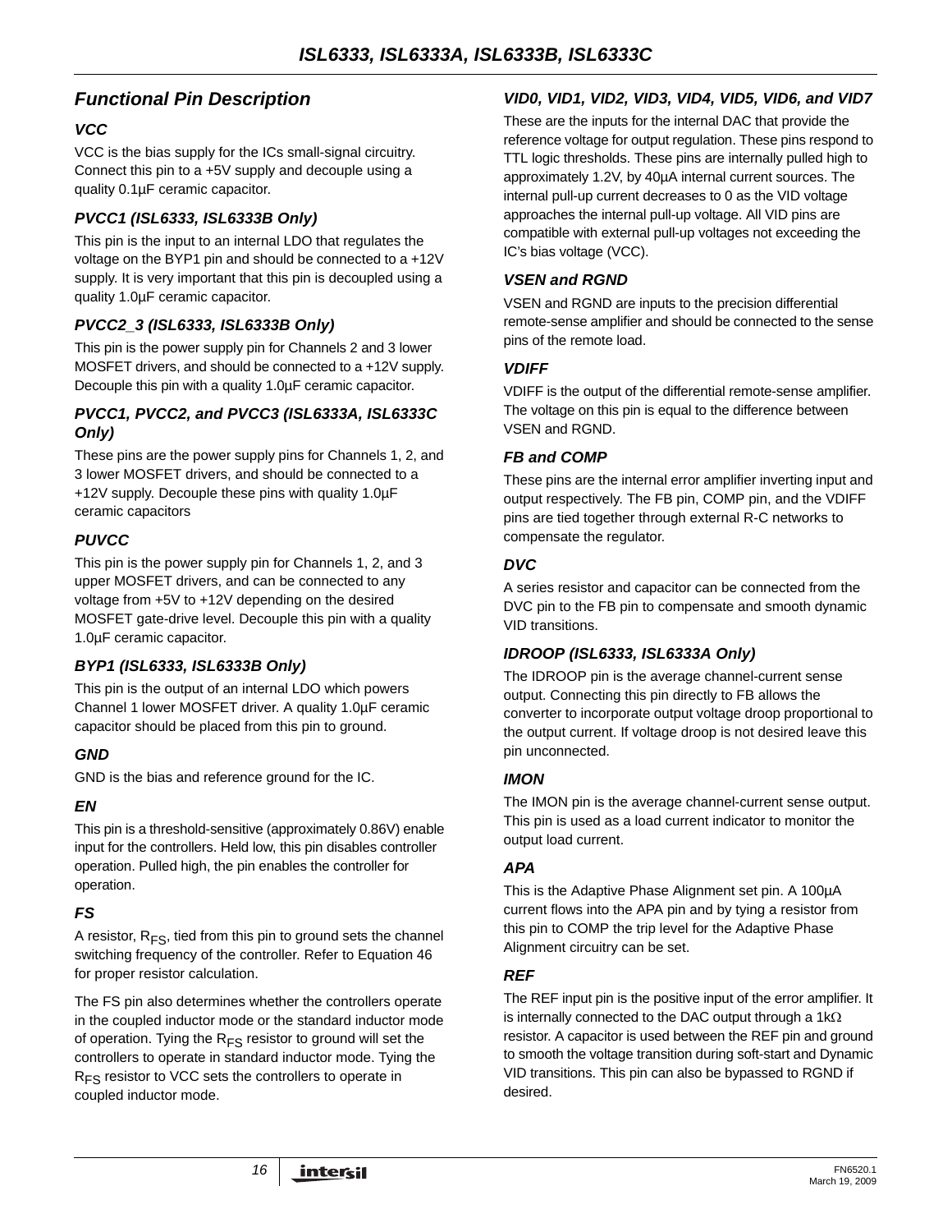## *Functional Pin Description*

### *VCC*

VCC is the bias supply for the ICs small-signal circuitry. Connect this pin to a +5V supply and decouple using a quality 0.1µF ceramic capacitor.

### *PVCC1 (ISL6333, ISL6333B Only)*

This pin is the input to an internal LDO that regulates the voltage on the BYP1 pin and should be connected to a +12V supply. It is very important that this pin is decoupled using a quality 1.0µF ceramic capacitor.

### *PVCC2_3 (ISL6333, ISL6333B Only)*

This pin is the power supply pin for Channels 2 and 3 lower MOSFET drivers, and should be connected to a +12V supply. Decouple this pin with a quality 1.0µF ceramic capacitor.

### *PVCC1, PVCC2, and PVCC3 (ISL6333A, ISL6333C Only)*

These pins are the power supply pins for Channels 1, 2, and 3 lower MOSFET drivers, and should be connected to a +12V supply. Decouple these pins with quality 1.0µF ceramic capacitors

### *PUVCC*

This pin is the power supply pin for Channels 1, 2, and 3 upper MOSFET drivers, and can be connected to any voltage from +5V to +12V depending on the desired MOSFET gate-drive level. Decouple this pin with a quality 1.0µF ceramic capacitor.

### *BYP1 (ISL6333, ISL6333B Only)*

This pin is the output of an internal LDO which powers Channel 1 lower MOSFET driver. A quality 1.0µF ceramic capacitor should be placed from this pin to ground.

### *GND*

GND is the bias and reference ground for the IC.

### *EN*

This pin is a threshold-sensitive (approximately 0.86V) enable input for the controllers. Held low, this pin disables controller operation. Pulled high, the pin enables the controller for operation.

### *FS*

A resistor, $R_{FS}$, tied from this pin to ground sets the channel switching frequency of the controller. Refer to Equation 46 for proper resistor calculation.

The FS pin also determines whether the controllers operate in the coupled inductor mode or the standard inductor mode of operation. Tying the $R_{FS}$ resistor to ground will set the controllers to operate in standard inductor mode. Tying the $R_{FS}$ resistor to VCC sets the controllers to operate in coupled inductor mode.

### *VID0, VID1, VID2, VID3, VID4, VID5, VID6, and VID7*

These are the inputs for the internal DAC that provide the reference voltage for output regulation. These pins respond to TTL logic thresholds. These pins are internally pulled high to approximately 1.2V, by 40µA internal current sources. The internal pull-up current decreases to 0 as the VID voltage approaches the internal pull-up voltage. All VID pins are compatible with external pull-up voltages not exceeding the IC's bias voltage (VCC).

### *VSEN and RGND*

VSEN and RGND are inputs to the precision differential remote-sense amplifier and should be connected to the sense pins of the remote load.

### *VDIFF*

VDIFF is the output of the differential remote-sense amplifier. The voltage on this pin is equal to the difference between VSEN and RGND.

### *FB and COMP*

These pins are the internal error amplifier inverting input and output respectively. The FB pin, COMP pin, and the VDIFF pins are tied together through external R-C networks to compensate the regulator.

### *DVC*

A series resistor and capacitor can be connected from the DVC pin to the FB pin to compensate and smooth dynamic VID transitions.

### *IDROOP (ISL6333, ISL6333A Only)*

The IDROOP pin is the average channel-current sense output. Connecting this pin directly to FB allows the converter to incorporate output voltage droop proportional to the output current. If voltage droop is not desired leave this pin unconnected.

### *IMON*

The IMON pin is the average channel-current sense output. This pin is used as a load current indicator to monitor the output load current.

### *APA*

This is the Adaptive Phase Alignment set pin. A 100µA current flows into the APA pin and by tying a resistor from this pin to COMP the trip level for the Adaptive Phase Alignment circuitry can be set.

### *REF*

The REF input pin is the positive input of the error amplifier. It is internally connected to the DAC output through a 1kΩ resistor. A capacitor is used between the REF pin and ground to smooth the voltage transition during soft-start and Dynamic VID transitions. This pin can also be bypassed to RGND if desired.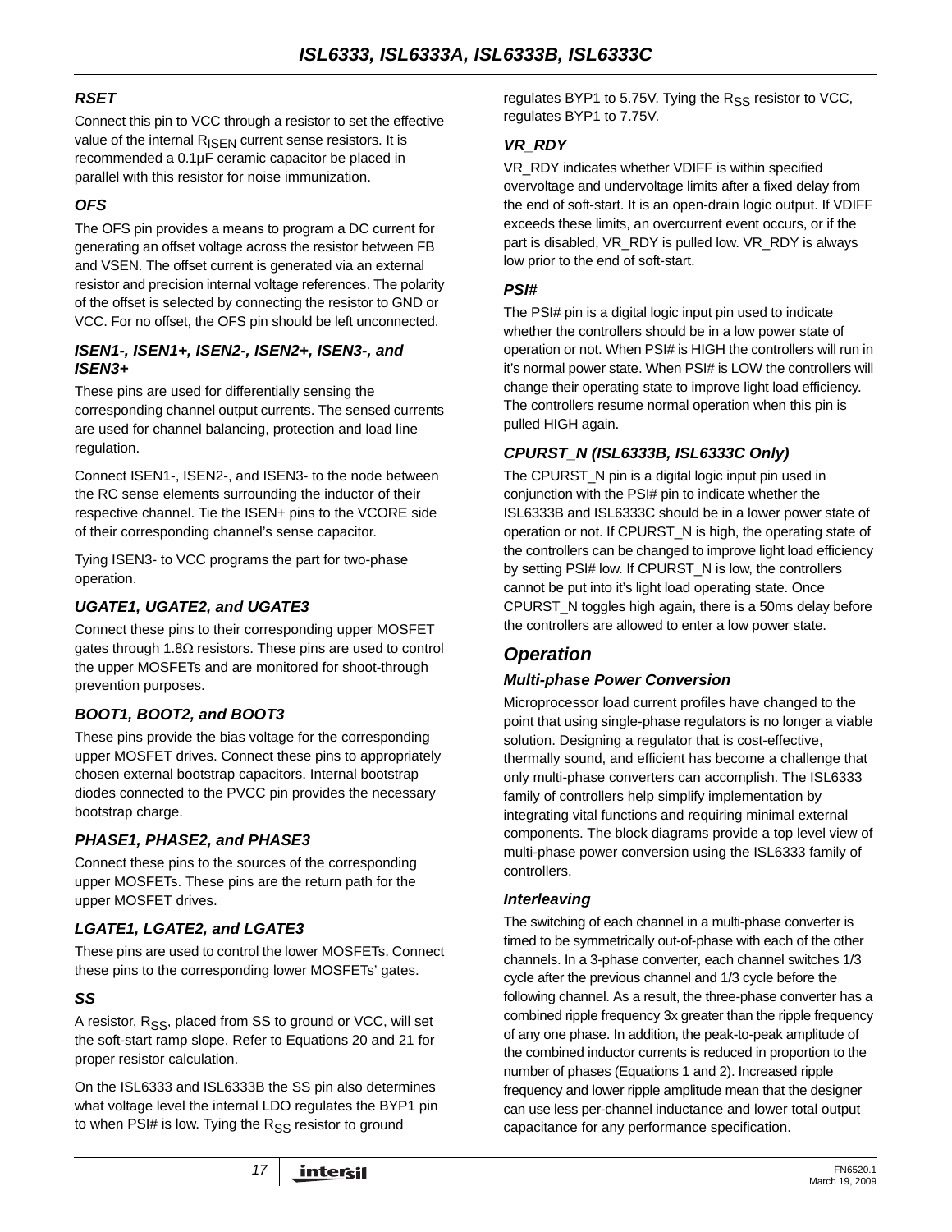### RSET

Connect this pin to VCC through a resistor to set the effective value of the internal $R_{ISEN}$ current sense resistors. It is recommended a 0.1µF ceramic capacitor be placed in parallel with this resistor for noise immunization.

### OFS

The OFS pin provides a means to program a DC current for generating an offset voltage across the resistor between FB and VSEN. The offset current is generated via an external resistor and precision internal voltage references. The polarity of the offset is selected by connecting the resistor to GND or VCC. For no offset, the OFS pin should be left unconnected.

### ISEN1-, ISEN1+, ISEN2-, ISEN2+, ISEN3-, and ISEN3+

These pins are used for differentially sensing the corresponding channel output currents. The sensed currents are used for channel balancing, protection and load line regulation.

Connect ISEN1-, ISEN2-, and ISEN3- to the node between the RC sense elements surrounding the inductor of their respective channel. Tie the ISEN+ pins to the VCORE side of their corresponding channel's sense capacitor.

Tying ISEN3- to VCC programs the part for two-phase operation.

### UGATE1, UGATE2, and UGATE3

Connect these pins to their corresponding upper MOSFET gates through 1.8Ω resistors. These pins are used to control the upper MOSFETs and are monitored for shoot-through prevention purposes.

### BOOT1, BOOT2, and BOOT3

These pins provide the bias voltage for the corresponding upper MOSFET drives. Connect these pins to appropriately chosen external bootstrap capacitors. Internal bootstrap diodes connected to the PVCC pin provides the necessary bootstrap charge.

### PHASE1, PHASE2, and PHASE3

Connect these pins to the sources of the corresponding upper MOSFETs. These pins are the return path for the upper MOSFET drives.

### LGATE1, LGATE2, and LGATE3

These pins are used to control the lower MOSFETs. Connect these pins to the corresponding lower MOSFETs' gates.

### SS

A resistor, $R_{SS}$, placed from SS to ground or VCC, will set the soft-start ramp slope. Refer to Equations 20 and 21 for proper resistor calculation.

On the ISL6333 and ISL6333B the SS pin also determines what voltage level the internal LDO regulates the BYP1 pin to when PSI# is low. Tying the $R_{SS}$ resistor to ground regulates BYP1 to 5.75V. Tying the $R_{SS}$ resistor to VCC, regulates BYP1 to 7.75V.

### VR_RDY

VR_RDY indicates whether VDIFF is within specified overvoltage and undervoltage limits after a fixed delay from the end of soft-start. It is an open-drain logic output. If VDIFF exceeds these limits, an overcurrent event occurs, or if the part is disabled, VR_RDY is pulled low. VR_RDY is always low prior to the end of soft-start.

### PSI#

The PSI# pin is a digital logic input pin used to indicate whether the controllers should be in a low power state of operation or not. When PSI# is HIGH the controllers will run in it's normal power state. When PSI# is LOW the controllers will change their operating state to improve light load efficiency. The controllers resume normal operation when this pin is pulled HIGH again.

### CPURST_N (ISL6333B, ISL6333C Only)

The CPURST_N pin is a digital logic input pin used in conjunction with the PSI# pin to indicate whether the ISL6333B and ISL6333C should be in a lower power state of operation or not. If CPURST_N is high, the operating state of the controllers can be changed to improve light load efficiency by setting PSI# low. If CPURST_N is low, the controllers cannot be put into it's light load operating state. Once CPURST_N toggles high again, there is a 50ms delay before the controllers are allowed to enter a low power state.

## Operation

### Multi-phase Power Conversion

Microprocessor load current profiles have changed to the point that using single-phase regulators is no longer a viable solution. Designing a regulator that is cost-effective, thermally sound, and efficient has become a challenge that only multi-phase converters can accomplish. The ISL6333 family of controllers help simplify implementation by integrating vital functions and requiring minimal external components. The block diagrams provide a top level view of multi-phase power conversion using the ISL6333 family of controllers.

### Interleaving

The switching of each channel in a multi-phase converter is timed to be symmetrically out-of-phase with each of the other channels. In a 3-phase converter, each channel switches 1/3 cycle after the previous channel and 1/3 cycle before the following channel. As a result, the three-phase converter has a combined ripple frequency 3x greater than the ripple frequency of any one phase. In addition, the peak-to-peak amplitude of the combined inductor currents is reduced in proportion to the number of phases (Equations 1 and 2). Increased ripple frequency and lower ripple amplitude mean that the designer can use less per-channel inductance and lower total output capacitance for any performance specification.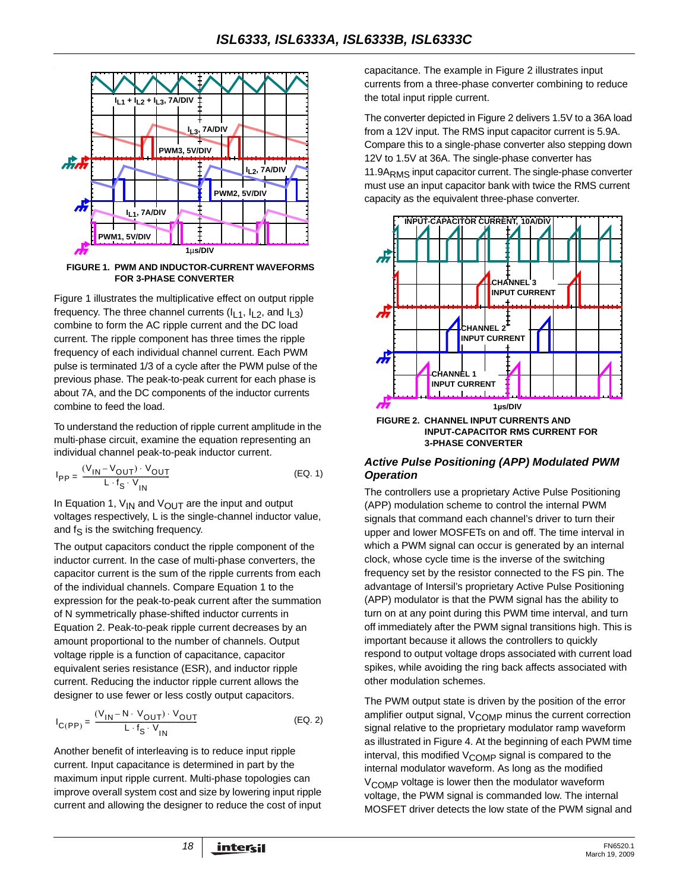FIGURE 1. PWM AND INDUCTOR-CURRENT WAVEFORMS FOR 3-PHASE CONVERTER

Figure 1 illustrates the multiplicative effect on output ripple frequency. The three channel currents ($I_{L1}$, $I_{L2}$, and $I_{L3}$) combine to form the AC ripple current and the DC load current. The ripple component has three times the ripple frequency of each individual channel current. Each PWM pulse is terminated 1/3 of a cycle after the PWM pulse of the previous phase. The peak-to-peak current for each phase is about 7A, and the DC components of the inductor currents combine to feed the load.

To understand the reduction of ripple current amplitude in the multi-phase circuit, examine the equation representing an individual channel peak-to-peak inductor current.

$$I_{PP} = \frac{(V_{IN} - V_{OUT}) \cdot V_{OUT}}{L \cdot f_S \cdot V_{IN}} \qquad \text{(EQ. 1)}$$

In Equation 1, $V_{IN}$ and $V_{OUT}$ are the input and output voltages respectively, L is the single-channel inductor value, and $f_S$ is the switching frequency.

The output capacitors conduct the ripple component of the inductor current. In the case of multi-phase converters, the capacitor current is the sum of the ripple currents from each of the individual channels. Compare Equation 1 to the expression for the peak-to-peak current after the summation of N symmetrically phase-shifted inductor currents in Equation 2. Peak-to-peak ripple current decreases by an amount proportional to the number of channels. Output voltage ripple is a function of capacitance, capacitor equivalent series resistance (ESR), and inductor ripple current. Reducing the inductor ripple current allows the designer to use fewer or less costly output capacitors.

$$I_{C(PP)} = \frac{(V_{IN} - N \cdot V_{OUT}) \cdot V_{OUT}}{L \cdot f_S \cdot V_{IN}} \qquad \text{(EQ. 2)}$$

Another benefit of interleaving is to reduce input ripple current. Input capacitance is determined in part by the maximum input ripple current. Multi-phase topologies can improve overall system cost and size by lowering input ripple current and allowing the designer to reduce the cost of input capacitance. The example in Figure 2 illustrates input currents from a three-phase converter combining to reduce the total input ripple current.

The converter depicted in Figure 2 delivers 1.5V to a 36A load from a 12V input. The RMS input capacitor current is 5.9A. Compare this to a single-phase converter also stepping down 12V to 1.5V at 36A. The single-phase converter has $11.9A_{RMS}$ input capacitor current. The single-phase converter must use an input capacitor bank with twice the RMS current capacity as the equivalent three-phase converter.

FIGURE 2. CHANNEL INPUT CURRENTS AND INPUT-CAPACITOR RMS CURRENT FOR 3-PHASE CONVERTER

### *Active Pulse Positioning (APP) Modulated PWM Operation*

The controllers use a proprietary Active Pulse Positioning (APP) modulation scheme to control the internal PWM signals that command each channel's driver to turn their upper and lower MOSFETs on and off. The time interval in which a PWM signal can occur is generated by an internal clock, whose cycle time is the inverse of the switching frequency set by the resistor connected to the FS pin. The advantage of Intersil's proprietary Active Pulse Positioning (APP) modulator is that the PWM signal has the ability to turn on at any point during this PWM time interval, and turn off immediately after the PWM signal transitions high. This is important because it allows the controllers to quickly respond to output voltage drops associated with current load spikes, while avoiding the ring back affects associated with other modulation schemes.

The PWM output state is driven by the position of the error amplifier output signal, $V_{COMP}$ minus the current correction signal relative to the proprietary modulator ramp waveform as illustrated in Figure 4. At the beginning of each PWM time interval, this modified $V_{COMP}$ signal is compared to the internal modulator waveform. As long as the modified $V_{COMP}$ voltage is lower then the modulator waveform voltage, the PWM signal is commanded low. The internal MOSFET driver detects the low state of the PWM signal and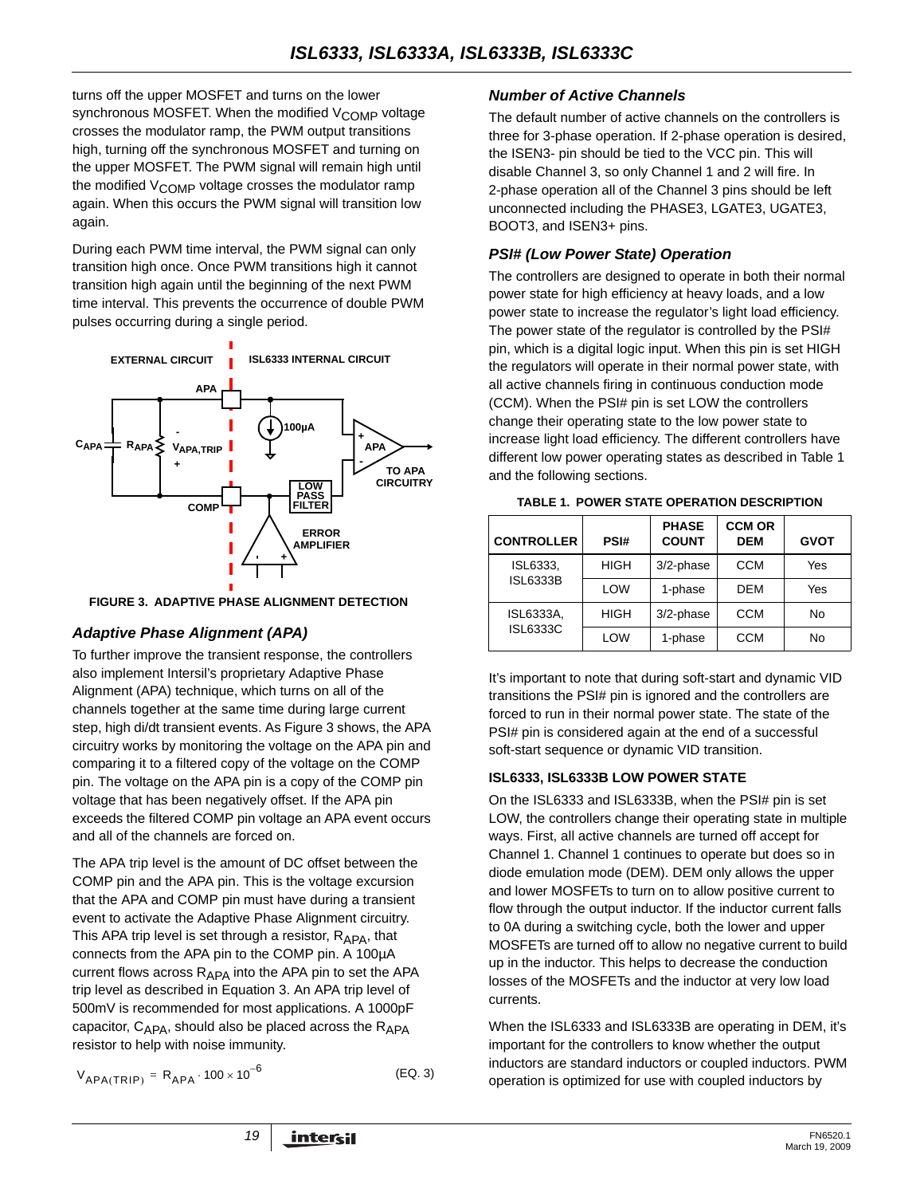turns off the upper MOSFET and turns on the lower synchronous MOSFET. When the modified $V_{COMP}$ voltage crosses the modulator ramp, the PWM output transitions high, turning off the synchronous MOSFET and turning on the upper MOSFET. The PWM signal will remain high until the modified $V_{COMP}$ voltage crosses the modulator ramp again. When this occurs the PWM signal will transition low again.

During each PWM time interval, the PWM signal can only transition high once. Once PWM transitions high it cannot transition high again until the beginning of the next PWM time interval. This prevents the occurrence of double PWM pulses occurring during a single period.

FIGURE 3. ADAPTIVE PHASE ALIGNMENT DETECTION

### Adaptive Phase Alignment (APA)

To further improve the transient response, the controllers also implement Intersil's proprietary Adaptive Phase Alignment (APA) technique, which turns on all of the channels together at the same time during large current step, high di/dt transient events. As Figure 3 shows, the APA circuitry works by monitoring the voltage on the APA pin and comparing it to a filtered copy of the voltage on the COMP pin. The voltage on the APA pin is a copy of the COMP pin voltage that has been negatively offset. If the APA pin exceeds the filtered COMP pin voltage an APA event occurs and all of the channels are forced on.

The APA trip level is the amount of DC offset between the COMP pin and the APA pin. This is the voltage excursion that the APA and COMP pin must have during a transient event to activate the Adaptive Phase Alignment circuitry. This APA trip level is set through a resistor, $R_{APA}$, that connects from the APA pin to the COMP pin. A 100µA current flows across $R_{APA}$ into the APA pin to set the APA trip level as described in Equation 3. An APA trip level of 500mV is recommended for most applications. A 1000pF capacitor, $C_{APA}$, should also be placed across the $R_{APA}$ resistor to help with noise immunity.

$$V_{APA(TRIP)} = R_{APA} \cdot 100 \times 10^{-6} \qquad \text{(EQ. 3)}$$

### Number of Active Channels

The default number of active channels on the controllers is three for 3-phase operation. If 2-phase operation is desired, the ISEN3- pin should be tied to the VCC pin. This will disable Channel 3, so only Channel 1 and 2 will fire. In 2-phase operation all of the Channel 3 pins should be left unconnected including the PHASE3, LGATE3, UGATE3, BOOT3, and ISEN3+ pins.

### PSI# (Low Power State) Operation

The controllers are designed to operate in both their normal power state for high efficiency at heavy loads, and a low power state to increase the regulator's light load efficiency. The power state of the regulator is controlled by the PSI# pin, which is a digital logic input. When this pin is set HIGH the regulators will operate in their normal power state, with all active channels firing in continuous conduction mode (CCM). When the PSI# pin is set LOW the controllers change their operating state to the low power state to increase light load efficiency. The different controllers have different low power operating states as described in Table 1 and the following sections.

TABLE 1. POWER STATE OPERATION DESCRIPTION

| CONTROLLER | PSI# | PHASE COUNT | CCM OR DEM | GVOT |
|---|---|---|---|---|
| ISL6333, ISL6333B | HIGH | 3/2-phase | CCM | Yes |
| | LOW | 1-phase | DEM | Yes |
| ISL6333A, ISL6333C | HIGH | 3/2-phase | CCM | No |
| | LOW | 1-phase | CCM | No |

It's important to note that during soft-start and dynamic VID transitions the PSI# pin is ignored and the controllers are forced to run in their normal power state. The state of the PSI# pin is considered again at the end of a successful soft-start sequence or dynamic VID transition.

#### ISL6333, ISL6333B LOW POWER STATE

On the ISL6333 and ISL6333B, when the PSI# pin is set LOW, the controllers change their operating state in multiple ways. First, all active channels are turned off accept for Channel 1. Channel 1 continues to operate but does so in diode emulation mode (DEM). DEM only allows the upper and lower MOSFETs to turn on to allow positive current to flow through the output inductor. If the inductor current falls to 0A during a switching cycle, both the lower and upper MOSFETs are turned off to allow no negative current to build up in the inductor. This helps to decrease the conduction losses of the MOSFETs and the inductor at very low load currents.

When the ISL6333 and ISL6333B are operating in DEM, it's important for the controllers to know whether the output inductors are standard inductors or coupled inductors. PWM operation is optimized for use with coupled inductors by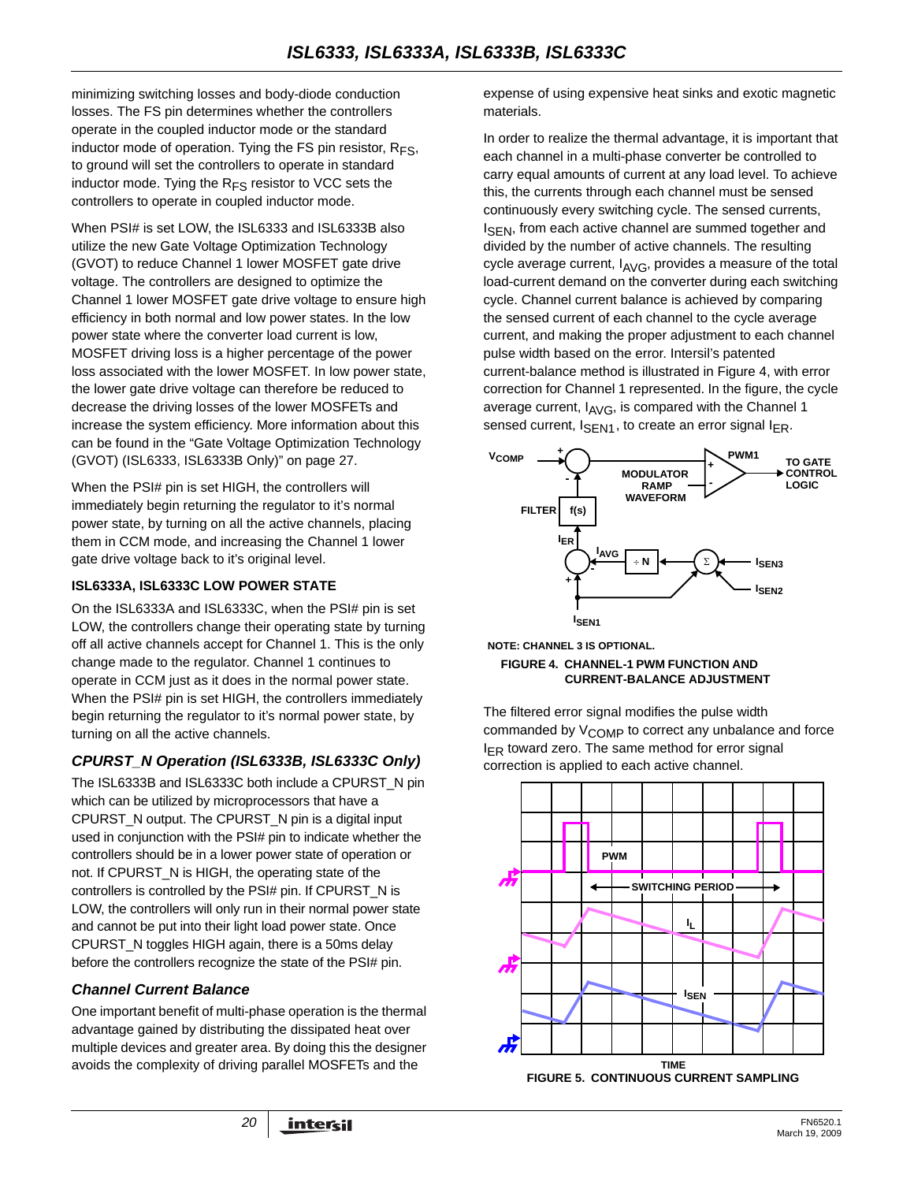minimizing switching losses and body-diode conduction losses. The FS pin determines whether the controllers operate in the coupled inductor mode or the standard inductor mode of operation. Tying the FS pin resistor, $R_{FS}$, to ground will set the controllers to operate in standard inductor mode. Tying the $R_{FS}$ resistor to VCC sets the controllers to operate in coupled inductor mode.

When PSI# is set LOW, the ISL6333 and ISL6333B also utilize the new Gate Voltage Optimization Technology (GVOT) to reduce Channel 1 lower MOSFET gate drive voltage. The controllers are designed to optimize the Channel 1 lower MOSFET gate drive voltage to ensure high efficiency in both normal and low power states. In the low power state where the converter load current is low, MOSFET driving loss is a higher percentage of the power loss associated with the lower MOSFET. In low power state, the lower gate drive voltage can therefore be reduced to decrease the driving losses of the lower MOSFETs and increase the system efficiency. More information about this can be found in the "Gate Voltage Optimization Technology (GVOT) (ISL6333, ISL6333B Only)" on page 27.

When the PSI# pin is set HIGH, the controllers will immediately begin returning the regulator to it's normal power state, by turning on all the active channels, placing them in CCM mode, and increasing the Channel 1 lower gate drive voltage back to it's original level.

#### ISL6333A, ISL6333C LOW POWER STATE

On the ISL6333A and ISL6333C, when the PSI# pin is set LOW, the controllers change their operating state by turning off all active channels accept for Channel 1. This is the only change made to the regulator. Channel 1 continues to operate in CCM just as it does in the normal power state. When the PSI# pin is set HIGH, the controllers immediately begin returning the regulator to it's normal power state, by turning on all the active channels.

### *CPURST_N Operation (ISL6333B, ISL6333C Only)*

The ISL6333B and ISL6333C both include a CPURST_N pin which can be utilized by microprocessors that have a CPURST_N output. The CPURST_N pin is a digital input used in conjunction with the PSI# pin to indicate whether the controllers should be in a lower power state of operation or not. If CPURST_N is HIGH, the operating state of the controllers is controlled by the PSI# pin. If CPURST_N is LOW, the controllers will only run in their normal power state and cannot be put into their light load power state. Once CPURST_N toggles HIGH again, there is a 50ms delay before the controllers recognize the state of the PSI# pin.

### *Channel Current Balance*

One important benefit of multi-phase operation is the thermal advantage gained by distributing the dissipated heat over multiple devices and greater area. By doing this the designer avoids the complexity of driving parallel MOSFETs and the expense of using expensive heat sinks and exotic magnetic materials.

In order to realize the thermal advantage, it is important that each channel in a multi-phase converter be controlled to carry equal amounts of current at any load level. To achieve this, the currents through each channel must be sensed continuously every switching cycle. The sensed currents, $I_{SEN}$, from each active channel are summed together and divided by the number of active channels. The resulting cycle average current, $I_{AVG}$, provides a measure of the total load-current demand on the converter during each switching cycle. Channel current balance is achieved by comparing the sensed current of each channel to the cycle average current, and making the proper adjustment to each channel pulse width based on the error. Intersil's patented current-balance method is illustrated in Figure 4, with error correction for Channel 1 represented. In the figure, the cycle average current, $I_{AVG}$, is compared with the Channel 1 sensed current, $I_{SEN1}$, to create an error signal $I_{ER}$.

NOTE: CHANNEL 3 IS OPTIONAL.

FIGURE 4. CHANNEL-1 PWM FUNCTION AND CURRENT-BALANCE ADJUSTMENT

The filtered error signal modifies the pulse width commanded by $V_{COMP}$ to correct any unbalance and force $I_{ER}$ toward zero. The same method for error signal correction is applied to each active channel.

FIGURE 5. CONTINUOUS CURRENT SAMPLING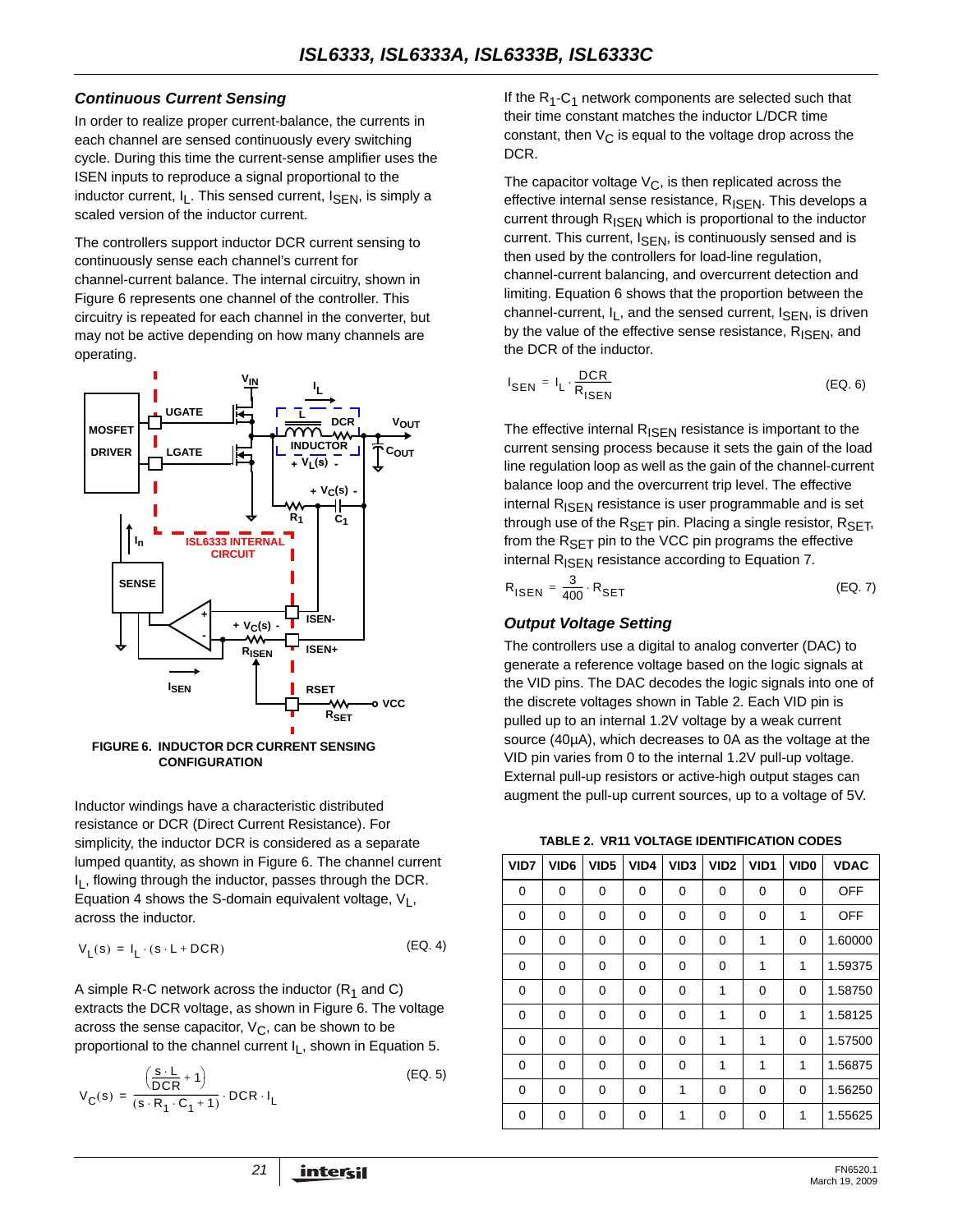### Continuous Current Sensing

In order to realize proper current-balance, the currents in each channel are sensed continuously every switching cycle. During this time the current-sense amplifier uses the ISEN inputs to reproduce a signal proportional to the inductor current, $I_L$. This sensed current, $I_{SEN}$, is simply a scaled version of the inductor current.

The controllers support inductor DCR current sensing to continuously sense each channel's current for channel-current balance. The internal circuitry, shown in Figure 6 represents one channel of the controller. This circuitry is repeated for each channel in the converter, but may not be active depending on how many channels are operating.

**FIGURE 6. INDUCTOR DCR CURRENT SENSING CONFIGURATION**

Inductor windings have a characteristic distributed resistance or DCR (Direct Current Resistance). For simplicity, the inductor DCR is considered as a separate lumped quantity, as shown in Figure 6. The channel current $I_L$, flowing through the inductor, passes through the DCR. Equation 4 shows the S-domain equivalent voltage, $V_L$, across the inductor.

$$V_L(s) = I_L \cdot (s \cdot L + DCR) \qquad \text{(EQ. 4)}$$

A simple R-C network across the inductor ($R_1$ and C) extracts the DCR voltage, as shown in Figure 6. The voltage across the sense capacitor, $V_C$, can be shown to be proportional to the channel current $I_L$, shown in Equation 5.

$$V_C(s) = \frac{\left(\frac{s \cdot L}{DCR} + 1\right)}{(s \cdot R_1 \cdot C_1 + 1)} \cdot DCR \cdot I_L \qquad \text{(EQ. 5)}$$

If the $R_1$-$C_1$ network components are selected such that their time constant matches the inductor L/DCR time constant, then $V_C$ is equal to the voltage drop across the DCR.

The capacitor voltage $V_C$, is then replicated across the effective internal sense resistance, $R_{ISEN}$. This develops a current through $R_{ISEN}$ which is proportional to the inductor current. This current, $I_{SEN}$, is continuously sensed and is then used by the controllers for load-line regulation, channel-current balancing, and overcurrent detection and limiting. Equation 6 shows that the proportion between the channel-current, $I_L$, and the sensed current, $I_{SEN}$, is driven by the value of the effective sense resistance, $R_{ISEN}$, and the DCR of the inductor.

$$I_{SEN} = I_L \cdot \frac{DCR}{R_{ISEN}} \qquad \text{(EQ. 6)}$$

The effective internal $R_{ISEN}$ resistance is important to the current sensing process because it sets the gain of the load line regulation loop as well as the gain of the channel-current balance loop and the overcurrent trip level. The effective internal $R_{ISEN}$ resistance is user programmable and is set through use of the $R_{SET}$ pin. Placing a single resistor, $R_{SET}$, from the $R_{SET}$ pin to the VCC pin programs the effective internal $R_{ISEN}$ resistance according to Equation 7.

$$R_{ISEN} = \frac{3}{400} \cdot R_{SET} \qquad \text{(EQ. 7)}$$

### Output Voltage Setting

The controllers use a digital to analog converter (DAC) to generate a reference voltage based on the logic signals at the VID pins. The DAC decodes the logic signals into one of the discrete voltages shown in Table 2. Each VID pin is pulled up to an internal 1.2V voltage by a weak current source (40µA), which decreases to 0A as the voltage at the VID pin varies from 0 to the internal 1.2V pull-up voltage. External pull-up resistors or active-high output stages can augment the pull-up current sources, up to a voltage of 5V.

**TABLE 2. VR11 VOLTAGE IDENTIFICATION CODES**

| VID7 | VID6 | VID5 | VID4 | VID3 | VID2 | VID1 | VID0 | VDAC |
|---|---|---|---|---|---|---|---|---|
| 0 | 0 | 0 | 0 | 0 | 0 | 0 | 0 | OFF |
| 0 | 0 | 0 | 0 | 0 | 0 | 0 | 1 | OFF |
| 0 | 0 | 0 | 0 | 0 | 0 | 1 | 0 | 1.60000 |
| 0 | 0 | 0 | 0 | 0 | 0 | 1 | 1 | 1.59375 |
| 0 | 0 | 0 | 0 | 0 | 1 | 0 | 0 | 1.58750 |
| 0 | 0 | 0 | 0 | 0 | 1 | 0 | 1 | 1.58125 |
| 0 | 0 | 0 | 0 | 0 | 1 | 1 | 0 | 1.57500 |
| 0 | 0 | 0 | 0 | 0 | 1 | 1 | 1 | 1.56875 |
| 0 | 0 | 0 | 0 | 1 | 0 | 0 | 0 | 1.56250 |
| 0 | 0 | 0 | 0 | 1 | 0 | 0 | 1 | 1.55625 |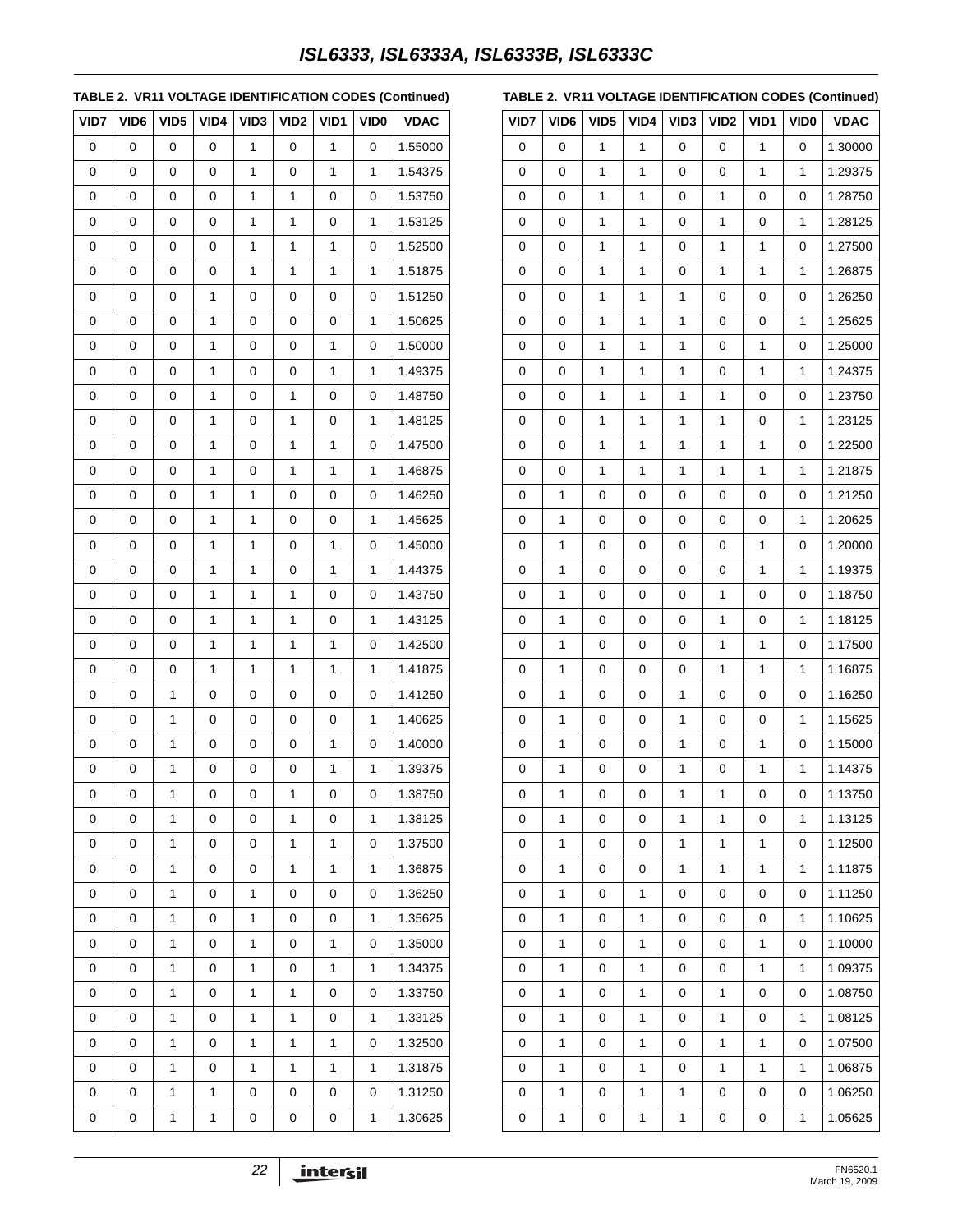**TABLE 2. VR11 VOLTAGE IDENTIFICATION CODES (Continued)**

| VID7 | VID6 | VID5 | VID4 | VID3 | VID2 | VID1 | VID0 | VDAC |
|---|---|---|---|---|---|---|---|---|
| 0 | 0 | 0 | 0 | 1 | 0 | 1 | 0 | 1.55000 |
| 0 | 0 | 0 | 0 | 1 | 0 | 1 | 1 | 1.54375 |
| 0 | 0 | 0 | 0 | 1 | 1 | 0 | 0 | 1.53750 |
| 0 | 0 | 0 | 0 | 1 | 1 | 0 | 1 | 1.53125 |
| 0 | 0 | 0 | 0 | 1 | 1 | 1 | 0 | 1.52500 |
| 0 | 0 | 0 | 0 | 1 | 1 | 1 | 1 | 1.51875 |
| 0 | 0 | 0 | 1 | 0 | 0 | 0 | 0 | 1.51250 |
| 0 | 0 | 0 | 1 | 0 | 0 | 0 | 1 | 1.50625 |
| 0 | 0 | 0 | 1 | 0 | 0 | 1 | 0 | 1.50000 |
| 0 | 0 | 0 | 1 | 0 | 0 | 1 | 1 | 1.49375 |
| 0 | 0 | 0 | 1 | 0 | 1 | 0 | 0 | 1.48750 |
| 0 | 0 | 0 | 1 | 0 | 1 | 0 | 1 | 1.48125 |
| 0 | 0 | 0 | 1 | 0 | 1 | 1 | 0 | 1.47500 |
| 0 | 0 | 0 | 1 | 0 | 1 | 1 | 1 | 1.46875 |
| 0 | 0 | 0 | 1 | 1 | 0 | 0 | 0 | 1.46250 |
| 0 | 0 | 0 | 1 | 1 | 0 | 0 | 1 | 1.45625 |
| 0 | 0 | 0 | 1 | 1 | 0 | 1 | 0 | 1.45000 |
| 0 | 0 | 0 | 1 | 1 | 0 | 1 | 1 | 1.44375 |
| 0 | 0 | 0 | 1 | 1 | 1 | 0 | 0 | 1.43750 |
| 0 | 0 | 0 | 1 | 1 | 1 | 0 | 1 | 1.43125 |
| 0 | 0 | 0 | 1 | 1 | 1 | 1 | 0 | 1.42500 |
| 0 | 0 | 0 | 1 | 1 | 1 | 1 | 1 | 1.41875 |
| 0 | 0 | 1 | 0 | 0 | 0 | 0 | 0 | 1.41250 |
| 0 | 0 | 1 | 0 | 0 | 0 | 0 | 1 | 1.40625 |
| 0 | 0 | 1 | 0 | 0 | 0 | 1 | 0 | 1.40000 |
| 0 | 0 | 1 | 0 | 0 | 0 | 1 | 1 | 1.39375 |
| 0 | 0 | 1 | 0 | 0 | 1 | 0 | 0 | 1.38750 |
| 0 | 0 | 1 | 0 | 0 | 1 | 0 | 1 | 1.38125 |
| 0 | 0 | 1 | 0 | 0 | 1 | 1 | 0 | 1.37500 |
| 0 | 0 | 1 | 0 | 0 | 1 | 1 | 1 | 1.36875 |
| 0 | 0 | 1 | 0 | 1 | 0 | 0 | 0 | 1.36250 |
| 0 | 0 | 1 | 0 | 1 | 0 | 0 | 1 | 1.35625 |
| 0 | 0 | 1 | 0 | 1 | 0 | 1 | 0 | 1.35000 |
| 0 | 0 | 1 | 0 | 1 | 0 | 1 | 1 | 1.34375 |
| 0 | 0 | 1 | 0 | 1 | 1 | 0 | 0 | 1.33750 |
| 0 | 0 | 1 | 0 | 1 | 1 | 0 | 1 | 1.33125 |
| 0 | 0 | 1 | 0 | 1 | 1 | 1 | 0 | 1.32500 |
| 0 | 0 | 1 | 0 | 1 | 1 | 1 | 1 | 1.31875 |
| 0 | 0 | 1 | 1 | 0 | 0 | 0 | 0 | 1.31250 |
| 0 | 0 | 1 | 1 | 0 | 0 | 0 | 1 | 1.30625 |
| 0 | 0 | 1 | 1 | 0 | 0 | 1 | 0 | 1.30000 |
| 0 | 0 | 1 | 1 | 0 | 0 | 1 | 1 | 1.29375 |
| 0 | 0 | 1 | 1 | 0 | 1 | 0 | 0 | 1.28750 |
| 0 | 0 | 1 | 1 | 0 | 1 | 0 | 1 | 1.28125 |
| 0 | 0 | 1 | 1 | 0 | 1 | 1 | 0 | 1.27500 |
| 0 | 0 | 1 | 1 | 0 | 1 | 1 | 1 | 1.26875 |
| 0 | 0 | 1 | 1 | 1 | 0 | 0 | 0 | 1.26250 |
| 0 | 0 | 1 | 1 | 1 | 0 | 0 | 1 | 1.25625 |
| 0 | 0 | 1 | 1 | 1 | 0 | 1 | 0 | 1.25000 |
| 0 | 0 | 1 | 1 | 1 | 0 | 1 | 1 | 1.24375 |
| 0 | 0 | 1 | 1 | 1 | 1 | 0 | 0 | 1.23750 |
| 0 | 0 | 1 | 1 | 1 | 1 | 0 | 1 | 1.23125 |
| 0 | 0 | 1 | 1 | 1 | 1 | 1 | 0 | 1.22500 |
| 0 | 0 | 1 | 1 | 1 | 1 | 1 | 1 | 1.21875 |
| 0 | 1 | 0 | 0 | 0 | 0 | 0 | 0 | 1.21250 |
| 0 | 1 | 0 | 0 | 0 | 0 | 0 | 1 | 1.20625 |
| 0 | 1 | 0 | 0 | 0 | 0 | 1 | 0 | 1.20000 |
| 0 | 1 | 0 | 0 | 0 | 0 | 1 | 1 | 1.19375 |
| 0 | 1 | 0 | 0 | 0 | 1 | 0 | 0 | 1.18750 |
| 0 | 1 | 0 | 0 | 0 | 1 | 0 | 1 | 1.18125 |
| 0 | 1 | 0 | 0 | 0 | 1 | 1 | 0 | 1.17500 |
| 0 | 1 | 0 | 0 | 0 | 1 | 1 | 1 | 1.16875 |
| 0 | 1 | 0 | 0 | 1 | 0 | 0 | 0 | 1.16250 |
| 0 | 1 | 0 | 0 | 1 | 0 | 0 | 1 | 1.15625 |
| 0 | 1 | 0 | 0 | 1 | 0 | 1 | 0 | 1.15000 |
| 0 | 1 | 0 | 0 | 1 | 0 | 1 | 1 | 1.14375 |
| 0 | 1 | 0 | 0 | 1 | 1 | 0 | 0 | 1.13750 |
| 0 | 1 | 0 | 0 | 1 | 1 | 0 | 1 | 1.13125 |
| 0 | 1 | 0 | 0 | 1 | 1 | 1 | 0 | 1.12500 |
| 0 | 1 | 0 | 0 | 1 | 1 | 1 | 1 | 1.11875 |
| 0 | 1 | 0 | 1 | 0 | 0 | 0 | 0 | 1.11250 |
| 0 | 1 | 0 | 1 | 0 | 0 | 0 | 1 | 1.10625 |
| 0 | 1 | 0 | 1 | 0 | 0 | 1 | 0 | 1.10000 |
| 0 | 1 | 0 | 1 | 0 | 0 | 1 | 1 | 1.09375 |
| 0 | 1 | 0 | 1 | 0 | 1 | 0 | 0 | 1.08750 |
| 0 | 1 | 0 | 1 | 0 | 1 | 0 | 1 | 1.08125 |
| 0 | 1 | 0 | 1 | 0 | 1 | 1 | 0 | 1.07500 |
| 0 | 1 | 0 | 1 | 0 | 1 | 1 | 1 | 1.06875 |
| 0 | 1 | 0 | 1 | 1 | 0 | 0 | 0 | 1.06250 |
| 0 | 1 | 0 | 1 | 1 | 0 | 0 | 1 | 1.05625 |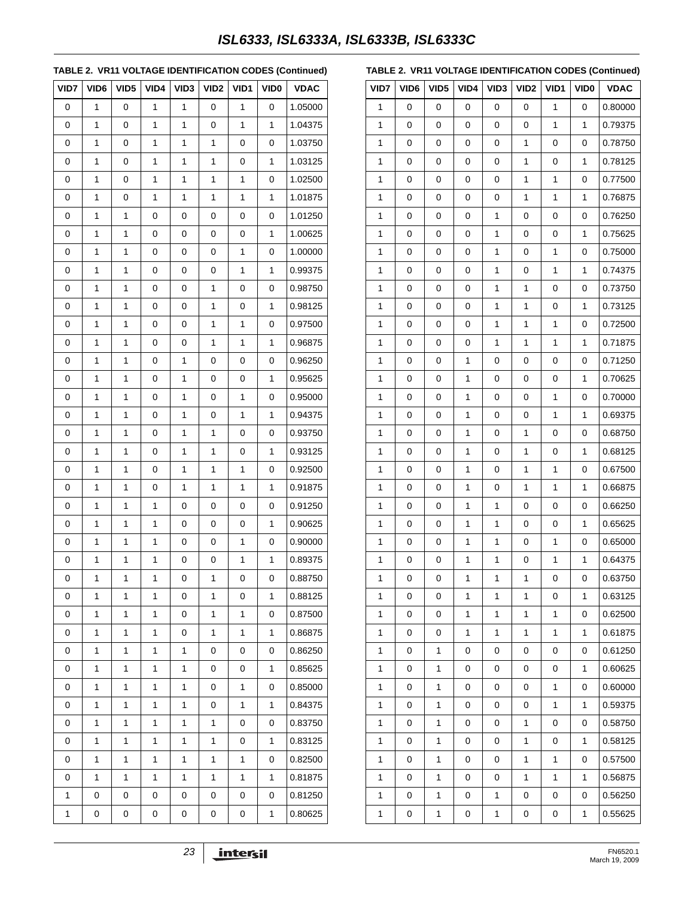**TABLE 2. VR11 VOLTAGE IDENTIFICATION CODES (Continued)**

| VID7 | VID6 | VID5 | VID4 | VID3 | VID2 | VID1 | VID0 | VDAC |
|---|---|---|---|---|---|---|---|---|
| 0 | 1 | 0 | 1 | 1 | 0 | 1 | 0 | 1.05000 |
| 0 | 1 | 0 | 1 | 1 | 0 | 1 | 1 | 1.04375 |
| 0 | 1 | 0 | 1 | 1 | 1 | 0 | 0 | 1.03750 |
| 0 | 1 | 0 | 1 | 1 | 1 | 0 | 1 | 1.03125 |
| 0 | 1 | 0 | 1 | 1 | 1 | 1 | 0 | 1.02500 |
| 0 | 1 | 0 | 1 | 1 | 1 | 1 | 1 | 1.01875 |
| 0 | 1 | 1 | 0 | 0 | 0 | 0 | 0 | 1.01250 |
| 0 | 1 | 1 | 0 | 0 | 0 | 0 | 1 | 1.00625 |
| 0 | 1 | 1 | 0 | 0 | 0 | 1 | 0 | 1.00000 |
| 0 | 1 | 1 | 0 | 0 | 0 | 1 | 1 | 0.99375 |
| 0 | 1 | 1 | 0 | 0 | 1 | 0 | 0 | 0.98750 |
| 0 | 1 | 1 | 0 | 0 | 1 | 0 | 1 | 0.98125 |
| 0 | 1 | 1 | 0 | 0 | 1 | 1 | 0 | 0.97500 |
| 0 | 1 | 1 | 0 | 0 | 1 | 1 | 1 | 0.96875 |
| 0 | 1 | 1 | 0 | 1 | 0 | 0 | 0 | 0.96250 |
| 0 | 1 | 1 | 0 | 1 | 0 | 0 | 1 | 0.95625 |
| 0 | 1 | 1 | 0 | 1 | 0 | 1 | 0 | 0.95000 |
| 0 | 1 | 1 | 0 | 1 | 0 | 1 | 1 | 0.94375 |
| 0 | 1 | 1 | 0 | 1 | 1 | 0 | 0 | 0.93750 |
| 0 | 1 | 1 | 0 | 1 | 1 | 0 | 1 | 0.93125 |
| 0 | 1 | 1 | 0 | 1 | 1 | 1 | 0 | 0.92500 |
| 0 | 1 | 1 | 0 | 1 | 1 | 1 | 1 | 0.91875 |
| 0 | 1 | 1 | 1 | 0 | 0 | 0 | 0 | 0.91250 |
| 0 | 1 | 1 | 1 | 0 | 0 | 0 | 1 | 0.90625 |
| 0 | 1 | 1 | 1 | 0 | 0 | 1 | 0 | 0.90000 |
| 0 | 1 | 1 | 1 | 0 | 0 | 1 | 1 | 0.89375 |
| 0 | 1 | 1 | 1 | 0 | 1 | 0 | 0 | 0.88750 |
| 0 | 1 | 1 | 1 | 0 | 1 | 0 | 1 | 0.88125 |
| 0 | 1 | 1 | 1 | 0 | 1 | 1 | 0 | 0.87500 |
| 0 | 1 | 1 | 1 | 0 | 1 | 1 | 1 | 0.86875 |
| 0 | 1 | 1 | 1 | 1 | 0 | 0 | 0 | 0.86250 |
| 0 | 1 | 1 | 1 | 1 | 0 | 0 | 1 | 0.85625 |
| 0 | 1 | 1 | 1 | 1 | 0 | 1 | 0 | 0.85000 |
| 0 | 1 | 1 | 1 | 1 | 0 | 1 | 1 | 0.84375 |
| 0 | 1 | 1 | 1 | 1 | 1 | 0 | 0 | 0.83750 |
| 0 | 1 | 1 | 1 | 1 | 1 | 0 | 1 | 0.83125 |
| 0 | 1 | 1 | 1 | 1 | 1 | 1 | 0 | 0.82500 |
| 0 | 1 | 1 | 1 | 1 | 1 | 1 | 1 | 0.81875 |
| 1 | 0 | 0 | 0 | 0 | 0 | 0 | 0 | 0.81250 |
| 1 | 0 | 0 | 0 | 0 | 0 | 0 | 1 | 0.80625 |
| 1 | 0 | 0 | 0 | 0 | 0 | 1 | 0 | 0.80000 |
| 1 | 0 | 0 | 0 | 0 | 0 | 1 | 1 | 0.79375 |
| 1 | 0 | 0 | 0 | 0 | 1 | 0 | 0 | 0.78750 |
| 1 | 0 | 0 | 0 | 0 | 1 | 0 | 1 | 0.78125 |
| 1 | 0 | 0 | 0 | 0 | 1 | 1 | 0 | 0.77500 |
| 1 | 0 | 0 | 0 | 0 | 1 | 1 | 1 | 0.76875 |
| 1 | 0 | 0 | 0 | 1 | 0 | 0 | 0 | 0.76250 |
| 1 | 0 | 0 | 0 | 1 | 0 | 0 | 1 | 0.75625 |
| 1 | 0 | 0 | 0 | 1 | 0 | 1 | 0 | 0.75000 |
| 1 | 0 | 0 | 0 | 1 | 0 | 1 | 1 | 0.74375 |
| 1 | 0 | 0 | 0 | 1 | 1 | 0 | 0 | 0.73750 |
| 1 | 0 | 0 | 0 | 1 | 1 | 0 | 1 | 0.73125 |
| 1 | 0 | 0 | 0 | 1 | 1 | 1 | 0 | 0.72500 |
| 1 | 0 | 0 | 0 | 1 | 1 | 1 | 1 | 0.71875 |
| 1 | 0 | 0 | 1 | 0 | 0 | 0 | 0 | 0.71250 |
| 1 | 0 | 0 | 1 | 0 | 0 | 0 | 1 | 0.70625 |
| 1 | 0 | 0 | 1 | 0 | 0 | 1 | 0 | 0.70000 |
| 1 | 0 | 0 | 1 | 0 | 0 | 1 | 1 | 0.69375 |
| 1 | 0 | 0 | 1 | 0 | 1 | 0 | 0 | 0.68750 |
| 1 | 0 | 0 | 1 | 0 | 1 | 0 | 1 | 0.68125 |
| 1 | 0 | 0 | 1 | 0 | 1 | 1 | 0 | 0.67500 |
| 1 | 0 | 0 | 1 | 0 | 1 | 1 | 1 | 0.66875 |
| 1 | 0 | 0 | 1 | 1 | 0 | 0 | 0 | 0.66250 |
| 1 | 0 | 0 | 1 | 1 | 0 | 0 | 1 | 0.65625 |
| 1 | 0 | 0 | 1 | 1 | 0 | 1 | 0 | 0.65000 |
| 1 | 0 | 0 | 1 | 1 | 0 | 1 | 1 | 0.64375 |
| 1 | 0 | 0 | 1 | 1 | 1 | 0 | 0 | 0.63750 |
| 1 | 0 | 0 | 1 | 1 | 1 | 0 | 1 | 0.63125 |
| 1 | 0 | 0 | 1 | 1 | 1 | 1 | 0 | 0.62500 |
| 1 | 0 | 0 | 1 | 1 | 1 | 1 | 1 | 0.61875 |
| 1 | 0 | 1 | 0 | 0 | 0 | 0 | 0 | 0.61250 |
| 1 | 0 | 1 | 0 | 0 | 0 | 0 | 1 | 0.60625 |
| 1 | 0 | 1 | 0 | 0 | 0 | 1 | 0 | 0.60000 |
| 1 | 0 | 1 | 0 | 0 | 0 | 1 | 1 | 0.59375 |
| 1 | 0 | 1 | 0 | 0 | 1 | 0 | 0 | 0.58750 |
| 1 | 0 | 1 | 0 | 0 | 1 | 0 | 1 | 0.58125 |
| 1 | 0 | 1 | 0 | 0 | 1 | 1 | 0 | 0.57500 |
| 1 | 0 | 1 | 0 | 0 | 1 | 1 | 1 | 0.56875 |
| 1 | 0 | 1 | 0 | 1 | 0 | 0 | 0 | 0.56250 |
| 1 | 0 | 1 | 0 | 1 | 0 | 0 | 1 | 0.55625 |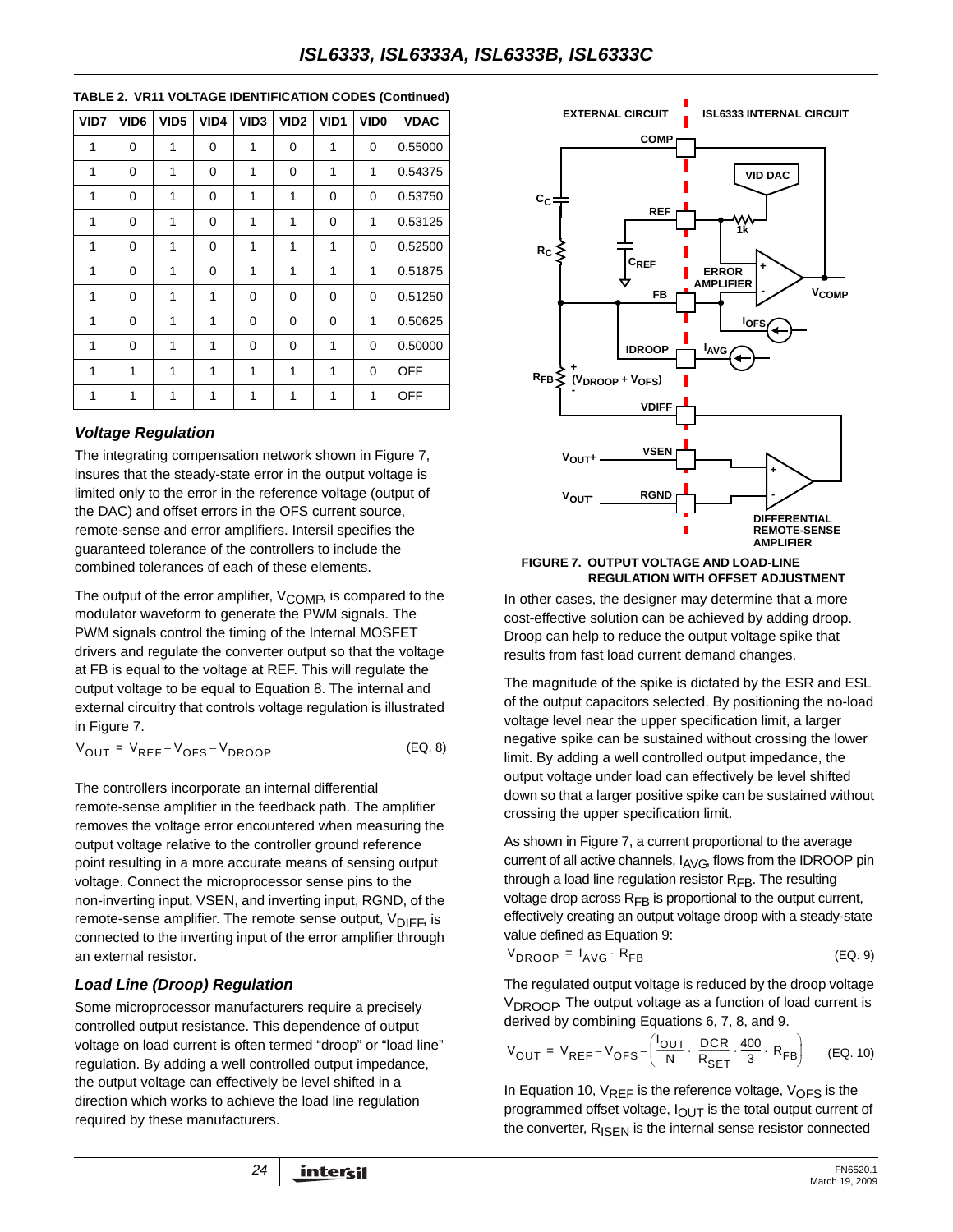**TABLE 2. VR11 VOLTAGE IDENTIFICATION CODES (Continued)**

| VID7 | VID6 | VID5 | VID4 | VID3 | VID2 | VID1 | VID0 | VDAC |
|---|---|---|---|---|---|---|---|---|
| 1 | 0 | 1 | 0 | 1 | 0 | 1 | 0 | 0.55000 |
| 1 | 0 | 1 | 0 | 1 | 0 | 1 | 1 | 0.54375 |
| 1 | 0 | 1 | 0 | 1 | 1 | 0 | 0 | 0.53750 |
| 1 | 0 | 1 | 0 | 1 | 1 | 0 | 1 | 0.53125 |
| 1 | 0 | 1 | 0 | 1 | 1 | 1 | 0 | 0.52500 |
| 1 | 0 | 1 | 0 | 1 | 1 | 1 | 1 | 0.51875 |
| 1 | 0 | 1 | 1 | 0 | 0 | 0 | 0 | 0.51250 |
| 1 | 0 | 1 | 1 | 0 | 0 | 0 | 1 | 0.50625 |
| 1 | 0 | 1 | 1 | 0 | 0 | 1 | 0 | 0.50000 |
| 1 | 1 | 1 | 1 | 1 | 1 | 1 | 0 | OFF |
| 1 | 1 | 1 | 1 | 1 | 1 | 1 | 1 | OFF |

### *Voltage Regulation*

The integrating compensation network shown in Figure 7, insures that the steady-state error in the output voltage is limited only to the error in the reference voltage (output of the DAC) and offset errors in the OFS current source, remote-sense and error amplifiers. Intersil specifies the guaranteed tolerance of the controllers to include the combined tolerances of each of these elements.

The output of the error amplifier, $V_{COMP}$, is compared to the modulator waveform to generate the PWM signals. The PWM signals control the timing of the Internal MOSFET drivers and regulate the converter output so that the voltage at FB is equal to the voltage at REF. This will regulate the output voltage to be equal to Equation 8. The internal and external circuitry that controls voltage regulation is illustrated in Figure 7.

$$V_{OUT} = V_{REF} - V_{OFS} - V_{DROOP} \quad \text{(EQ. 8)}$$

The controllers incorporate an internal differential remote-sense amplifier in the feedback path. The amplifier removes the voltage error encountered when measuring the output voltage relative to the controller ground reference point resulting in a more accurate means of sensing output voltage. Connect the microprocessor sense pins to the non-inverting input, VSEN, and inverting input, RGND, of the remote-sense amplifier. The remote sense output, $V_{DIFF}$, is connected to the inverting input of the error amplifier through an external resistor.

### *Load Line (Droop) Regulation*

Some microprocessor manufacturers require a precisely controlled output resistance. This dependence of output voltage on load current is often termed "droop" or "load line" regulation. By adding a well controlled output impedance, the output voltage can effectively be level shifted in a direction which works to achieve the load line regulation required by these manufacturers.

**FIGURE 7. OUTPUT VOLTAGE AND LOAD-LINE REGULATION WITH OFFSET ADJUSTMENT**

In other cases, the designer may determine that a more cost-effective solution can be achieved by adding droop. Droop can help to reduce the output voltage spike that results from fast load current demand changes.

The magnitude of the spike is dictated by the ESR and ESL of the output capacitors selected. By positioning the no-load voltage level near the upper specification limit, a larger negative spike can be sustained without crossing the lower limit. By adding a well controlled output impedance, the output voltage under load can effectively be level shifted down so that a larger positive spike can be sustained without crossing the upper specification limit.

As shown in Figure 7, a current proportional to the average current of all active channels, $I_{AVG}$, flows from the IDROOP pin through a load line regulation resistor $R_{FB}$. The resulting voltage drop across $R_{FB}$ is proportional to the output current, effectively creating an output voltage droop with a steady-state value defined as Equation 9:

$$V_{DROOP} = I_{AVG} \cdot R_{FB} \quad \text{(EQ. 9)}$$

The regulated output voltage is reduced by the droop voltage $V_{DROOP}$. The output voltage as a function of load current is derived by combining Equations 6, 7, 8, and 9.

$$V_{OUT} = V_{REF} - V_{OFS} - \left(\frac{I_{OUT}}{N} \cdot \frac{DCR}{R_{SET}} \cdot \frac{400}{3} \cdot R_{FB}\right) \quad \text{(EQ. 10)}$$

In Equation 10, $V_{REF}$ is the reference voltage, $V_{OFS}$ is the programmed offset voltage, $I_{OUT}$ is the total output current of the converter, $R_{ISEN}$ is the internal sense resistor connected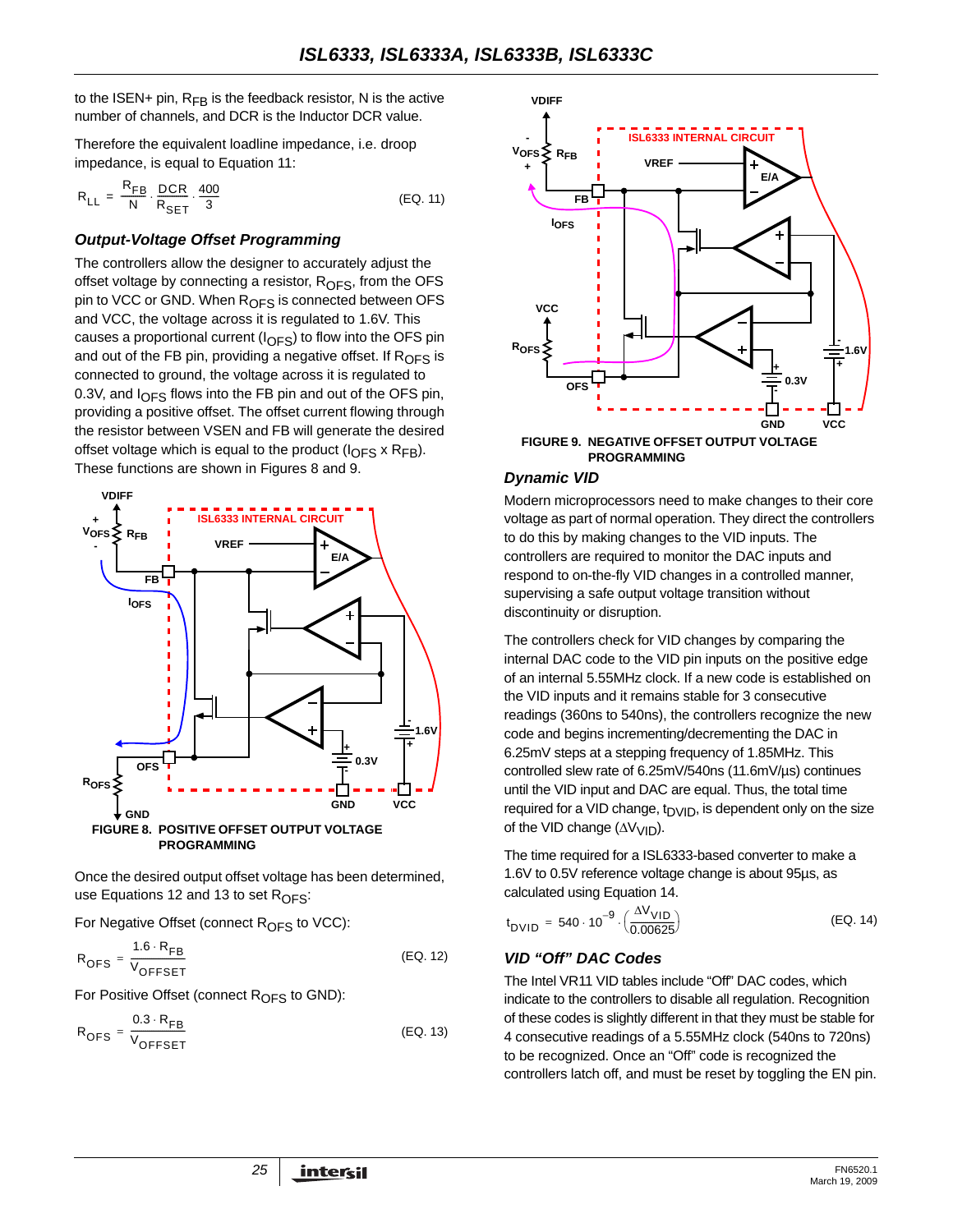to the ISEN+ pin, $R_{FB}$ is the feedback resistor, N is the active number of channels, and DCR is the Inductor DCR value.

Therefore the equivalent loadline impedance, i.e. droop impedance, is equal to Equation 11:

$$R_{LL} = \frac{R_{FB}}{N} \cdot \frac{DCR}{R_{SET}} \cdot \frac{400}{3} \quad \text{(EQ. 11)}$$

### *Output-Voltage Offset Programming*

The controllers allow the designer to accurately adjust the offset voltage by connecting a resistor, $R_{OFS}$, from the OFS pin to VCC or GND. When $R_{OFS}$ is connected between OFS and VCC, the voltage across it is regulated to 1.6V. This causes a proportional current ($I_{OFS}$) to flow into the OFS pin and out of the FB pin, providing a negative offset. If $R_{OFS}$ is connected to ground, the voltage across it is regulated to 0.3V, and $I_{OFS}$ flows into the FB pin and out of the OFS pin, providing a positive offset. The offset current flowing through the resistor between VSEN and FB will generate the desired offset voltage which is equal to the product ($I_{OFS}$ x $R_{FB}$). These functions are shown in Figures 8 and 9.

**FIGURE 8. POSITIVE OFFSET OUTPUT VOLTAGE PROGRAMMING**

Once the desired output offset voltage has been determined, use Equations 12 and 13 to set $R_{OFS}$:

For Negative Offset (connect $R_{OFS}$ to VCC):

$$R_{OFS} = \frac{1.6 \cdot R_{FB}}{V_{OFFSET}} \quad \text{(EQ. 12)}$$

For Positive Offset (connect $R_{OFS}$ to GND):

$$R_{OFS} = \frac{0.3 \cdot R_{FB}}{V_{OFFSET}} \quad \text{(EQ. 13)}$$

**FIGURE 9. NEGATIVE OFFSET OUTPUT VOLTAGE PROGRAMMING**

### *Dynamic VID*

Modern microprocessors need to make changes to their core voltage as part of normal operation. They direct the controllers to do this by making changes to the VID inputs. The controllers are required to monitor the DAC inputs and respond to on-the-fly VID changes in a controlled manner, supervising a safe output voltage transition without discontinuity or disruption.

The controllers check for VID changes by comparing the internal DAC code to the VID pin inputs on the positive edge of an internal 5.55MHz clock. If a new code is established on the VID inputs and it remains stable for 3 consecutive readings (360ns to 540ns), the controllers recognize the new code and begins incrementing/decrementing the DAC in 6.25mV steps at a stepping frequency of 1.85MHz. This controlled slew rate of 6.25mV/540ns (11.6mV/µs) continues until the VID input and DAC are equal. Thus, the total time required for a VID change, $t_{DVID}$, is dependent only on the size of the VID change ($\Delta V_{VID}$).

The time required for a ISL6333-based converter to make a 1.6V to 0.5V reference voltage change is about 95µs, as calculated using Equation 14.

$$t_{DVID} = 540 \cdot 10^{-9} \cdot \left(\frac{\Delta V_{VID}}{0.00625}\right) \quad \text{(EQ. 14)}$$

### *VID "Off" DAC Codes*

The Intel VR11 VID tables include "Off" DAC codes, which indicate to the controllers to disable all regulation. Recognition of these codes is slightly different in that they must be stable for 4 consecutive readings of a 5.55MHz clock (540ns to 720ns) to be recognized. Once an "Off" code is recognized the controllers latch off, and must be reset by toggling the EN pin.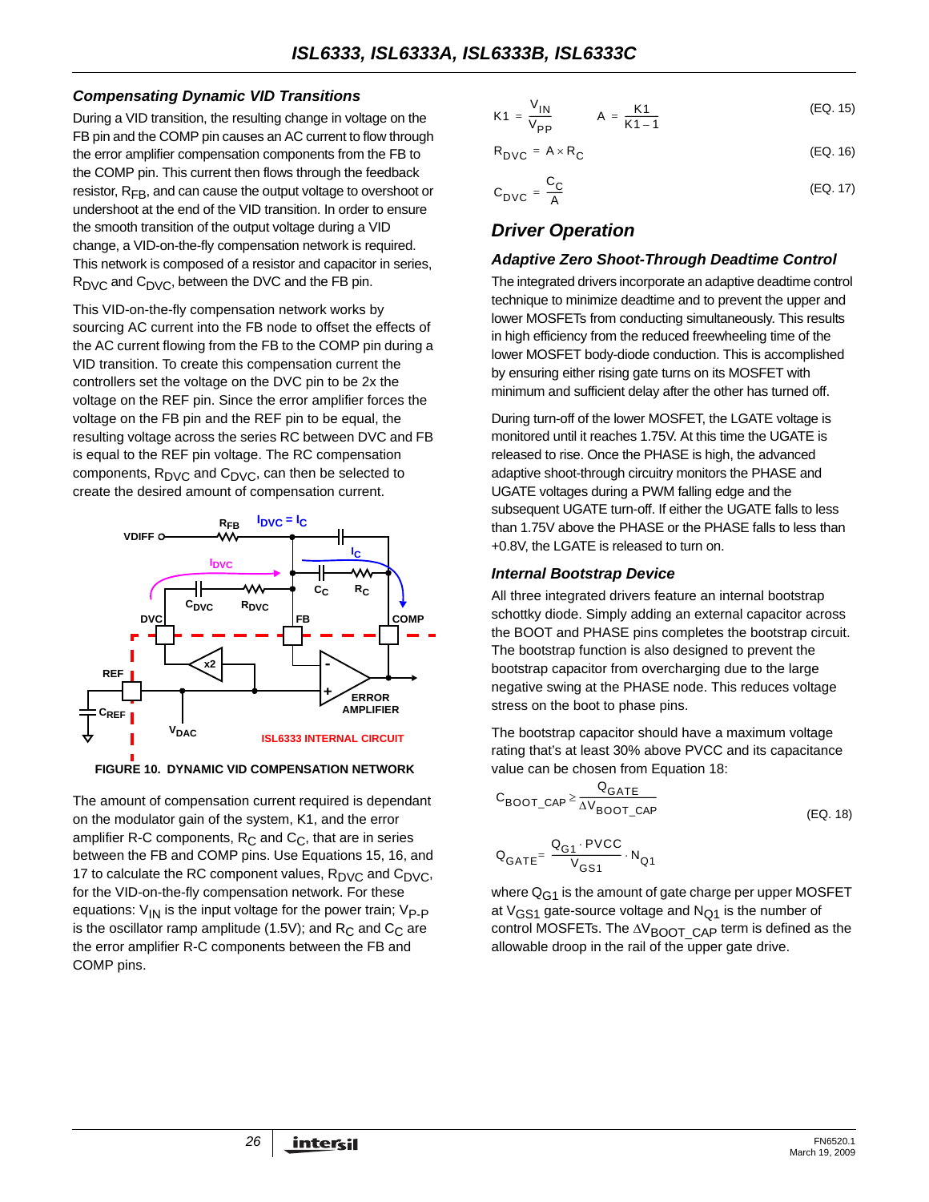### Compensating Dynamic VID Transitions

During a VID transition, the resulting change in voltage on the FB pin and the COMP pin causes an AC current to flow through the error amplifier compensation components from the FB to the COMP pin. This current then flows through the feedback resistor, $R_{FB}$, and can cause the output voltage to overshoot or undershoot at the end of the VID transition. In order to ensure the smooth transition of the output voltage during a VID change, a VID-on-the-fly compensation network is required. This network is composed of a resistor and capacitor in series, $R_{DVC}$ and $C_{DVC}$, between the DVC and the FB pin.

This VID-on-the-fly compensation network works by sourcing AC current into the FB node to offset the effects of the AC current flowing from the FB to the COMP pin during a VID transition. To create this compensation current the controllers set the voltage on the DVC pin to be 2x the voltage on the REF pin. Since the error amplifier forces the voltage on the FB pin and the REF pin to be equal, the resulting voltage across the series RC between DVC and FB is equal to the REF pin voltage. The RC compensation components, $R_{DVC}$ and $C_{DVC}$, can then be selected to create the desired amount of compensation current.

FIGURE 10. DYNAMIC VID COMPENSATION NETWORK

The amount of compensation current required is dependant on the modulator gain of the system, K1, and the error amplifier R-C components, $R_C$ and $C_C$, that are in series between the FB and COMP pins. Use Equations 15, 16, and 17 to calculate the RC component values, $R_{DVC}$ and $C_{DVC}$, for the VID-on-the-fly compensation network. For these equations: $V_{IN}$ is the input voltage for the power train; $V_{P-P}$ is the oscillator ramp amplitude (1.5V); and $R_C$ and $C_C$ are the error amplifier R-C components between the FB and COMP pins.

$$K1 = \frac{V_{IN}}{V_{PP}} \qquad A = \frac{K1}{K1 - 1} \tag{EQ. 15}$$

$$R_{DVC} = A \times R_C \tag{EQ. 16}$$

$$C_{DVC} = \frac{C_C}{A} \tag{EQ. 17}$$

## Driver Operation

### Adaptive Zero Shoot-Through Deadtime Control

The integrated drivers incorporate an adaptive deadtime control technique to minimize deadtime and to prevent the upper and lower MOSFETs from conducting simultaneously. This results in high efficiency from the reduced freewheeling time of the lower MOSFET body-diode conduction. This is accomplished by ensuring either rising gate turns on its MOSFET with minimum and sufficient delay after the other has turned off.

During turn-off of the lower MOSFET, the LGATE voltage is monitored until it reaches 1.75V. At this time the UGATE is released to rise. Once the PHASE is high, the advanced adaptive shoot-through circuitry monitors the PHASE and UGATE voltages during a PWM falling edge and the subsequent UGATE turn-off. If either the UGATE falls to less than 1.75V above the PHASE or the PHASE falls to less than +0.8V, the LGATE is released to turn on.

### Internal Bootstrap Device

All three integrated drivers feature an internal bootstrap schottky diode. Simply adding an external capacitor across the BOOT and PHASE pins completes the bootstrap circuit. The bootstrap function is also designed to prevent the bootstrap capacitor from overcharging due to the large negative swing at the PHASE node. This reduces voltage stress on the boot to phase pins.

The bootstrap capacitor should have a maximum voltage rating that's at least 30% above PVCC and its capacitance value can be chosen from Equation 18:

$$C_{BOOT\_CAP} \geq \frac{Q_{GATE}}{\Delta V_{BOOT\_CAP}} \tag{EQ. 18}$$

$$Q_{GATE} = \frac{Q_{G1} \cdot PVCC}{V_{GS1}} \cdot N_{Q1}$$

where $Q_{G1}$ is the amount of gate charge per upper MOSFET at $V_{GS1}$ gate-source voltage and $N_{Q1}$ is the number of control MOSFETs. The $\Delta V_{BOOT\_CAP}$ term is defined as the allowable droop in the rail of the upper gate drive.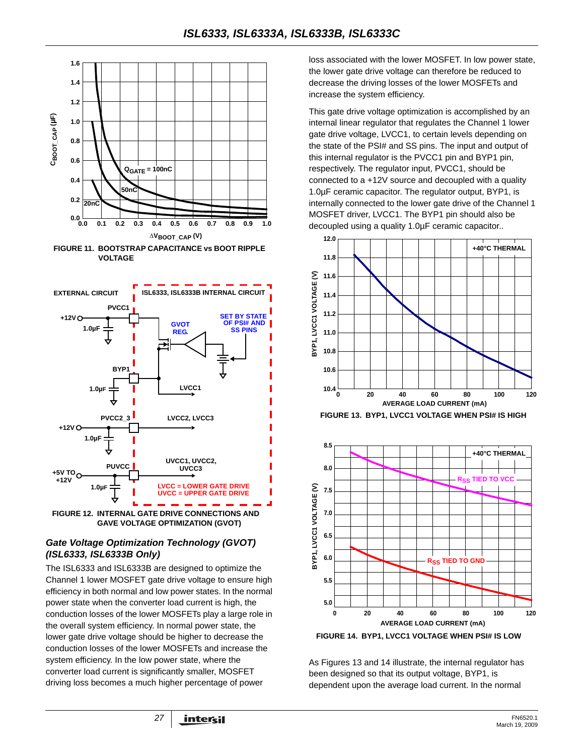FIGURE 11. BOOTSTRAP CAPACITANCE vs BOOT RIPPLE VOLTAGE

FIGURE 12. INTERNAL GATE DRIVE CONNECTIONS AND GAVE VOLTAGE OPTIMIZATION (GVOT)

### *Gate Voltage Optimization Technology (GVOT) (ISL6333, ISL6333B Only)*

The ISL6333 and ISL6333B are designed to optimize the Channel 1 lower MOSFET gate drive voltage to ensure high efficiency in both normal and low power states. In the normal power state when the converter load current is high, the conduction losses of the lower MOSFETs play a large role in the overall system efficiency. In normal power state, the lower gate drive voltage should be higher to decrease the conduction losses of the lower MOSFETs and increase the system efficiency. In the low power state, where the converter load current is significantly smaller, MOSFET driving loss becomes a much higher percentage of power loss associated with the lower MOSFET. In low power state, the lower gate drive voltage can therefore be reduced to decrease the driving losses of the lower MOSFETs and increase the system efficiency.

This gate drive voltage optimization is accomplished by an internal linear regulator that regulates the Channel 1 lower gate drive voltage, LVCC1, to certain levels depending on the state of the PSI# and SS pins. The input and output of this internal regulator is the PVCC1 pin and BYP1 pin, respectively. The regulator input, PVCC1, should be connected to a +12V source and decoupled with a quality 1.0µF ceramic capacitor. The regulator output, BYP1, is internally connected to the lower gate drive of the Channel 1 MOSFET driver, LVCC1. The BYP1 pin should also be decoupled using a quality 1.0µF ceramic capacitor..

FIGURE 13. BYP1, LVCC1 VOLTAGE WHEN PSI# IS HIGH

FIGURE 14. BYP1, LVCC1 VOLTAGE WHEN PSI# IS LOW

As Figures 13 and 14 illustrate, the internal regulator has been designed so that its output voltage, BYP1, is dependent upon the average load current. In the normal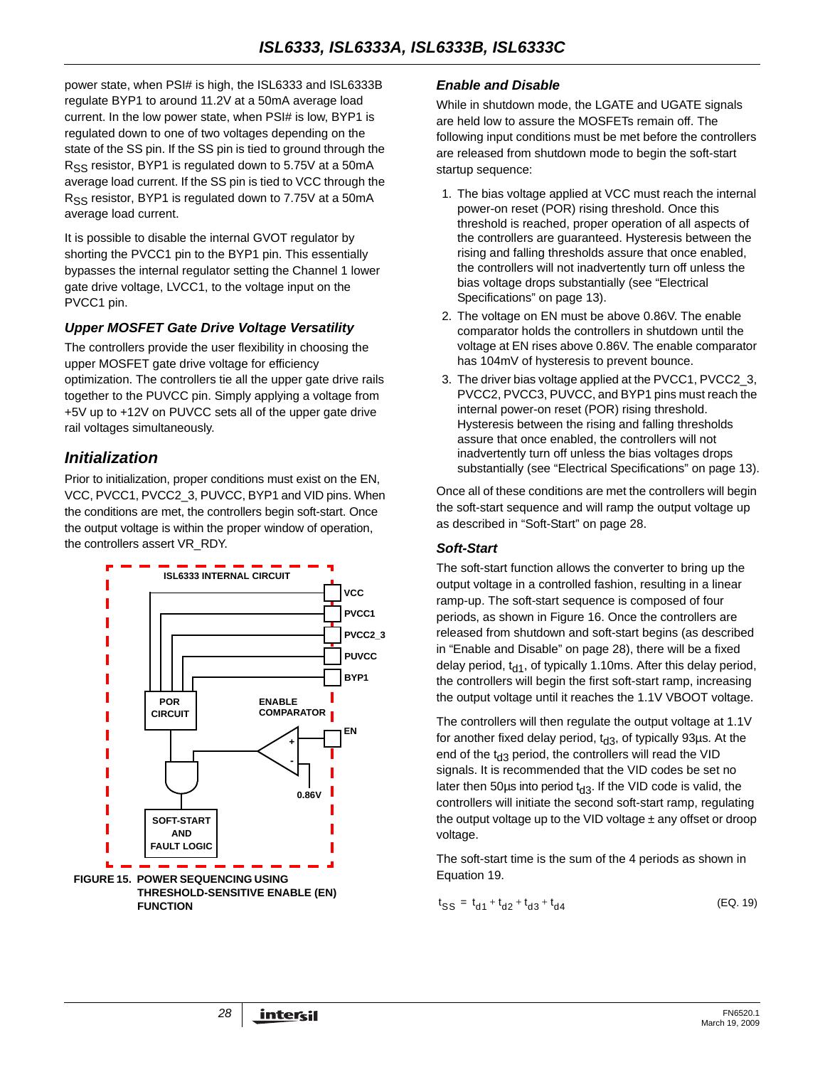power state, when PSI# is high, the ISL6333 and ISL6333B regulate BYP1 to around 11.2V at a 50mA average load current. In the low power state, when PSI# is low, BYP1 is regulated down to one of two voltages depending on the state of the SS pin. If the SS pin is tied to ground through the $R_{SS}$ resistor, BYP1 is regulated down to 5.75V at a 50mA average load current. If the SS pin is tied to VCC through the $R_{SS}$ resistor, BYP1 is regulated down to 7.75V at a 50mA average load current.

It is possible to disable the internal GVOT regulator by shorting the PVCC1 pin to the BYP1 pin. This essentially bypasses the internal regulator setting the Channel 1 lower gate drive voltage, LVCC1, to the voltage input on the PVCC1 pin.

### *Upper MOSFET Gate Drive Voltage Versatility*

The controllers provide the user flexibility in choosing the upper MOSFET gate drive voltage for efficiency optimization. The controllers tie all the upper gate drive rails together to the PUVCC pin. Simply applying a voltage from +5V up to +12V on PUVCC sets all of the upper gate drive rail voltages simultaneously.

## *Initialization*

Prior to initialization, proper conditions must exist on the EN, VCC, PVCC1, PVCC2_3, PUVCC, BYP1 and VID pins. When the conditions are met, the controllers begin soft-start. Once the output voltage is within the proper window of operation, the controllers assert VR_RDY.

FIGURE 15. POWER SEQUENCING USING THRESHOLD-SENSITIVE ENABLE (EN) FUNCTION

### *Enable and Disable*

While in shutdown mode, the LGATE and UGATE signals are held low to assure the MOSFETs remain off. The following input conditions must be met before the controllers are released from shutdown mode to begin the soft-start startup sequence:

1. The bias voltage applied at VCC must reach the internal power-on reset (POR) rising threshold. Once this threshold is reached, proper operation of all aspects of the controllers are guaranteed. Hysteresis between the rising and falling thresholds assure that once enabled, the controllers will not inadvertently turn off unless the bias voltage drops substantially (see "Electrical Specifications" on page 13).
2. The voltage on EN must be above 0.86V. The enable comparator holds the controllers in shutdown until the voltage at EN rises above 0.86V. The enable comparator has 104mV of hysteresis to prevent bounce.
3. The driver bias voltage applied at the PVCC1, PVCC2_3, PVCC2, PVCC3, PUVCC, and BYP1 pins must reach the internal power-on reset (POR) rising threshold. Hysteresis between the rising and falling thresholds assure that once enabled, the controllers will not inadvertently turn off unless the bias voltages drops substantially (see "Electrical Specifications" on page 13).

Once all of these conditions are met the controllers will begin the soft-start sequence and will ramp the output voltage up as described in "Soft-Start" on page 28.

### *Soft-Start*

The soft-start function allows the converter to bring up the output voltage in a controlled fashion, resulting in a linear ramp-up. The soft-start sequence is composed of four periods, as shown in Figure 16. Once the controllers are released from shutdown and soft-start begins (as described in "Enable and Disable" on page 28), there will be a fixed delay period, $t_{d1}$, of typically 1.10ms. After this delay period, the controllers will begin the first soft-start ramp, increasing the output voltage until it reaches the 1.1V VBOOT voltage.

The controllers will then regulate the output voltage at 1.1V for another fixed delay period, $t_{d3}$, of typically 93µs. At the end of the $t_{d3}$ period, the controllers will read the VID signals. It is recommended that the VID codes be set no later then 50µs into period $t_{d3}$. If the VID code is valid, the controllers will initiate the second soft-start ramp, regulating the output voltage up to the VID voltage ± any offset or droop voltage.

The soft-start time is the sum of the 4 periods as shown in Equation 19.

$$t_{SS} = t_{d1} + t_{d2} + t_{d3} + t_{d4} \qquad \text{(EQ. 19)}$$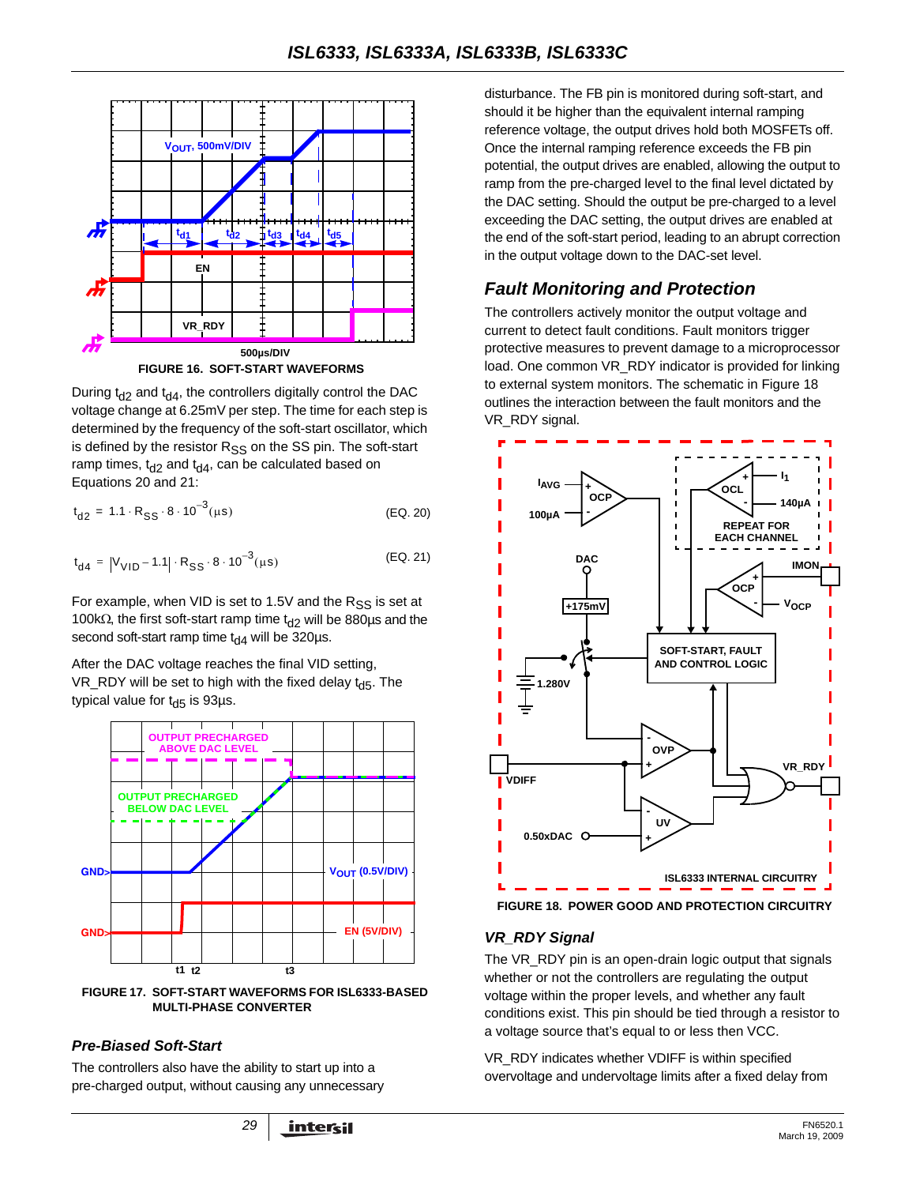FIGURE 16. SOFT-START WAVEFORMS

During $t_{d2}$ and $t_{d4}$, the controllers digitally control the DAC voltage change at 6.25mV per step. The time for each step is determined by the frequency of the soft-start oscillator, which is defined by the resistor $R_{SS}$ on the SS pin. The soft-start ramp times, $t_{d2}$ and $t_{d4}$, can be calculated based on Equations 20 and 21:

$$t_{d2} = 1.1 \cdot R_{SS} \cdot 8 \cdot 10^{-3} (\mu s) \quad \text{(EQ. 20)}$$

$$t_{d4} = |V_{VID} - 1.1| \cdot R_{SS} \cdot 8 \cdot 10^{-3} (\mu s) \quad \text{(EQ. 21)}$$

For example, when VID is set to 1.5V and the $R_{SS}$ is set at 100kΩ, the first soft-start ramp time $t_{d2}$ will be 880µs and the second soft-start ramp time $t_{d4}$ will be 320µs.

After the DAC voltage reaches the final VID setting, VR_RDY will be set to high with the fixed delay $t_{d5}$. The typical value for $t_{d5}$ is 93µs.

FIGURE 17. SOFT-START WAVEFORMS FOR ISL6333-BASED MULTI-PHASE CONVERTER

### Pre-Biased Soft-Start

The controllers also have the ability to start up into a pre-charged output, without causing any unnecessary disturbance. The FB pin is monitored during soft-start, and should it be higher than the equivalent internal ramping reference voltage, the output drives hold both MOSFETs off. Once the internal ramping reference exceeds the FB pin potential, the output drives are enabled, allowing the output to ramp from the pre-charged level to the final level dictated by the DAC setting. Should the output be pre-charged to a level exceeding the DAC setting, the output drives are enabled at the end of the soft-start period, leading to an abrupt correction in the output voltage down to the DAC-set level.

## Fault Monitoring and Protection

The controllers actively monitor the output voltage and current to detect fault conditions. Fault monitors trigger protective measures to prevent damage to a microprocessor load. One common VR_RDY indicator is provided for linking to external system monitors. The schematic in Figure 18 outlines the interaction between the fault monitors and the VR_RDY signal.

FIGURE 18. POWER GOOD AND PROTECTION CIRCUITRY

### VR_RDY Signal

The VR_RDY pin is an open-drain logic output that signals whether or not the controllers are regulating the output voltage within the proper levels, and whether any fault conditions exist. This pin should be tied through a resistor to a voltage source that's equal to or less then VCC.

VR_RDY indicates whether VDIFF is within specified overvoltage and undervoltage limits after a fixed delay from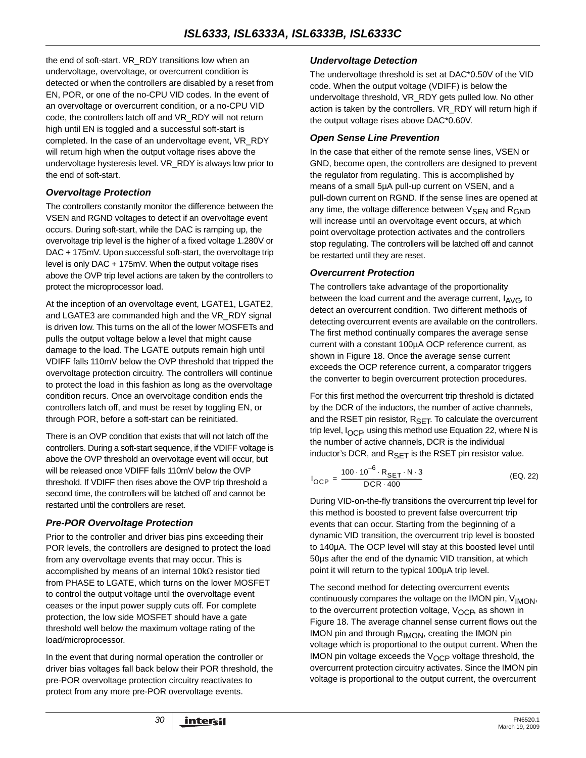the end of soft-start. VR_RDY transitions low when an undervoltage, overvoltage, or overcurrent condition is detected or when the controllers are disabled by a reset from EN, POR, or one of the no-CPU VID codes. In the event of an overvoltage or overcurrent condition, or a no-CPU VID code, the controllers latch off and VR_RDY will not return high until EN is toggled and a successful soft-start is completed. In the case of an undervoltage event, VR_RDY will return high when the output voltage rises above the undervoltage hysteresis level. VR_RDY is always low prior to the end of soft-start.

### *Overvoltage Protection*

The controllers constantly monitor the difference between the VSEN and RGND voltages to detect if an overvoltage event occurs. During soft-start, while the DAC is ramping up, the overvoltage trip level is the higher of a fixed voltage 1.280V or DAC + 175mV. Upon successful soft-start, the overvoltage trip level is only DAC + 175mV. When the output voltage rises above the OVP trip level actions are taken by the controllers to protect the microprocessor load.

At the inception of an overvoltage event, LGATE1, LGATE2, and LGATE3 are commanded high and the VR_RDY signal is driven low. This turns on the all of the lower MOSFETs and pulls the output voltage below a level that might cause damage to the load. The LGATE outputs remain high until VDIFF falls 110mV below the OVP threshold that tripped the overvoltage protection circuitry. The controllers will continue to protect the load in this fashion as long as the overvoltage condition recurs. Once an overvoltage condition ends the controllers latch off, and must be reset by toggling EN, or through POR, before a soft-start can be reinitiated.

There is an OVP condition that exists that will not latch off the controllers. During a soft-start sequence, if the VDIFF voltage is above the OVP threshold an overvoltage event will occur, but will be released once VDIFF falls 110mV below the OVP threshold. If VDIFF then rises above the OVP trip threshold a second time, the controllers will be latched off and cannot be restarted until the controllers are reset.

### *Pre-POR Overvoltage Protection*

Prior to the controller and driver bias pins exceeding their POR levels, the controllers are designed to protect the load from any overvoltage events that may occur. This is accomplished by means of an internal 10kΩ resistor tied from PHASE to LGATE, which turns on the lower MOSFET to control the output voltage until the overvoltage event ceases or the input power supply cuts off. For complete protection, the low side MOSFET should have a gate threshold well below the maximum voltage rating of the load/microprocessor.

In the event that during normal operation the controller or driver bias voltages fall back below their POR threshold, the pre-POR overvoltage protection circuitry reactivates to protect from any more pre-POR overvoltage events.

### *Undervoltage Detection*

The undervoltage threshold is set at DAC*0.50V of the VID code. When the output voltage (VDIFF) is below the undervoltage threshold, VR_RDY gets pulled low. No other action is taken by the controllers. VR_RDY will return high if the output voltage rises above DAC*0.60V.

### *Open Sense Line Prevention*

In the case that either of the remote sense lines, VSEN or GND, become open, the controllers are designed to prevent the regulator from regulating. This is accomplished by means of a small 5µA pull-up current on VSEN, and a pull-down current on RGND. If the sense lines are opened at any time, the voltage difference between $V_{SEN}$ and $R_{GND}$ will increase until an overvoltage event occurs, at which point overvoltage protection activates and the controllers stop regulating. The controllers will be latched off and cannot be restarted until they are reset.

### *Overcurrent Protection*

The controllers take advantage of the proportionality between the load current and the average current, $I_{AVG}$, to detect an overcurrent condition. Two different methods of detecting overcurrent events are available on the controllers. The first method continually compares the average sense current with a constant 100µA OCP reference current, as shown in Figure 18. Once the average sense current exceeds the OCP reference current, a comparator triggers the converter to begin overcurrent protection procedures.

For this first method the overcurrent trip threshold is dictated by the DCR of the inductors, the number of active channels, and the RSET pin resistor, $R_{SET}$. To calculate the overcurrent trip level, $I_{OCP}$, using this method use Equation 22, where N is the number of active channels, DCR is the individual inductor's DCR, and $R_{SET}$ is the RSET pin resistor value.

$$I_{OCP} = \frac{100 \cdot 10^{-6} \cdot R_{SET} \cdot N \cdot 3}{DCR \cdot 400} \quad \text{(EQ. 22)}$$

During VID-on-the-fly transitions the overcurrent trip level for this method is boosted to prevent false overcurrent trip events that can occur. Starting from the beginning of a dynamic VID transition, the overcurrent trip level is boosted to 140µA. The OCP level will stay at this boosted level until 50µs after the end of the dynamic VID transition, at which point it will return to the typical 100µA trip level.

The second method for detecting overcurrent events continuously compares the voltage on the IMON pin, $V_{IMON}$, to the overcurrent protection voltage, $V_{OCP}$, as shown in Figure 18. The average channel sense current flows out the IMON pin and through $R_{IMON}$, creating the IMON pin voltage which is proportional to the output current. When the IMON pin voltage exceeds the $V_{OCP}$ voltage threshold, the overcurrent protection circuitry activates. Since the IMON pin voltage is proportional to the output current, the overcurrent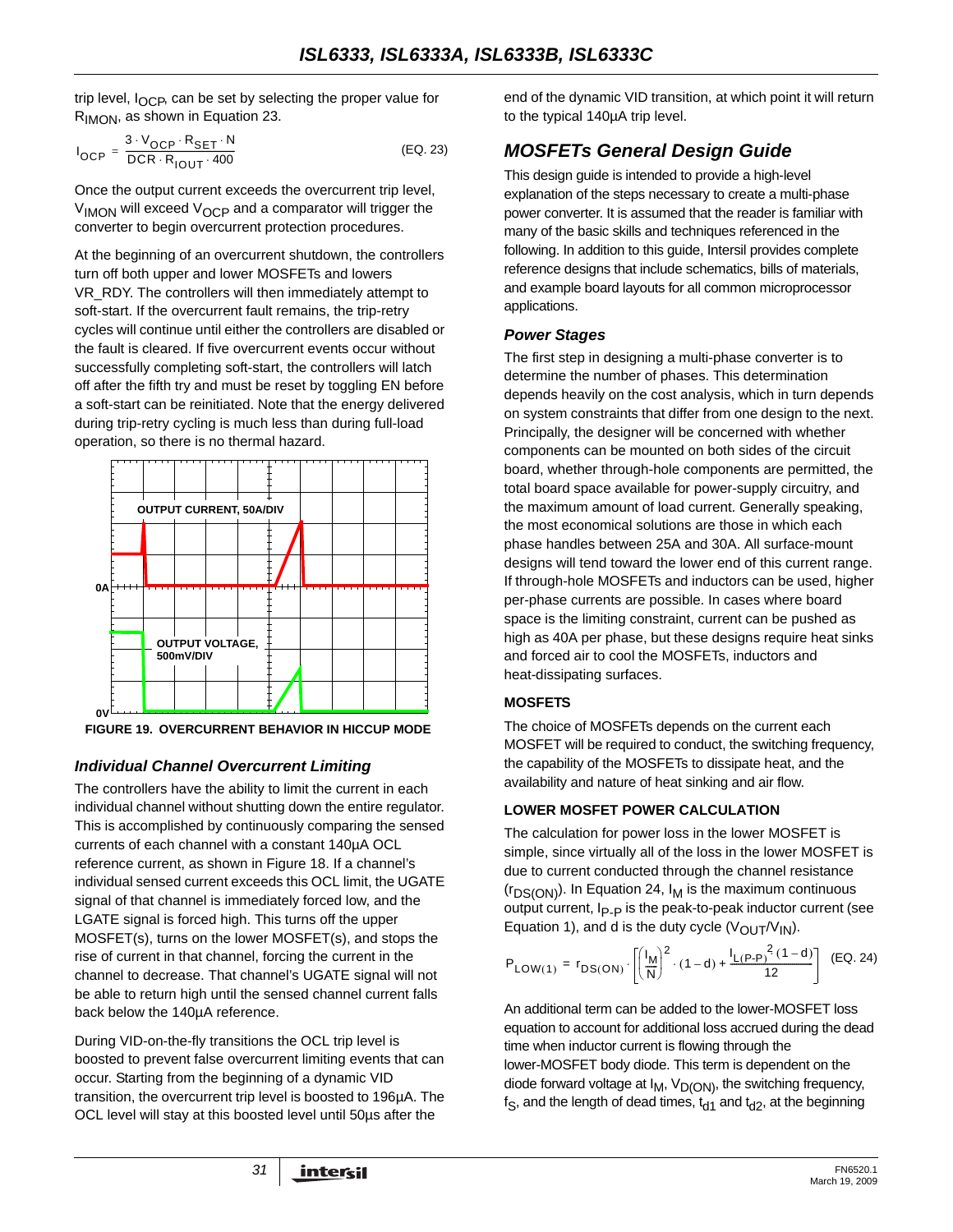trip level, $I_{OCP}$, can be set by selecting the proper value for $R_{IMON}$, as shown in Equation 23.

$$I_{OCP} = \frac{3 \cdot V_{OCP} \cdot R_{SET} \cdot N}{DCR \cdot R_{IOUT} \cdot 400} \quad \text{(EQ. 23)}$$

Once the output current exceeds the overcurrent trip level, $V_{IMON}$ will exceed $V_{OCP}$ and a comparator will trigger the converter to begin overcurrent protection procedures.

At the beginning of an overcurrent shutdown, the controllers turn off both upper and lower MOSFETs and lowers VR_RDY. The controllers will then immediately attempt to soft-start. If the overcurrent fault remains, the trip-retry cycles will continue until either the controllers are disabled or the fault is cleared. If five overcurrent events occur without successfully completing soft-start, the controllers will latch off after the fifth try and must be reset by toggling EN before a soft-start can be reinitiated. Note that the energy delivered during trip-retry cycling is much less than during full-load operation, so there is no thermal hazard.

OUTPUT CURRENT, 50A/DIV

0A

OUTPUT VOLTAGE, 500mV/DIV

0V

**FIGURE 19. OVERCURRENT BEHAVIOR IN HICCUP MODE**

### *Individual Channel Overcurrent Limiting*

The controllers have the ability to limit the current in each individual channel without shutting down the entire regulator. This is accomplished by continuously comparing the sensed currents of each channel with a constant 140µA OCL reference current, as shown in Figure 18. If a channel's individual sensed current exceeds this OCL limit, the UGATE signal of that channel is immediately forced low, and the LGATE signal is forced high. This turns off the upper MOSFET(s), turns on the lower MOSFET(s), and stops the rise of current in that channel, forcing the current in the channel to decrease. That channel's UGATE signal will not be able to return high until the sensed channel current falls back below the 140µA reference.

During VID-on-the-fly transitions the OCL trip level is boosted to prevent false overcurrent limiting events that can occur. Starting from the beginning of a dynamic VID transition, the overcurrent trip level is boosted to 196µA. The OCL level will stay at this boosted level until 50µs after the end of the dynamic VID transition, at which point it will return to the typical 140µA trip level.

## *MOSFETs General Design Guide*

This design guide is intended to provide a high-level explanation of the steps necessary to create a multi-phase power converter. It is assumed that the reader is familiar with many of the basic skills and techniques referenced in the following. In addition to this guide, Intersil provides complete reference designs that include schematics, bills of materials, and example board layouts for all common microprocessor applications.

### *Power Stages*

The first step in designing a multi-phase converter is to determine the number of phases. This determination depends heavily on the cost analysis, which in turn depends on system constraints that differ from one design to the next. Principally, the designer will be concerned with whether components can be mounted on both sides of the circuit board, whether through-hole components are permitted, the total board space available for power-supply circuitry, and the maximum amount of load current. Generally speaking, the most economical solutions are those in which each phase handles between 25A and 30A. All surface-mount designs will tend toward the lower end of this current range. If through-hole MOSFETs and inductors can be used, higher per-phase currents are possible. In cases where board space is the limiting constraint, current can be pushed as high as 40A per phase, but these designs require heat sinks and forced air to cool the MOSFETs, inductors and heat-dissipating surfaces.

#### **MOSFETS**

The choice of MOSFETs depends on the current each MOSFET will be required to conduct, the switching frequency, the capability of the MOSFETs to dissipate heat, and the availability and nature of heat sinking and air flow.

#### **LOWER MOSFET POWER CALCULATION**

The calculation for power loss in the lower MOSFET is simple, since virtually all of the loss in the lower MOSFET is due to current conducted through the channel resistance ($r_{DS(ON)}$). In Equation 24, $I_M$ is the maximum continuous output current, $I_{P-P}$ is the peak-to-peak inductor current (see Equation 1), and d is the duty cycle ($V_{OUT}/V_{IN}$).

$$P_{LOW(1)} = r_{DS(ON)} \cdot \left[\left(\frac{I_M}{N}\right)^2 \cdot (1-d) + \frac{I_{L(P-P)}{}^2(1-d)}{12}\right] \quad \text{(EQ. 24)}$$

An additional term can be added to the lower-MOSFET loss equation to account for additional loss accrued during the dead time when inductor current is flowing through the lower-MOSFET body diode. This term is dependent on the diode forward voltage at $I_M$, $V_{D(ON)}$, the switching frequency, $f_S$, and the length of dead times, $t_{d1}$ and $t_{d2}$, at the beginning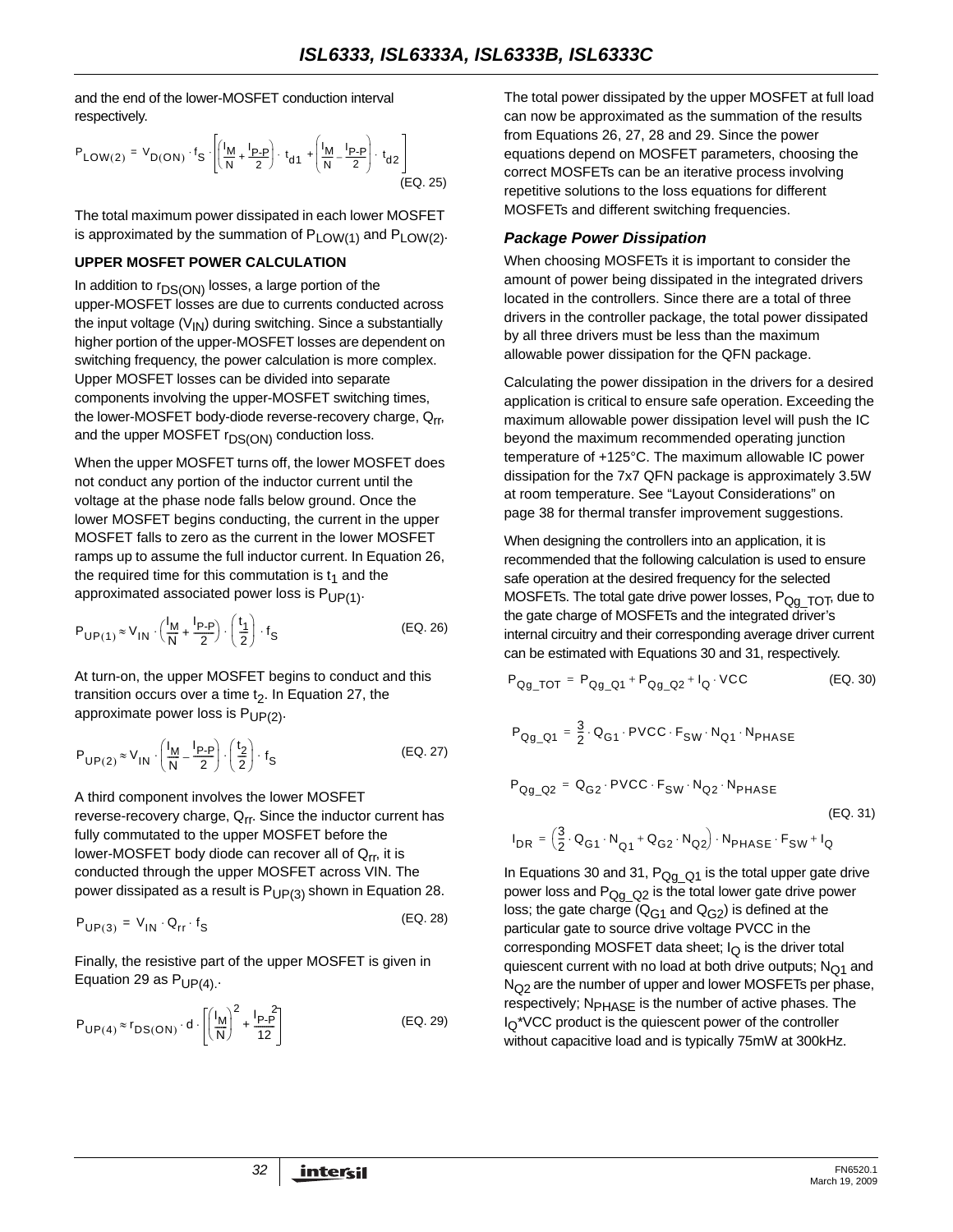and the end of the lower-MOSFET conduction interval respectively.

$$P_{LOW(2)} = V_{D(ON)} \cdot f_S \cdot \left[\left(\frac{I_M}{N} + \frac{I_{P-P}}{2}\right) \cdot t_{d1} + \left(\frac{I_M}{N} - \frac{I_{P-P}}{2}\right) \cdot t_{d2}\right] \quad \text{(EQ. 25)}$$

The total maximum power dissipated in each lower MOSFET is approximated by the summation of $P_{LOW(1)}$ and $P_{LOW(2)}$.

**UPPER MOSFET POWER CALCULATION**

In addition to $r_{DS(ON)}$ losses, a large portion of the upper-MOSFET losses are due to currents conducted across the input voltage ($V_{IN}$) during switching. Since a substantially higher portion of the upper-MOSFET losses are dependent on switching frequency, the power calculation is more complex. Upper MOSFET losses can be divided into separate components involving the upper-MOSFET switching times, the lower-MOSFET body-diode reverse-recovery charge, $Q_{rr}$, and the upper MOSFET $r_{DS(ON)}$ conduction loss.

When the upper MOSFET turns off, the lower MOSFET does not conduct any portion of the inductor current until the voltage at the phase node falls below ground. Once the lower MOSFET begins conducting, the current in the upper MOSFET falls to zero as the current in the lower MOSFET ramps up to assume the full inductor current. In Equation 26, the required time for this commutation is $t_1$ and the approximated associated power loss is $P_{UP(1)}$.

$$P_{UP(1)} \approx V_{IN} \cdot \left(\frac{I_M}{N} + \frac{I_{P-P}}{2}\right) \cdot \left(\frac{t_1}{2}\right) \cdot f_S \quad \text{(EQ. 26)}$$

At turn-on, the upper MOSFET begins to conduct and this transition occurs over a time $t_2$. In Equation 27, the approximate power loss is $P_{UP(2)}$.

$$P_{UP(2)} \approx V_{IN} \cdot \left(\frac{I_M}{N} - \frac{I_{P-P}}{2}\right) \cdot \left(\frac{t_2}{2}\right) \cdot f_S \quad \text{(EQ. 27)}$$

A third component involves the lower MOSFET reverse-recovery charge, $Q_{rr}$. Since the inductor current has fully commutated to the upper MOSFET before the lower-MOSFET body diode can recover all of $Q_{rr}$, it is conducted through the upper MOSFET across VIN. The power dissipated as a result is $P_{UP(3)}$ shown in Equation 28.

$$P_{UP(3)} = V_{IN} \cdot Q_{rr} \cdot f_S \quad \text{(EQ. 28)}$$

Finally, the resistive part of the upper MOSFET is given in Equation 29 as $P_{UP(4)}$.

$$P_{UP(4)} \approx r_{DS(ON)} \cdot d \cdot \left[\left(\frac{I_M}{N}\right)^2 + \frac{I_{P-P}^2}{12}\right] \quad \text{(EQ. 29)}$$

The total power dissipated by the upper MOSFET at full load can now be approximated as the summation of the results from Equations 26, 27, 28 and 29. Since the power equations depend on MOSFET parameters, choosing the correct MOSFETs can be an iterative process involving repetitive solutions to the loss equations for different MOSFETs and different switching frequencies.

### *Package Power Dissipation*

When choosing MOSFETs it is important to consider the amount of power being dissipated in the integrated drivers located in the controllers. Since there are a total of three drivers in the controller package, the total power dissipated by all three drivers must be less than the maximum allowable power dissipation for the QFN package.

Calculating the power dissipation in the drivers for a desired application is critical to ensure safe operation. Exceeding the maximum allowable power dissipation level will push the IC beyond the maximum recommended operating junction temperature of +125°C. The maximum allowable IC power dissipation for the 7x7 QFN package is approximately 3.5W at room temperature. See “Layout Considerations” on page 38 for thermal transfer improvement suggestions.

When designing the controllers into an application, it is recommended that the following calculation is used to ensure safe operation at the desired frequency for the selected MOSFETs. The total gate drive power losses, $P_{Qg\_TOT}$, due to the gate charge of MOSFETs and the integrated driver’s internal circuitry and their corresponding average driver current can be estimated with Equations 30 and 31, respectively.

$$P_{Qg\_TOT} = P_{Qg\_Q1} + P_{Qg\_Q2} + I_Q \cdot VCC \quad \text{(EQ. 30)}$$

$$P_{Qg\_Q1} = \frac{3}{2} \cdot Q_{G1} \cdot PVCC \cdot F_{SW} \cdot N_{Q1} \cdot N_{PHASE}$$

$$P_{Qg\_Q2} = Q_{G2} \cdot PVCC \cdot F_{SW} \cdot N_{Q2} \cdot N_{PHASE}$$

$$I_{DR} = \left(\frac{3}{2} \cdot Q_{G1} \cdot N_{Q1} + Q_{G2} \cdot N_{Q2}\right) \cdot N_{PHASE} \cdot F_{SW} + I_Q \quad \text{(EQ. 31)}$$

In Equations 30 and 31, $P_{Qg\_Q1}$ is the total upper gate drive power loss and $P_{Qg\_Q2}$ is the total lower gate drive power loss; the gate charge ($Q_{G1}$ and $Q_{G2}$) is defined at the particular gate to source drive voltage PVCC in the corresponding MOSFET data sheet; $I_Q$ is the driver total quiescent current with no load at both drive outputs; $N_{Q1}$ and $N_{Q2}$ are the number of upper and lower MOSFETs per phase, respectively; $N_{PHASE}$ is the number of active phases. The $I_Q$*VCC product is the quiescent power of the controller without capacitive load and is typically 75mW at 300kHz.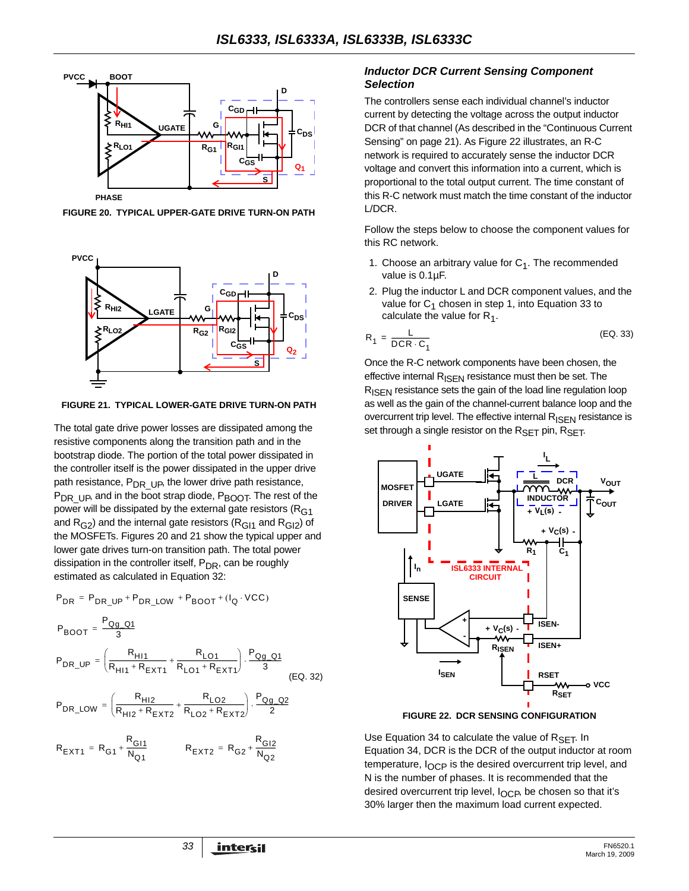FIGURE 20. TYPICAL UPPER-GATE DRIVE TURN-ON PATH

FIGURE 21. TYPICAL LOWER-GATE DRIVE TURN-ON PATH

The total gate drive power losses are dissipated among the resistive components along the transition path and in the bootstrap diode. The portion of the total power dissipated in the controller itself is the power dissipated in the upper drive path resistance, $P_{DR\_UP}$, the lower drive path resistance, $P_{DR\_UP}$, and in the boot strap diode, $P_{BOOT}$. The rest of the power will be dissipated by the external gate resistors ($R_{G1}$ and $R_{G2}$) and the internal gate resistors ($R_{GI1}$ and $R_{GI2}$) of the MOSFETs. Figures 20 and 21 show the typical upper and lower gate drives turn-on transition path. The total power dissipation in the controller itself, $P_{DR}$, can be roughly estimated as calculated in Equation 32:

$$P_{DR} = P_{DR\_UP} + P_{DR\_LOW} + P_{BOOT} + (I_Q \cdot VCC)$$

$$P_{BOOT} = \frac{P_{Qg\_Q1}}{3}$$

$$P_{DR\_UP} = \left(\frac{R_{HI1}}{R_{HI1} + R_{EXT1}} + \frac{R_{LO1}}{R_{LO1} + R_{EXT1}}\right) \cdot \frac{P_{Qg\_Q1}}{3} \quad \text{(EQ. 32)}$$

$$P_{DR\_LOW} = \left(\frac{R_{HI2}}{R_{HI2} + R_{EXT2}} + \frac{R_{LO2}}{R_{LO2} + R_{EXT2}}\right) \cdot \frac{P_{Qg\_Q2}}{2}$$

$$R_{EXT1} = R_{G1} + \frac{R_{GI1}}{N_{Q1}} \qquad R_{EXT2} = R_{G2} + \frac{R_{GI2}}{N_{Q2}}$$

### *Inductor DCR Current Sensing Component Selection*

The controllers sense each individual channel's inductor current by detecting the voltage across the output inductor DCR of that channel (As described in the "Continuous Current Sensing" on page 21). As Figure 22 illustrates, an R-C network is required to accurately sense the inductor DCR voltage and convert this information into a current, which is proportional to the total output current. The time constant of this R-C network must match the time constant of the inductor L/DCR.

Follow the steps below to choose the component values for this RC network.

1. Choose an arbitrary value for $C_1$. The recommended value is 0.1µF.
2. Plug the inductor L and DCR component values, and the value for $C_1$ chosen in step 1, into Equation 33 to calculate the value for $R_1$.

$$R_1 = \frac{L}{DCR \cdot C_1} \quad \text{(EQ. 33)}$$

Once the R-C network components have been chosen, the effective internal $R_{ISEN}$ resistance must then be set. The $R_{ISEN}$ resistance sets the gain of the load line regulation loop as well as the gain of the channel-current balance loop and the overcurrent trip level. The effective internal $R_{ISEN}$ resistance is set through a single resistor on the $R_{SET}$ pin, $R_{SET}$.

FIGURE 22. DCR SENSING CONFIGURATION

Use Equation 34 to calculate the value of $R_{SET}$. In Equation 34, DCR is the DCR of the output inductor at room temperature, $I_{OCP}$ is the desired overcurrent trip level, and N is the number of phases. It is recommended that the desired overcurrent trip level, $I_{OCP}$, be chosen so that it's 30% larger then the maximum load current expected.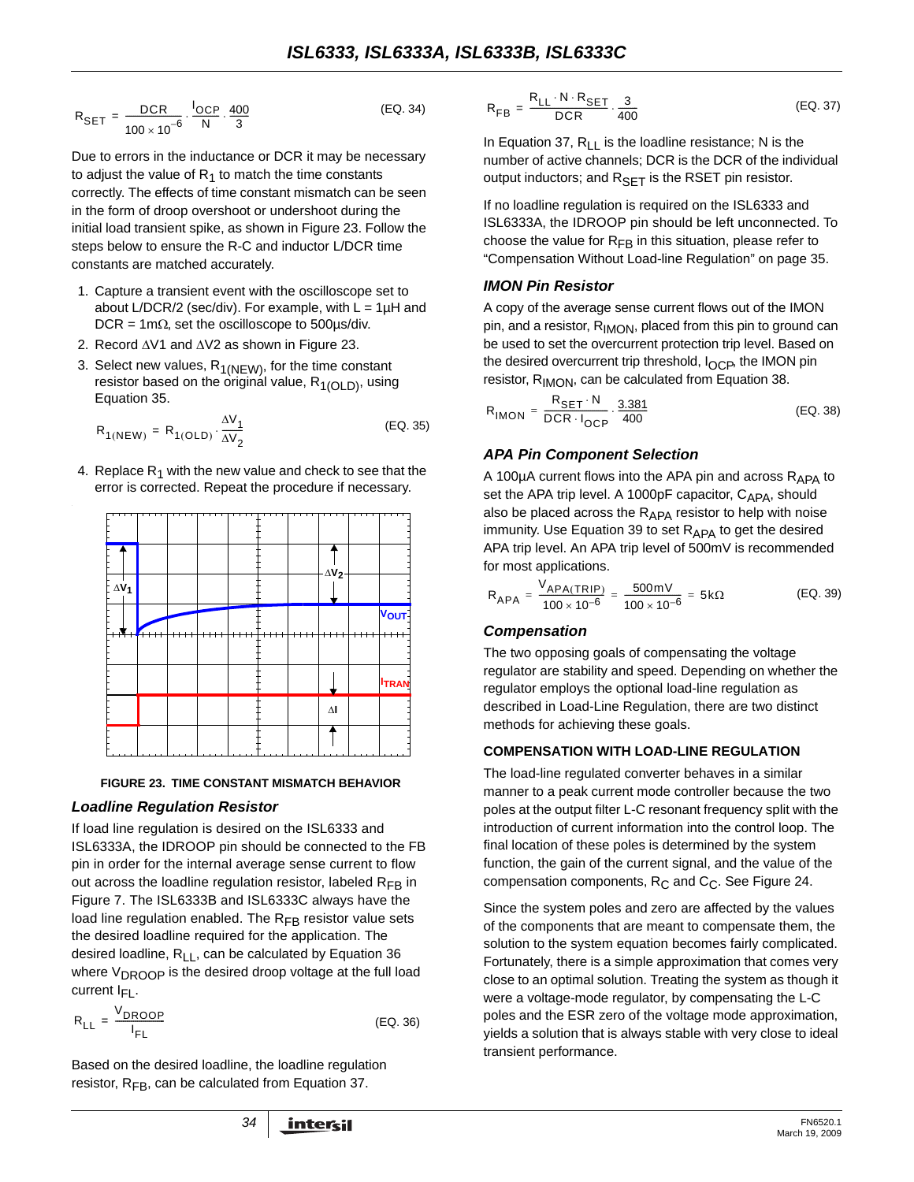$$R_{SET} = \frac{DCR}{100 \times 10^{-6}} \cdot \frac{I_{OCP}}{N} \cdot \frac{400}{3} \quad \text{(EQ. 34)}$$

Due to errors in the inductance or DCR it may be necessary to adjust the value of $R_1$ to match the time constants correctly. The effects of time constant mismatch can be seen in the form of droop overshoot or undershoot during the initial load transient spike, as shown in Figure 23. Follow the steps below to ensure the R-C and inductor L/DCR time constants are matched accurately.

1. Capture a transient event with the oscilloscope set to about L/DCR/2 (sec/div). For example, with L = 1µH and DCR = 1mΩ, set the oscilloscope to 500µs/div.
2. Record ΔV1 and ΔV2 as shown in Figure 23.
3. Select new values, $R_{1(NEW)}$, for the time constant resistor based on the original value, $R_{1(OLD)}$, using Equation 35.

$$R_{1(NEW)} = R_{1(OLD)} \cdot \frac{\Delta V_1}{\Delta V_2} \quad \text{(EQ. 35)}$$

4. Replace $R_1$ with the new value and check to see that the error is corrected. Repeat the procedure if necessary.

FIGURE 23. TIME CONSTANT MISMATCH BEHAVIOR

### Loadline Regulation Resistor

If load line regulation is desired on the ISL6333 and ISL6333A, the IDROOP pin should be connected to the FB pin in order for the internal average sense current to flow out across the loadline regulation resistor, labeled $R_{FB}$ in Figure 7. The ISL6333B and ISL6333C always have the load line regulation enabled. The $R_{FB}$ resistor value sets the desired loadline required for the application. The desired loadline, $R_{LL}$, can be calculated by Equation 36 where $V_{DROOP}$ is the desired droop voltage at the full load current $I_{FL}$.

$$R_{LL} = \frac{V_{DROOP}}{I_{FL}} \quad \text{(EQ. 36)}$$

Based on the desired loadline, the loadline regulation resistor, $R_{FB}$, can be calculated from Equation 37.

$$R_{FB} = \frac{R_{LL} \cdot N \cdot R_{SET}}{DCR} \cdot \frac{3}{400} \quad \text{(EQ. 37)}$$

In Equation 37, $R_{LL}$ is the loadline resistance; N is the number of active channels; DCR is the DCR of the individual output inductors; and $R_{SET}$ is the RSET pin resistor.

If no loadline regulation is required on the ISL6333 and ISL6333A, the IDROOP pin should be left unconnected. To choose the value for $R_{FB}$ in this situation, please refer to “Compensation Without Load-line Regulation” on page 35.

### IMON Pin Resistor

A copy of the average sense current flows out of the IMON pin, and a resistor, $R_{IMON}$, placed from this pin to ground can be used to set the overcurrent protection trip level. Based on the desired overcurrent trip threshold, $I_{OCP}$, the IMON pin resistor, $R_{IMON}$, can be calculated from Equation 38.

$$R_{IMON} = \frac{R_{SET} \cdot N}{DCR \cdot I_{OCP}} \cdot \frac{3.381}{400} \quad \text{(EQ. 38)}$$

### APA Pin Component Selection

A 100µA current flows into the APA pin and across $R_{APA}$ to set the APA trip level. A 1000pF capacitor, $C_{APA}$, should also be placed across the $R_{APA}$ resistor to help with noise immunity. Use Equation 39 to set $R_{APA}$ to get the desired APA trip level. An APA trip level of 500mV is recommended for most applications.

$$R_{APA} = \frac{V_{APA(TRIP)}}{100 \times 10^{-6}} = \frac{500\text{mV}}{100 \times 10^{-6}} = 5\text{k}\Omega \quad \text{(EQ. 39)}$$

### Compensation

The two opposing goals of compensating the voltage regulator are stability and speed. Depending on whether the regulator employs the optional load-line regulation as described in Load-Line Regulation, there are two distinct methods for achieving these goals.

#### COMPENSATION WITH LOAD-LINE REGULATION

The load-line regulated converter behaves in a similar manner to a peak current mode controller because the two poles at the output filter L-C resonant frequency split with the introduction of current information into the control loop. The final location of these poles is determined by the system function, the gain of the current signal, and the value of the compensation components, $R_C$ and $C_C$. See Figure 24.

Since the system poles and zero are affected by the values of the components that are meant to compensate them, the solution to the system equation becomes fairly complicated. Fortunately, there is a simple approximation that comes very close to an optimal solution. Treating the system as though it were a voltage-mode regulator, by compensating the L-C poles and the ESR zero of the voltage mode approximation, yields a solution that is always stable with very close to ideal transient performance.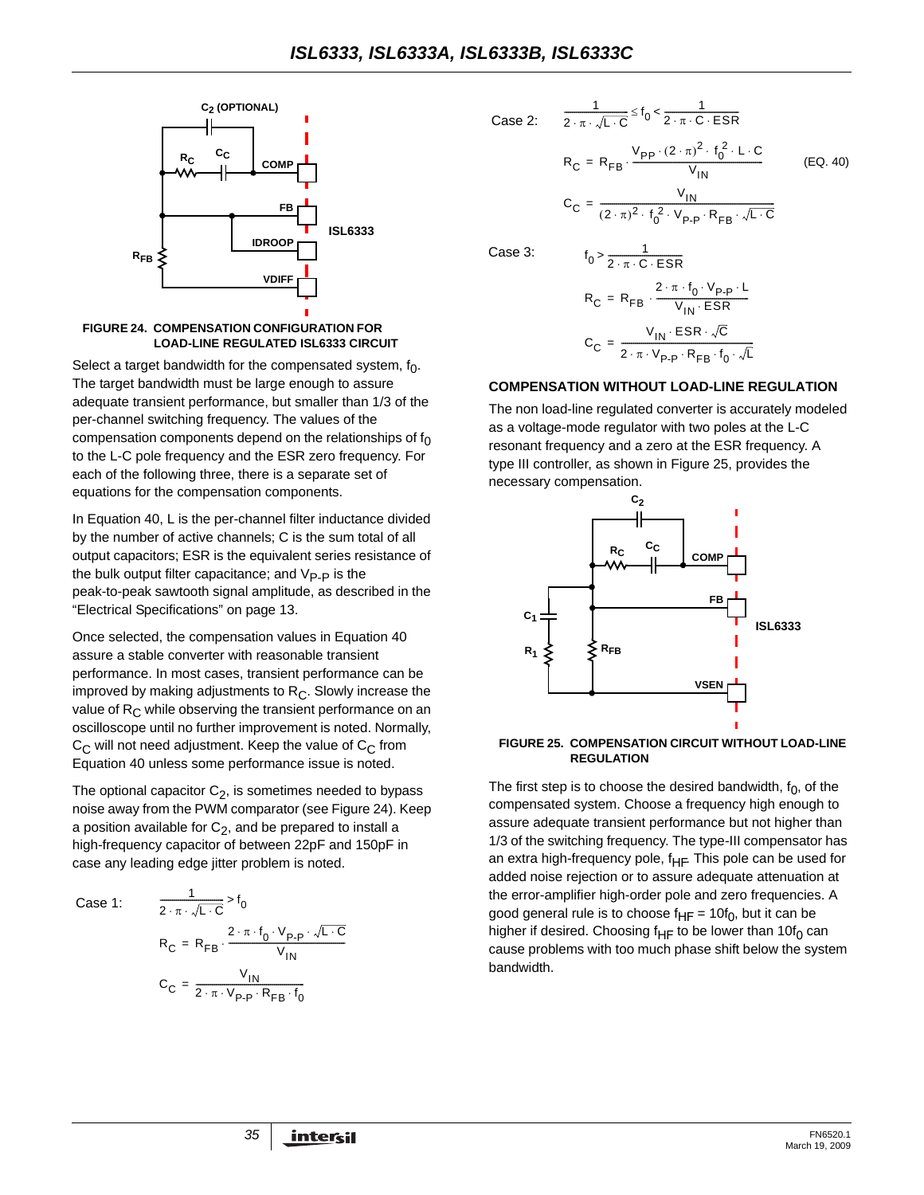FIGURE 24. COMPENSATION CONFIGURATION FOR LOAD-LINE REGULATED ISL6333 CIRCUIT

Select a target bandwidth for the compensated system, $f_0$. The target bandwidth must be large enough to assure adequate transient performance, but smaller than 1/3 of the per-channel switching frequency. The values of the compensation components depend on the relationships of $f_0$ to the L-C pole frequency and the ESR zero frequency. For each of the following three, there is a separate set of equations for the compensation components.

In Equation 40, L is the per-channel filter inductance divided by the number of active channels; C is the sum total of all output capacitors; ESR is the equivalent series resistance of the bulk output filter capacitance; and $V_{P-P}$ is the peak-to-peak sawtooth signal amplitude, as described in the "Electrical Specifications" on page 13.

Once selected, the compensation values in Equation 40 assure a stable converter with reasonable transient performance. In most cases, transient performance can be improved by making adjustments to $R_C$. Slowly increase the value of $R_C$ while observing the transient performance on an oscilloscope until no further improvement is noted. Normally, $C_C$ will not need adjustment. Keep the value of $C_C$ from Equation 40 unless some performance issue is noted.

The optional capacitor $C_2$, is sometimes needed to bypass noise away from the PWM comparator (see Figure 24). Keep a position available for $C_2$, and be prepared to install a high-frequency capacitor of between 22pF and 150pF in case any leading edge jitter problem is noted.

Case 1:

$$\frac{1}{2 \cdot \pi \cdot \sqrt{L \cdot C}} > f_0$$

$$R_C = R_{FB} \cdot \frac{2 \cdot \pi \cdot f_0 \cdot V_{P-P} \cdot \sqrt{L \cdot C}}{V_{IN}}$$

$$C_C = \frac{V_{IN}}{2 \cdot \pi \cdot V_{P-P} \cdot R_{FB} \cdot f_0}$$

Case 2:

$$\frac{1}{2 \cdot \pi \cdot \sqrt{L \cdot C}} \le f_0 < \frac{1}{2 \cdot \pi \cdot C \cdot ESR}$$

$$R_C = R_{FB} \cdot \frac{V_{PP} \cdot (2 \cdot \pi)^2 \cdot f_0^2 \cdot L \cdot C}{V_{IN}} \qquad \text{(EQ. 40)}$$

$$C_C = \frac{V_{IN}}{(2 \cdot \pi)^2 \cdot f_0^2 \cdot V_{P-P} \cdot R_{FB} \cdot \sqrt{L \cdot C}}$$

Case 3:

$$f_0 > \frac{1}{2 \cdot \pi \cdot C \cdot ESR}$$

$$R_C = R_{FB} \cdot \frac{2 \cdot \pi \cdot f_0 \cdot V_{P-P} \cdot L}{V_{IN} \cdot ESR}$$

$$C_C = \frac{V_{IN} \cdot ESR \cdot \sqrt{C}}{2 \cdot \pi \cdot V_{P-P} \cdot R_{FB} \cdot f_0 \cdot \sqrt{L}}$$

### COMPENSATION WITHOUT LOAD-LINE REGULATION

The non load-line regulated converter is accurately modeled as a voltage-mode regulator with two poles at the L-C resonant frequency and a zero at the ESR frequency. A type III controller, as shown in Figure 25, provides the necessary compensation.

FIGURE 25. COMPENSATION CIRCUIT WITHOUT LOAD-LINE REGULATION

The first step is to choose the desired bandwidth, $f_0$, of the compensated system. Choose a frequency high enough to assure adequate transient performance but not higher than 1/3 of the switching frequency. The type-III compensator has an extra high-frequency pole, $f_{HF}$. This pole can be used for added noise rejection or to assure adequate attenuation at the error-amplifier high-order pole and zero frequencies. A good general rule is to choose $f_{HF} = 10f_0$, but it can be higher if desired. Choosing $f_{HF}$ to be lower than $10f_0$ can cause problems with too much phase shift below the system bandwidth.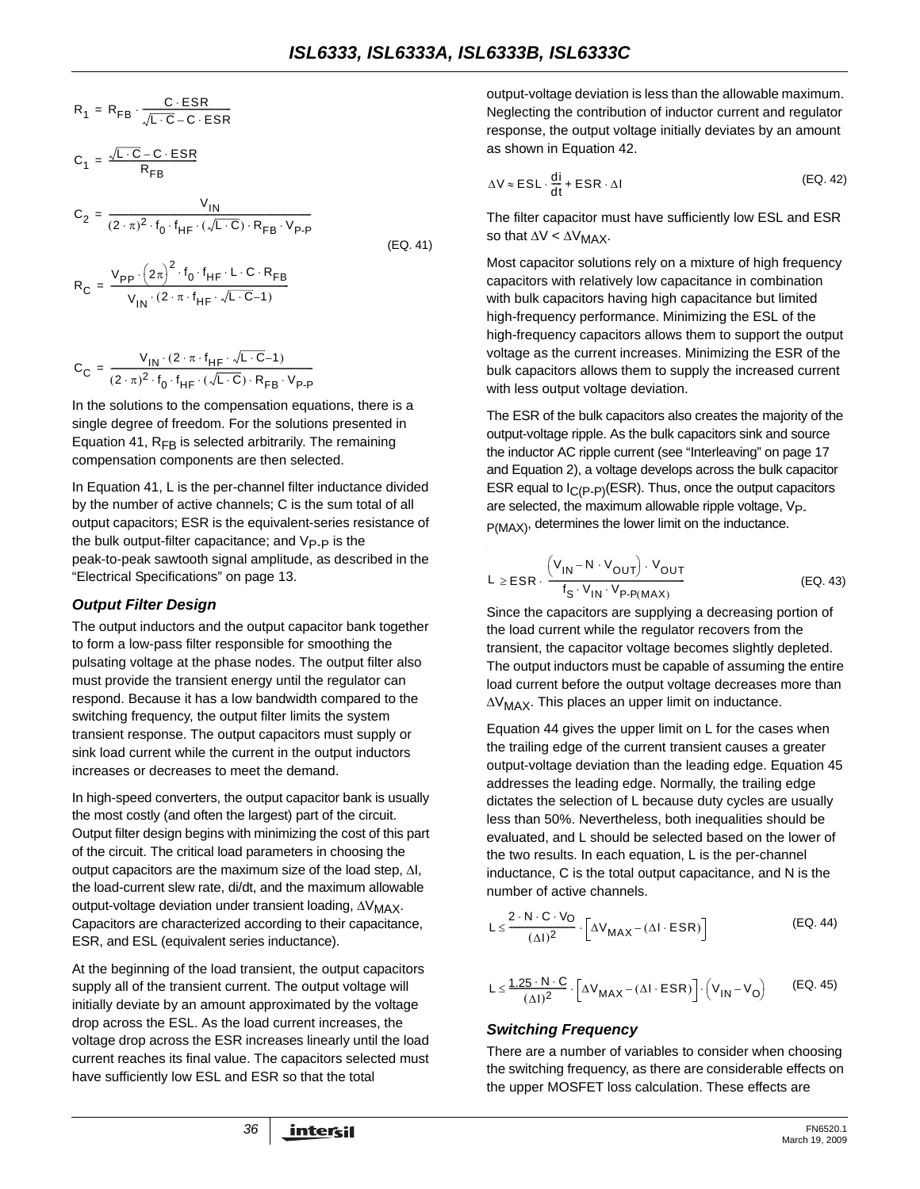$$R_1 = R_{FB} \cdot \frac{C \cdot ESR}{\sqrt{L \cdot C} - C \cdot ESR}$$

$$C_1 = \frac{\sqrt{L \cdot C} - C \cdot ESR}{R_{FB}}$$

$$C_2 = \frac{V_{IN}}{(2 \cdot \pi)^2 \cdot f_0 \cdot f_{HF} \cdot (\sqrt{L \cdot C}) \cdot R_{FB} \cdot V_{P\text{-}P}}$$

$$R_C = \frac{V_{PP} \cdot (2\pi)^2 \cdot f_0 \cdot f_{HF} \cdot L \cdot C \cdot R_{FB}}{V_{IN} \cdot (2 \cdot \pi \cdot f_{HF} \cdot \sqrt{L \cdot C} - 1)} \quad \text{(EQ. 41)}$$

$$C_C = \frac{V_{IN} \cdot (2 \cdot \pi \cdot f_{HF} \cdot \sqrt{L \cdot C} - 1)}{(2 \cdot \pi)^2 \cdot f_0 \cdot f_{HF} \cdot (\sqrt{L \cdot C}) \cdot R_{FB} \cdot V_{P\text{-}P}}$$

In the solutions to the compensation equations, there is a single degree of freedom. For the solutions presented in Equation 41, $R_{FB}$ is selected arbitrarily. The remaining compensation components are then selected.

In Equation 41, L is the per-channel filter inductance divided by the number of active channels; C is the sum total of all output capacitors; ESR is the equivalent-series resistance of the bulk output-filter capacitance; and $V_{P\text{-}P}$ is the peak-to-peak sawtooth signal amplitude, as described in the "Electrical Specifications" on page 13.

### *Output Filter Design*

The output inductors and the output capacitor bank together to form a low-pass filter responsible for smoothing the pulsating voltage at the phase nodes. The output filter also must provide the transient energy until the regulator can respond. Because it has a low bandwidth compared to the switching frequency, the output filter limits the system transient response. The output capacitors must supply or sink load current while the current in the output inductors increases or decreases to meet the demand.

In high-speed converters, the output capacitor bank is usually the most costly (and often the largest) part of the circuit. Output filter design begins with minimizing the cost of this part of the circuit. The critical load parameters in choosing the output capacitors are the maximum size of the load step, $\Delta I$, the load-current slew rate, di/dt, and the maximum allowable output-voltage deviation under transient loading, $\Delta V_{MAX}$. Capacitors are characterized according to their capacitance, ESR, and ESL (equivalent series inductance).

At the beginning of the load transient, the output capacitors supply all of the transient current. The output voltage will initially deviate by an amount approximated by the voltage drop across the ESL. As the load current increases, the voltage drop across the ESR increases linearly until the load current reaches its final value. The capacitors selected must have sufficiently low ESL and ESR so that the total output-voltage deviation is less than the allowable maximum. Neglecting the contribution of inductor current and regulator response, the output voltage initially deviates by an amount as shown in Equation 42.

$$\Delta V \approx ESL \cdot \frac{di}{dt} + ESR \cdot \Delta I \quad \text{(EQ. 42)}$$

The filter capacitor must have sufficiently low ESL and ESR so that $\Delta V < \Delta V_{MAX}$.

Most capacitor solutions rely on a mixture of high frequency capacitors with relatively low capacitance in combination with bulk capacitors having high capacitance but limited high-frequency performance. Minimizing the ESL of the high-frequency capacitors allows them to support the output voltage as the current increases. Minimizing the ESR of the bulk capacitors allows them to supply the increased current with less output voltage deviation.

The ESR of the bulk capacitors also creates the majority of the output-voltage ripple. As the bulk capacitors sink and source the inductor AC ripple current (see "Interleaving" on page 17 and Equation 2), a voltage develops across the bulk capacitor ESR equal to $I_{C(P\text{-}P)}$(ESR). Thus, once the output capacitors are selected, the maximum allowable ripple voltage, $V_{P\text{-}P(MAX)}$, determines the lower limit on the inductance.

$$L \geq ESR \cdot \frac{(V_{IN} - N \cdot V_{OUT}) \cdot V_{OUT}}{f_S \cdot V_{IN} \cdot V_{P\text{-}P(MAX)}} \quad \text{(EQ. 43)}$$

Since the capacitors are supplying a decreasing portion of the load current while the regulator recovers from the transient, the capacitor voltage becomes slightly depleted. The output inductors must be capable of assuming the entire load current before the output voltage decreases more than $\Delta V_{MAX}$. This places an upper limit on inductance.

Equation 44 gives the upper limit on L for the cases when the trailing edge of the current transient causes a greater output-voltage deviation than the leading edge. Equation 45 addresses the leading edge. Normally, the trailing edge dictates the selection of L because duty cycles are usually less than 50%. Nevertheless, both inequalities should be evaluated, and L should be selected based on the lower of the two results. In each equation, L is the per-channel inductance, C is the total output capacitance, and N is the number of active channels.

$$L \leq \frac{2 \cdot N \cdot C \cdot V_O}{(\Delta I)^2} \cdot \left[\Delta V_{MAX} - (\Delta I \cdot ESR)\right] \quad \text{(EQ. 44)}$$

$$L \leq \frac{1.25 \cdot N \cdot C}{(\Delta I)^2} \cdot \left[\Delta V_{MAX} - (\Delta I \cdot ESR)\right] \cdot (V_{IN} - V_O) \quad \text{(EQ. 45)}$$

### *Switching Frequency*

There are a number of variables to consider when choosing the switching frequency, as there are considerable effects on the upper MOSFET loss calculation. These effects are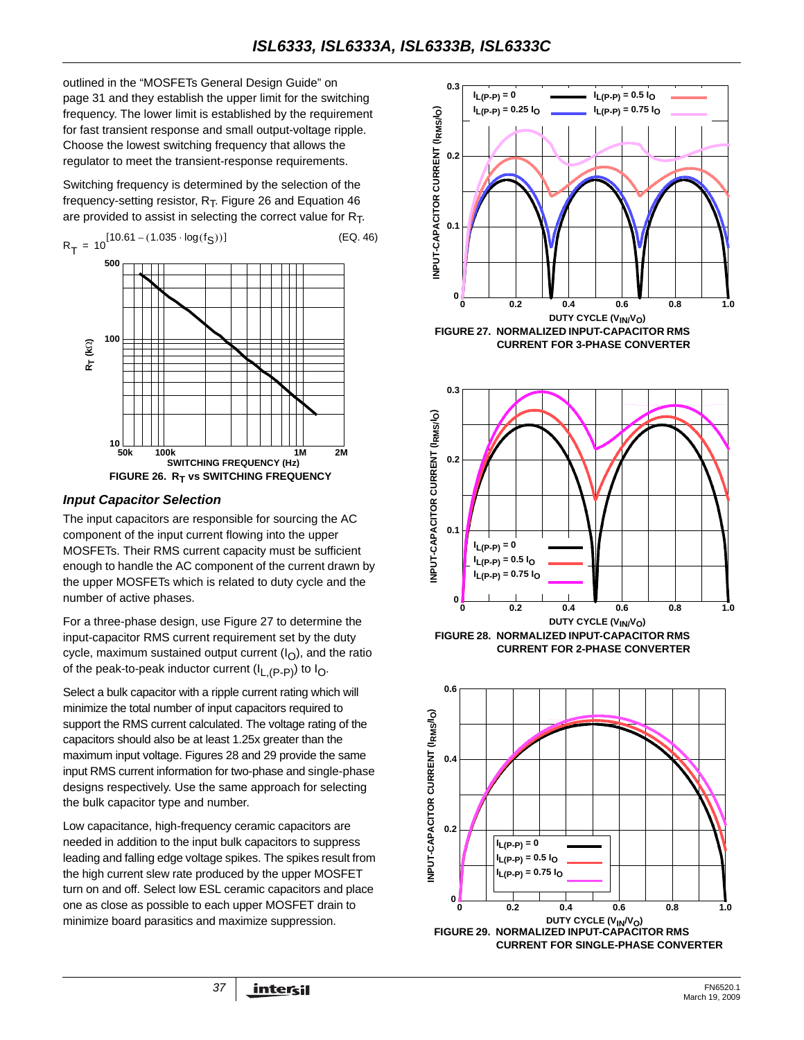outlined in the "MOSFETs General Design Guide" on page 31 and they establish the upper limit for the switching frequency. The lower limit is established by the requirement for fast transient response and small output-voltage ripple. Choose the lowest switching frequency that allows the regulator to meet the transient-response requirements.

Switching frequency is determined by the selection of the frequency-setting resistor, $R_T$. Figure 26 and Equation 46 are provided to assist in selecting the correct value for $R_T$.

$$R_T = 10^{[10.61 - (1.035 \cdot \log(f_S))]} \qquad \text{(EQ. 46)}$$

FIGURE 26. $R_T$ vs SWITCHING FREQUENCY

### Input Capacitor Selection

The input capacitors are responsible for sourcing the AC component of the input current flowing into the upper MOSFETs. Their RMS current capacity must be sufficient enough to handle the AC component of the current drawn by the upper MOSFETs which is related to duty cycle and the number of active phases.

For a three-phase design, use Figure 27 to determine the input-capacitor RMS current requirement set by the duty cycle, maximum sustained output current ($I_O$), and the ratio of the peak-to-peak inductor current ($I_{L,(P-P)}$) to $I_O$.

Select a bulk capacitor with a ripple current rating which will minimize the total number of input capacitors required to support the RMS current calculated. The voltage rating of the capacitors should also be at least 1.25x greater than the maximum input voltage. Figures 28 and 29 provide the same input RMS current information for two-phase and single-phase designs respectively. Use the same approach for selecting the bulk capacitor type and number.

Low capacitance, high-frequency ceramic capacitors are needed in addition to the input bulk capacitors to suppress leading and falling edge voltage spikes. The spikes result from the high current slew rate produced by the upper MOSFET turn on and off. Select low ESL ceramic capacitors and place one as close as possible to each upper MOSFET drain to minimize board parasitics and maximize suppression.

FIGURE 27. NORMALIZED INPUT-CAPACITOR RMS CURRENT FOR 3-PHASE CONVERTER

FIGURE 28. NORMALIZED INPUT-CAPACITOR RMS CURRENT FOR 2-PHASE CONVERTER

FIGURE 29. NORMALIZED INPUT-CAPACITOR RMS CURRENT FOR SINGLE-PHASE CONVERTER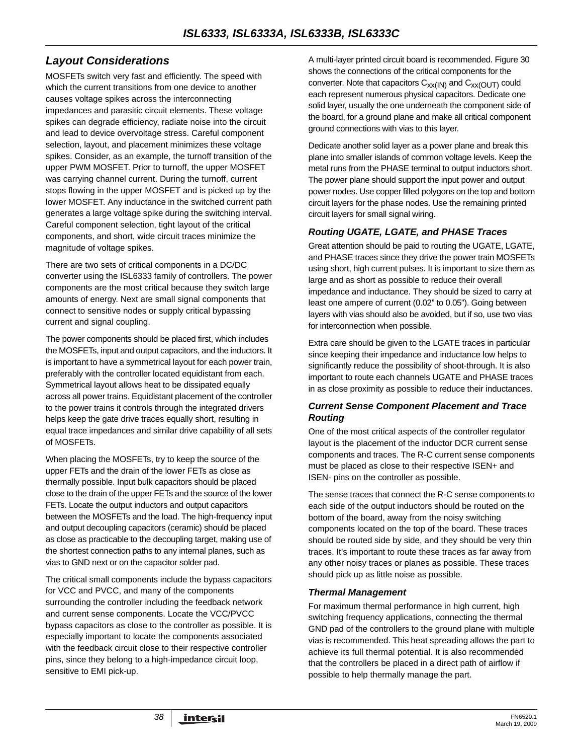## Layout Considerations

MOSFETs switch very fast and efficiently. The speed with which the current transitions from one device to another causes voltage spikes across the interconnecting impedances and parasitic circuit elements. These voltage spikes can degrade efficiency, radiate noise into the circuit and lead to device overvoltage stress. Careful component selection, layout, and placement minimizes these voltage spikes. Consider, as an example, the turnoff transition of the upper PWM MOSFET. Prior to turnoff, the upper MOSFET was carrying channel current. During the turnoff, current stops flowing in the upper MOSFET and is picked up by the lower MOSFET. Any inductance in the switched current path generates a large voltage spike during the switching interval. Careful component selection, tight layout of the critical components, and short, wide circuit traces minimize the magnitude of voltage spikes.

There are two sets of critical components in a DC/DC converter using the ISL6333 family of controllers. The power components are the most critical because they switch large amounts of energy. Next are small signal components that connect to sensitive nodes or supply critical bypassing current and signal coupling.

The power components should be placed first, which includes the MOSFETs, input and output capacitors, and the inductors. It is important to have a symmetrical layout for each power train, preferably with the controller located equidistant from each. Symmetrical layout allows heat to be dissipated equally across all power trains. Equidistant placement of the controller to the power trains it controls through the integrated drivers helps keep the gate drive traces equally short, resulting in equal trace impedances and similar drive capability of all sets of MOSFETs.

When placing the MOSFETs, try to keep the source of the upper FETs and the drain of the lower FETs as close as thermally possible. Input bulk capacitors should be placed close to the drain of the upper FETs and the source of the lower FETs. Locate the output inductors and output capacitors between the MOSFETs and the load. The high-frequency input and output decoupling capacitors (ceramic) should be placed as close as practicable to the decoupling target, making use of the shortest connection paths to any internal planes, such as vias to GND next or on the capacitor solder pad.

The critical small components include the bypass capacitors for VCC and PVCC, and many of the components surrounding the controller including the feedback network and current sense components. Locate the VCC/PVCC bypass capacitors as close to the controller as possible. It is especially important to locate the components associated with the feedback circuit close to their respective controller pins, since they belong to a high-impedance circuit loop, sensitive to EMI pick-up.

A multi-layer printed circuit board is recommended. Figure 30 shows the connections of the critical components for the converter. Note that capacitors $C_{xx(IN)}$ and $C_{xx(OUT)}$ could each represent numerous physical capacitors. Dedicate one solid layer, usually the one underneath the component side of the board, for a ground plane and make all critical component ground connections with vias to this layer.

Dedicate another solid layer as a power plane and break this plane into smaller islands of common voltage levels. Keep the metal runs from the PHASE terminal to output inductors short. The power plane should support the input power and output power nodes. Use copper filled polygons on the top and bottom circuit layers for the phase nodes. Use the remaining printed circuit layers for small signal wiring.

### Routing UGATE, LGATE, and PHASE Traces

Great attention should be paid to routing the UGATE, LGATE, and PHASE traces since they drive the power train MOSFETs using short, high current pulses. It is important to size them as large and as short as possible to reduce their overall impedance and inductance. They should be sized to carry at least one ampere of current (0.02" to 0.05"). Going between layers with vias should also be avoided, but if so, use two vias for interconnection when possible.

Extra care should be given to the LGATE traces in particular since keeping their impedance and inductance low helps to significantly reduce the possibility of shoot-through. It is also important to route each channels UGATE and PHASE traces in as close proximity as possible to reduce their inductances.

### Current Sense Component Placement and Trace Routing

One of the most critical aspects of the controller regulator layout is the placement of the inductor DCR current sense components and traces. The R-C current sense components must be placed as close to their respective ISEN+ and ISEN- pins on the controller as possible.

The sense traces that connect the R-C sense components to each side of the output inductors should be routed on the bottom of the board, away from the noisy switching components located on the top of the board. These traces should be routed side by side, and they should be very thin traces. It's important to route these traces as far away from any other noisy traces or planes as possible. These traces should pick up as little noise as possible.

### Thermal Management

For maximum thermal performance in high current, high switching frequency applications, connecting the thermal GND pad of the controllers to the ground plane with multiple vias is recommended. This heat spreading allows the part to achieve its full thermal potential. It is also recommended that the controllers be placed in a direct path of airflow if possible to help thermally manage the part.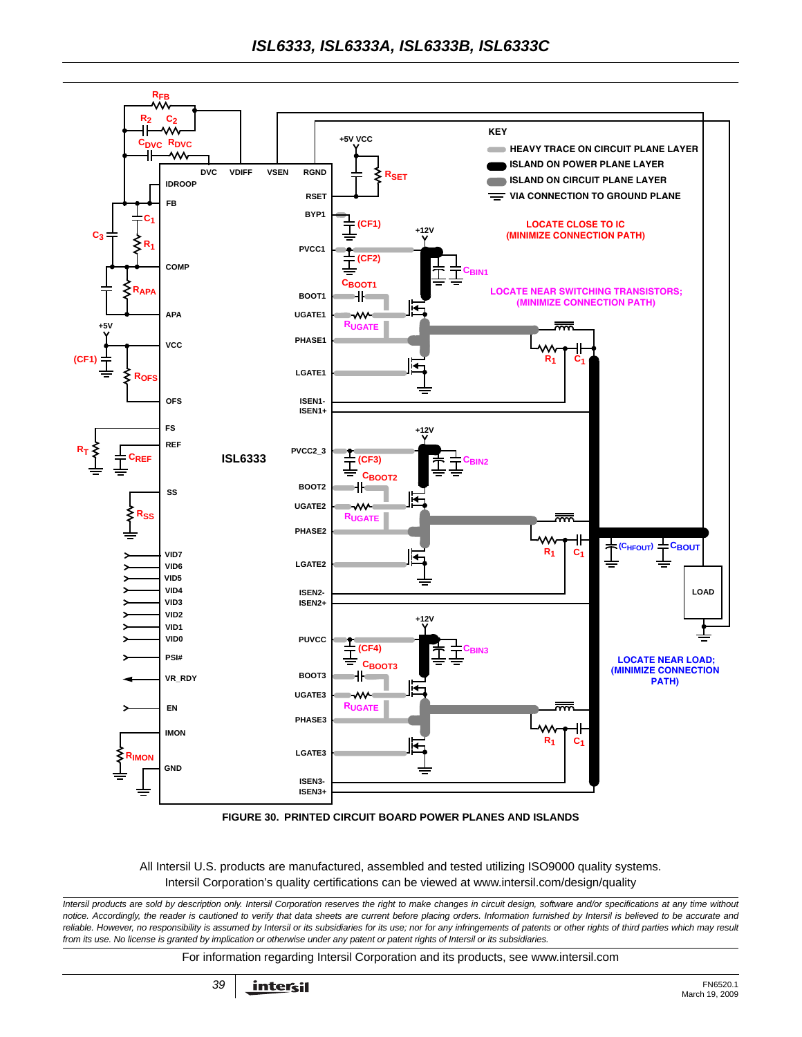FIGURE 30. PRINTED CIRCUIT BOARD POWER PLANES AND ISLANDS

All Intersil U.S. products are manufactured, assembled and tested utilizing ISO9000 quality systems.
Intersil Corporation's quality certifications can be viewed at www.intersil.com/design/quality

*Intersil products are sold by description only. Intersil Corporation reserves the right to make changes in circuit design, software and/or specifications at any time without notice. Accordingly, the reader is cautioned to verify that data sheets are current before placing orders. Information furnished by Intersil is believed to be accurate and reliable. However, no responsibility is assumed by Intersil or its subsidiaries for its use; nor for any infringements of patents or other rights of third parties which may result from its use. No license is granted by implication or otherwise under any patent or patent rights of Intersil or its subsidiaries.*

For information regarding Intersil Corporation and its products, see www.intersil.com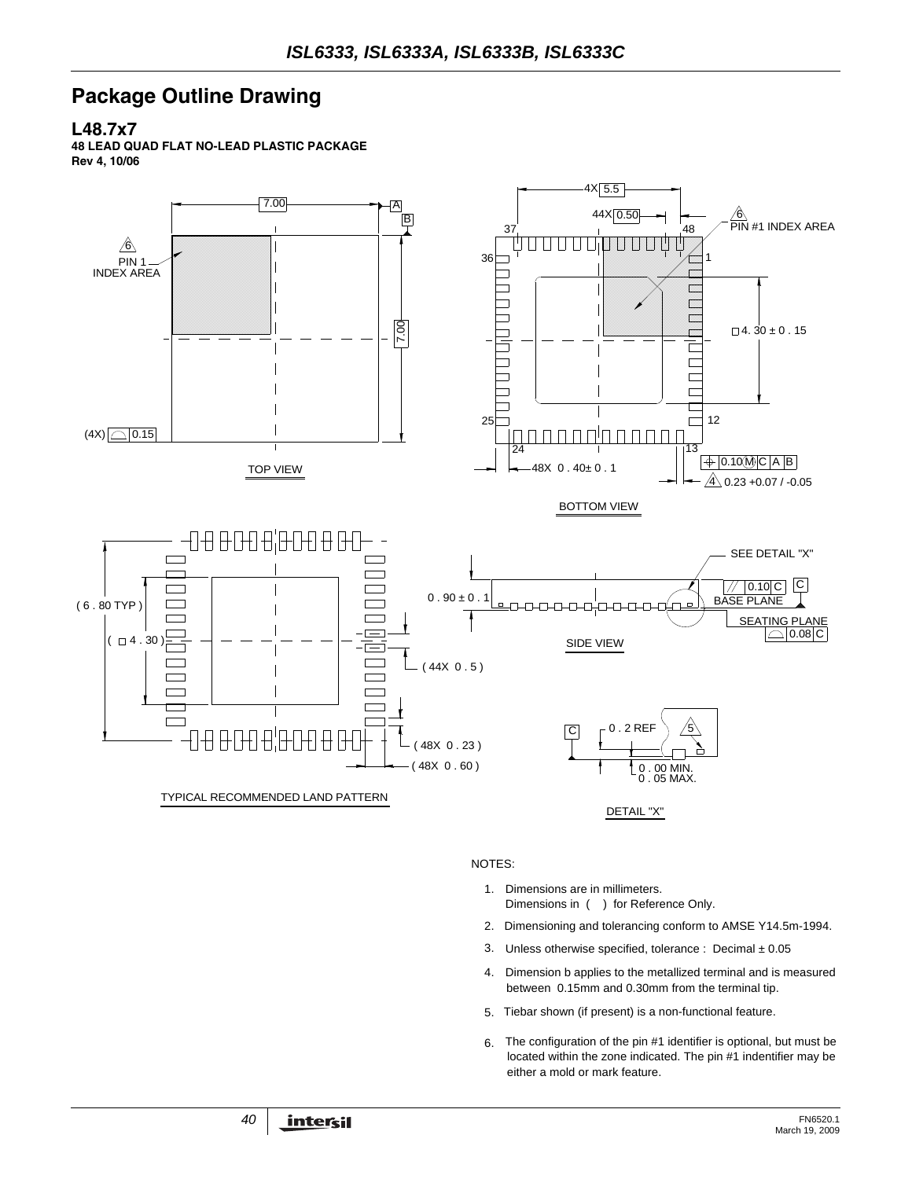## Package Outline Drawing

### L48.7x7

**48 LEAD QUAD FLAT NO-LEAD PLASTIC PACKAGE**
**Rev 4, 10/06**

7.00
A
B
6
PIN 1
INDEX AREA
7.00
(4X) 0.15
TOP VIEW

4X 5.5
44X 0.50
37
48
6
PIN #1 INDEX AREA
36
1
4. 30 ± 0 . 15
25
12
24
13
48X 0 . 40± 0 . 1
0.10 M C A B
4 0.23 +0.07 / -0.05
BOTTOM VIEW

( 6 . 80 TYP )
( 4 . 30 )
( 44X 0 . 5 )
( 48X 0 . 23 )
( 48X 0 . 60 )
TYPICAL RECOMMENDED LAND PATTERN

SEE DETAIL "X"
0 . 90 ± 0 . 1
0.10 C
C
BASE PLANE
SEATING PLANE
0.08 C
SIDE VIEW

C
0 . 2 REF
5
0 . 00 MIN.
0 . 05 MAX.
DETAIL "X"

NOTES:

1. Dimensions are in millimeters.
   Dimensions in ( ) for Reference Only.
2. Dimensioning and tolerancing conform to AMSE Y14.5m-1994.
3. Unless otherwise specified, tolerance : Decimal ± 0.05
4. Dimension b applies to the metallized terminal and is measured between 0.15mm and 0.30mm from the terminal tip.
5. Tiebar shown (if present) is a non-functional feature.
6. The configuration of the pin #1 identifier is optional, but must be located within the zone indicated. The pin #1 indentifier may be either a mold or mark feature.